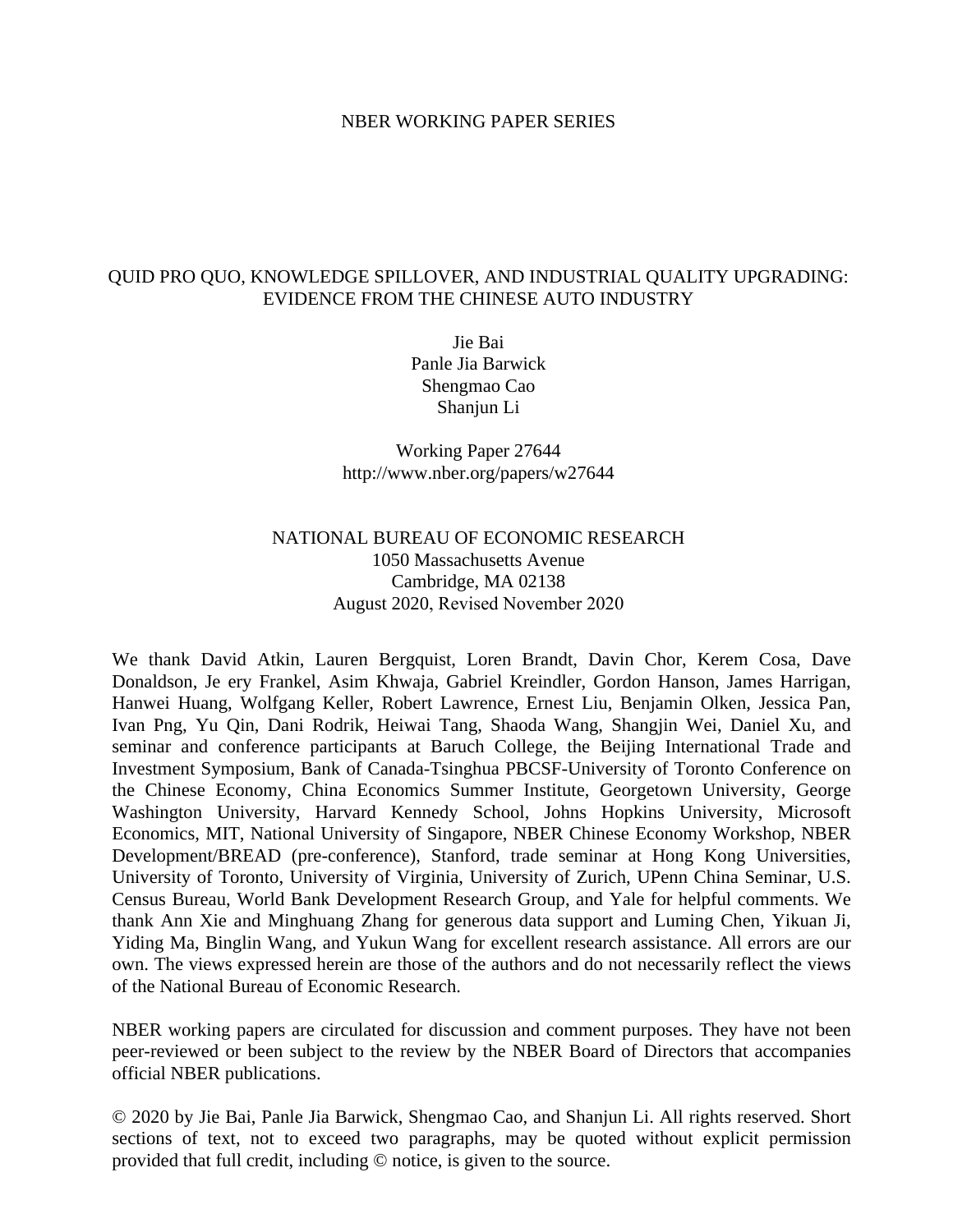NBER WORKING PAPER SERIES

# QUID PRO QUO, KNOWLEDGE SPILLOVER, AND INDUSTRIAL QUALITY UPGRADING: EVIDENCE FROM THE CHINESE AUTO INDUSTRY

Jie Bai
Panle Jia Barwick
Shengmao Cao
Shanjun Li

Working Paper 27644
http://www.nber.org/papers/w27644

NATIONAL BUREAU OF ECONOMIC RESEARCH
1050 Massachusetts Avenue
Cambridge, MA 02138
August 2020, Revised November 2020

We thank David Atkin, Lauren Bergquist, Loren Brandt, Davin Chor, Kerem Cosa, Dave Donaldson, Je ery Frankel, Asim Khwaja, Gabriel Kreindler, Gordon Hanson, James Harrigan, Hanwei Huang, Wolfgang Keller, Robert Lawrence, Ernest Liu, Benjamin Olken, Jessica Pan, Ivan Png, Yu Qin, Dani Rodrik, Heiwai Tang, Shaoda Wang, Shangjin Wei, Daniel Xu, and seminar and conference participants at Baruch College, the Beijing International Trade and Investment Symposium, Bank of Canada-Tsinghua PBCSF-University of Toronto Conference on the Chinese Economy, China Economics Summer Institute, Georgetown University, George Washington University, Harvard Kennedy School, Johns Hopkins University, Microsoft Economics, MIT, National University of Singapore, NBER Chinese Economy Workshop, NBER Development/BREAD (pre-conference), Stanford, trade seminar at Hong Kong Universities, University of Toronto, University of Virginia, University of Zurich, UPenn China Seminar, U.S. Census Bureau, World Bank Development Research Group, and Yale for helpful comments. We thank Ann Xie and Minghuang Zhang for generous data support and Luming Chen, Yikuan Ji, Yiding Ma, Binglin Wang, and Yukun Wang for excellent research assistance. All errors are our own. The views expressed herein are those of the authors and do not necessarily reflect the views of the National Bureau of Economic Research.

NBER working papers are circulated for discussion and comment purposes. They have not been peer-reviewed or been subject to the review by the NBER Board of Directors that accompanies official NBER publications.

© 2020 by Jie Bai, Panle Jia Barwick, Shengmao Cao, and Shanjun Li. All rights reserved. Short sections of text, not to exceed two paragraphs, may be quoted without explicit permission provided that full credit, including © notice, is given to the source.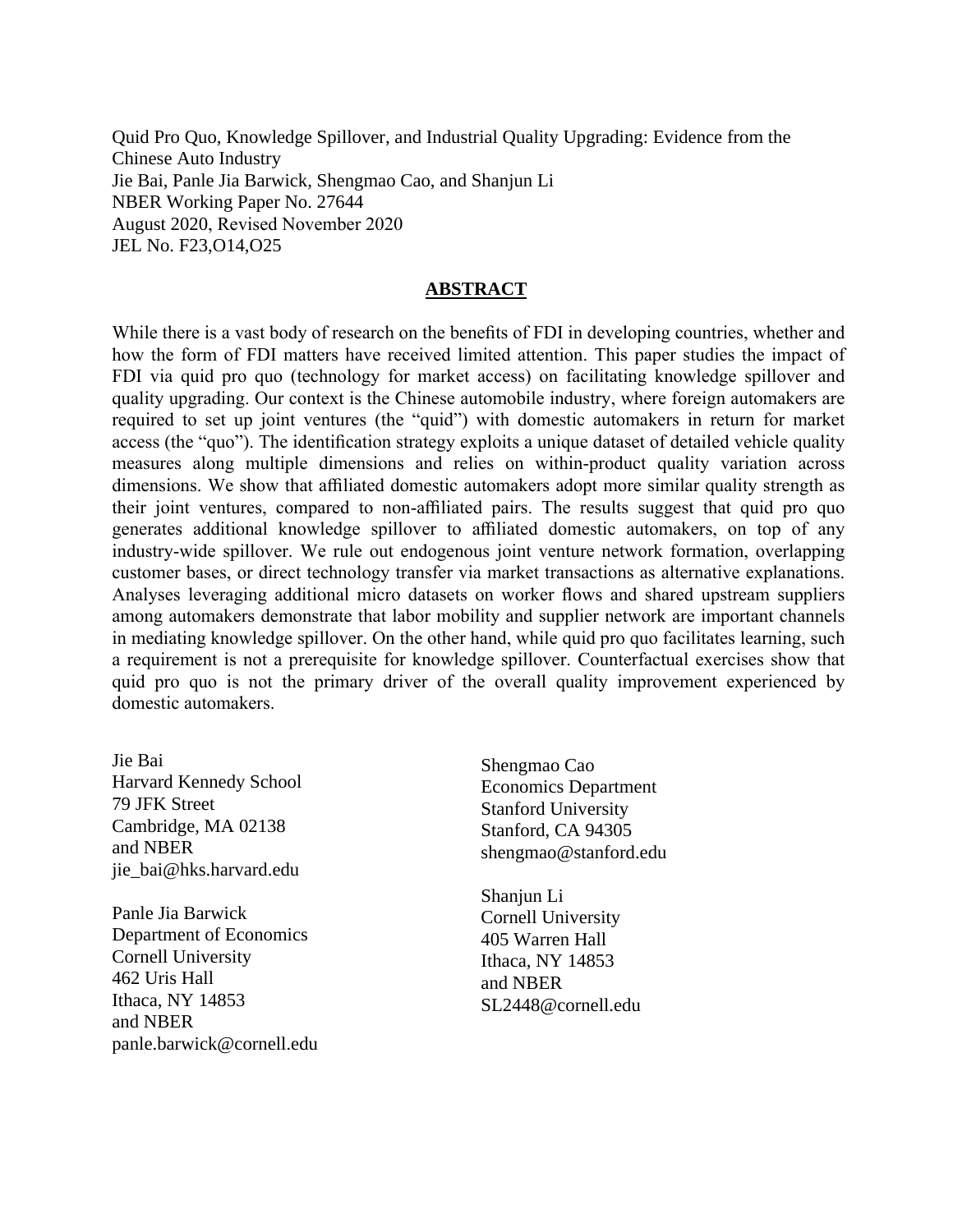Quid Pro Quo, Knowledge Spillover, and Industrial Quality Upgrading: Evidence from the Chinese Auto Industry
Jie Bai, Panle Jia Barwick, Shengmao Cao, and Shanjun Li
NBER Working Paper No. 27644
August 2020, Revised November 2020
JEL No. F23,O14,O25

## ABSTRACT

While there is a vast body of research on the benefits of FDI in developing countries, whether and how the form of FDI matters have received limited attention. This paper studies the impact of FDI via quid pro quo (technology for market access) on facilitating knowledge spillover and quality upgrading. Our context is the Chinese automobile industry, where foreign automakers are required to set up joint ventures (the "quid") with domestic automakers in return for market access (the "quo"). The identification strategy exploits a unique dataset of detailed vehicle quality measures along multiple dimensions and relies on within-product quality variation across dimensions. We show that affiliated domestic automakers adopt more similar quality strength as their joint ventures, compared to non-affiliated pairs. The results suggest that quid pro quo generates additional knowledge spillover to affiliated domestic automakers, on top of any industry-wide spillover. We rule out endogenous joint venture network formation, overlapping customer bases, or direct technology transfer via market transactions as alternative explanations. Analyses leveraging additional micro datasets on worker flows and shared upstream suppliers among automakers demonstrate that labor mobility and supplier network are important channels in mediating knowledge spillover. On the other hand, while quid pro quo facilitates learning, such a requirement is not a prerequisite for knowledge spillover. Counterfactual exercises show that quid pro quo is not the primary driver of the overall quality improvement experienced by domestic automakers.

Jie Bai
Harvard Kennedy School
79 JFK Street
Cambridge, MA 02138
and NBER
jie_bai@hks.harvard.edu

Panle Jia Barwick
Department of Economics
Cornell University
462 Uris Hall
Ithaca, NY 14853
and NBER
panle.barwick@cornell.edu

Shengmao Cao
Economics Department
Stanford University
Stanford, CA 94305
shengmao@stanford.edu

Shanjun Li
Cornell University
405 Warren Hall
Ithaca, NY 14853
and NBER
SL2448@cornell.edu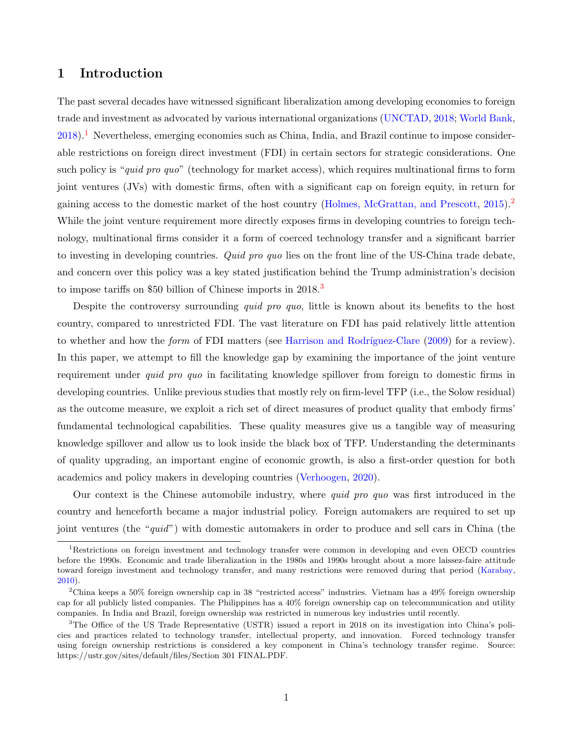# 1 Introduction

The past several decades have witnessed significant liberalization among developing economies to foreign trade and investment as advocated by various international organizations (UNCTAD, 2018; World Bank, 2018).[1] Nevertheless, emerging economies such as China, India, and Brazil continue to impose considerable restrictions on foreign direct investment (FDI) in certain sectors for strategic considerations. One such policy is "*quid pro quo*" (technology for market access), which requires multinational firms to form joint ventures (JVs) with domestic firms, often with a significant cap on foreign equity, in return for gaining access to the domestic market of the host country (Holmes, McGrattan, and Prescott, 2015).[2] While the joint venture requirement more directly exposes firms in developing countries to foreign technology, multinational firms consider it a form of coerced technology transfer and a significant barrier to investing in developing countries. *Quid pro quo* lies on the front line of the US-China trade debate, and concern over this policy was a key stated justification behind the Trump administration's decision to impose tariffs on $50 billion of Chinese imports in 2018.[3]

Despite the controversy surrounding *quid pro quo*, little is known about its benefits to the host country, compared to unrestricted FDI. The vast literature on FDI has paid relatively little attention to whether and how the *form* of FDI matters (see Harrison and Rodríguez-Clare (2009) for a review). In this paper, we attempt to fill the knowledge gap by examining the importance of the joint venture requirement under *quid pro quo* in facilitating knowledge spillover from foreign to domestic firms in developing countries. Unlike previous studies that mostly rely on firm-level TFP (i.e., the Solow residual) as the outcome measure, we exploit a rich set of direct measures of product quality that embody firms' fundamental technological capabilities. These quality measures give us a tangible way of measuring knowledge spillover and allow us to look inside the black box of TFP. Understanding the determinants of quality upgrading, an important engine of economic growth, is also a first-order question for both academics and policy makers in developing countries (Verhoogen, 2020).

Our context is the Chinese automobile industry, where *quid pro quo* was first introduced in the country and henceforth became a major industrial policy. Foreign automakers are required to set up joint ventures (the "*quid*") with domestic automakers in order to produce and sell cars in China (the

---

[1] Restrictions on foreign investment and technology transfer were common in developing and even OECD countries before the 1990s. Economic and trade liberalization in the 1980s and 1990s brought about a more laissez-faire attitude toward foreign investment and technology transfer, and many restrictions were removed during that period (Karabay, 2010).

[2] China keeps a 50% foreign ownership cap in 38 "restricted access" industries. Vietnam has a 49% foreign ownership cap for all publicly listed companies. The Philippines has a 40% foreign ownership cap on telecommunication and utility companies. In India and Brazil, foreign ownership was restricted in numerous key industries until recently.

[3] The Office of the US Trade Representative (USTR) issued a report in 2018 on its investigation into China's policies and practices related to technology transfer, intellectual property, and innovation. Forced technology transfer using foreign ownership restrictions is considered a key component in China's technology transfer regime. Source: https://ustr.gov/sites/default/files/Section 301 FINAL.PDF.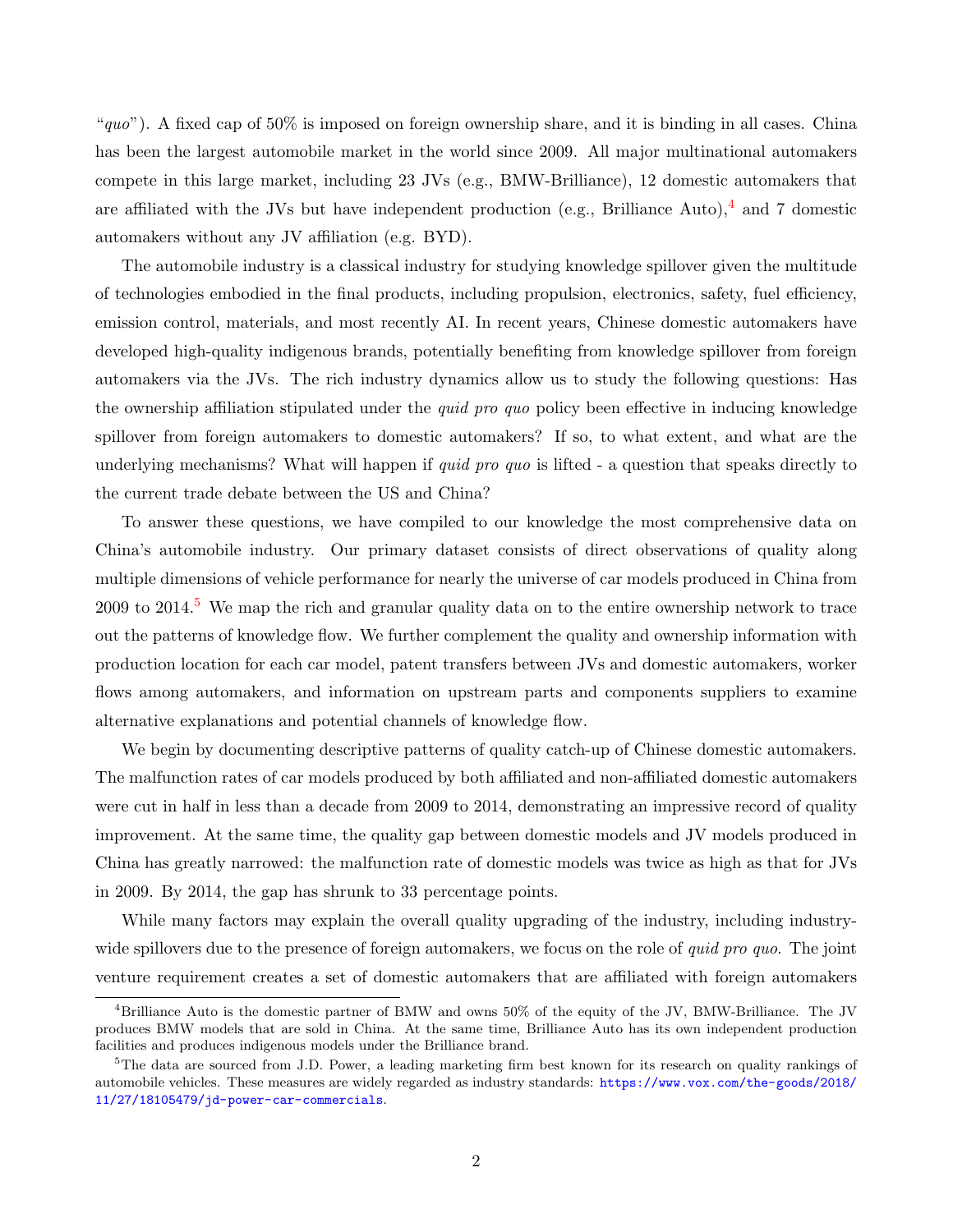"*quo*"). A fixed cap of 50% is imposed on foreign ownership share, and it is binding in all cases. China has been the largest automobile market in the world since 2009. All major multinational automakers compete in this large market, including 23 JVs (e.g., BMW-Brilliance), 12 domestic automakers that are affiliated with the JVs but have independent production (e.g., Brilliance Auto),[4] and 7 domestic automakers without any JV affiliation (e.g. BYD).

The automobile industry is a classical industry for studying knowledge spillover given the multitude of technologies embodied in the final products, including propulsion, electronics, safety, fuel efficiency, emission control, materials, and most recently AI. In recent years, Chinese domestic automakers have developed high-quality indigenous brands, potentially benefiting from knowledge spillover from foreign automakers via the JVs. The rich industry dynamics allow us to study the following questions: Has the ownership affiliation stipulated under the *quid pro quo* policy been effective in inducing knowledge spillover from foreign automakers to domestic automakers? If so, to what extent, and what are the underlying mechanisms? What will happen if *quid pro quo* is lifted - a question that speaks directly to the current trade debate between the US and China?

To answer these questions, we have compiled to our knowledge the most comprehensive data on China's automobile industry. Our primary dataset consists of direct observations of quality along multiple dimensions of vehicle performance for nearly the universe of car models produced in China from 2009 to 2014.[5] We map the rich and granular quality data on to the entire ownership network to trace out the patterns of knowledge flow. We further complement the quality and ownership information with production location for each car model, patent transfers between JVs and domestic automakers, worker flows among automakers, and information on upstream parts and components suppliers to examine alternative explanations and potential channels of knowledge flow.

We begin by documenting descriptive patterns of quality catch-up of Chinese domestic automakers. The malfunction rates of car models produced by both affiliated and non-affiliated domestic automakers were cut in half in less than a decade from 2009 to 2014, demonstrating an impressive record of quality improvement. At the same time, the quality gap between domestic models and JV models produced in China has greatly narrowed: the malfunction rate of domestic models was twice as high as that for JVs in 2009. By 2014, the gap has shrunk to 33 percentage points.

While many factors may explain the overall quality upgrading of the industry, including industry-wide spillovers due to the presence of foreign automakers, we focus on the role of *quid pro quo*. The joint venture requirement creates a set of domestic automakers that are affiliated with foreign automakers

[4] Brilliance Auto is the domestic partner of BMW and owns 50% of the equity of the JV, BMW-Brilliance. The JV produces BMW models that are sold in China. At the same time, Brilliance Auto has its own independent production facilities and produces indigenous models under the Brilliance brand.

[5] The data are sourced from J.D. Power, a leading marketing firm best known for its research on quality rankings of automobile vehicles. These measures are widely regarded as industry standards: https://www.vox.com/the-goods/2018/11/27/18105479/jd-power-car-commercials.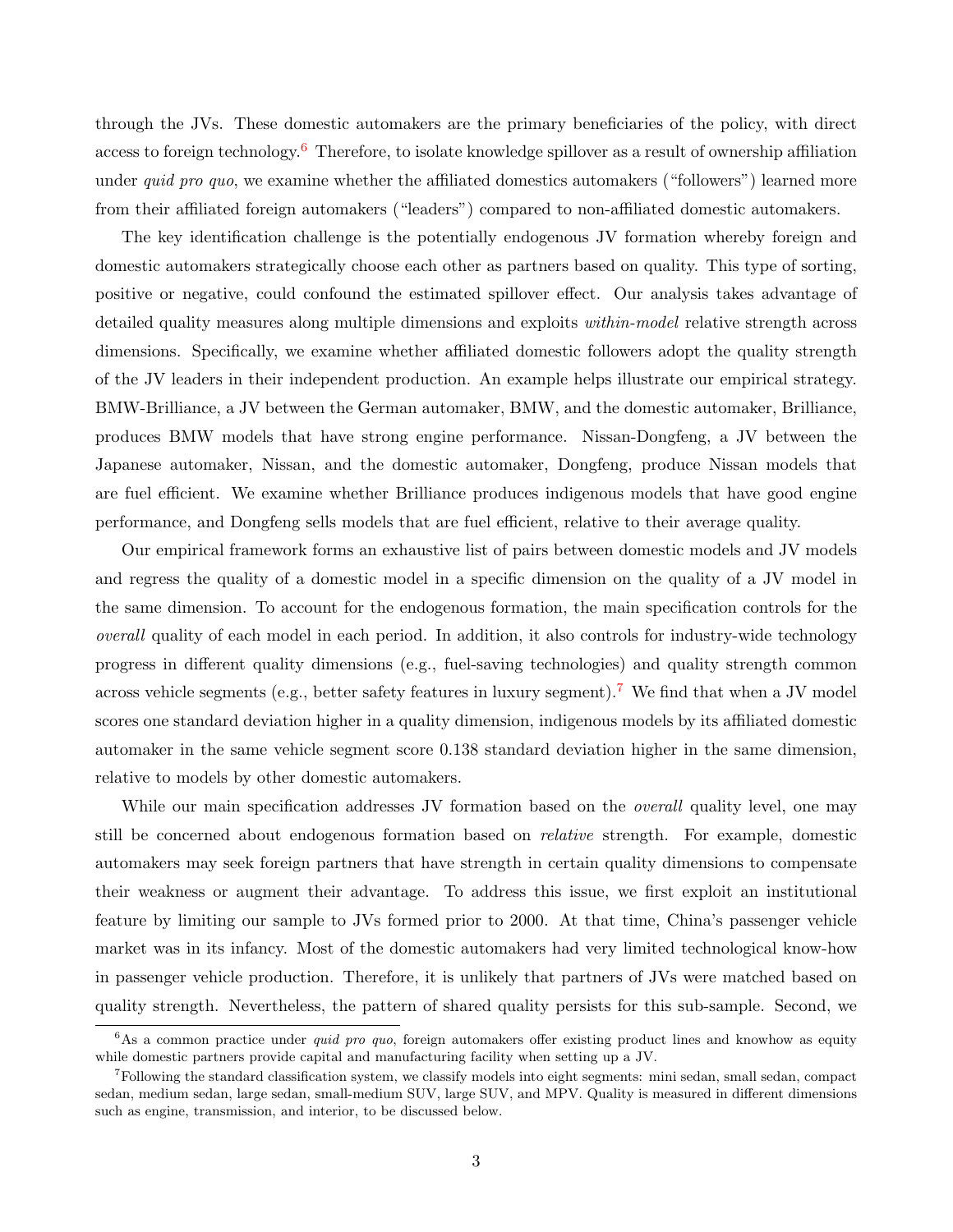through the JVs. These domestic automakers are the primary beneficiaries of the policy, with direct access to foreign technology.[6] Therefore, to isolate knowledge spillover as a result of ownership affiliation under *quid pro quo*, we examine whether the affiliated domestics automakers ("followers") learned more from their affiliated foreign automakers ("leaders") compared to non-affiliated domestic automakers.

The key identification challenge is the potentially endogenous JV formation whereby foreign and domestic automakers strategically choose each other as partners based on quality. This type of sorting, positive or negative, could confound the estimated spillover effect. Our analysis takes advantage of detailed quality measures along multiple dimensions and exploits *within-model* relative strength across dimensions. Specifically, we examine whether affiliated domestic followers adopt the quality strength of the JV leaders in their independent production. An example helps illustrate our empirical strategy. BMW-Brilliance, a JV between the German automaker, BMW, and the domestic automaker, Brilliance, produces BMW models that have strong engine performance. Nissan-Dongfeng, a JV between the Japanese automaker, Nissan, and the domestic automaker, Dongfeng, produce Nissan models that are fuel efficient. We examine whether Brilliance produces indigenous models that have good engine performance, and Dongfeng sells models that are fuel efficient, relative to their average quality.

Our empirical framework forms an exhaustive list of pairs between domestic models and JV models and regress the quality of a domestic model in a specific dimension on the quality of a JV model in the same dimension. To account for the endogenous formation, the main specification controls for the *overall* quality of each model in each period. In addition, it also controls for industry-wide technology progress in different quality dimensions (e.g., fuel-saving technologies) and quality strength common across vehicle segments (e.g., better safety features in luxury segment).[7] We find that when a JV model scores one standard deviation higher in a quality dimension, indigenous models by its affiliated domestic automaker in the same vehicle segment score 0.138 standard deviation higher in the same dimension, relative to models by other domestic automakers.

While our main specification addresses JV formation based on the *overall* quality level, one may still be concerned about endogenous formation based on *relative* strength. For example, domestic automakers may seek foreign partners that have strength in certain quality dimensions to compensate their weakness or augment their advantage. To address this issue, we first exploit an institutional feature by limiting our sample to JVs formed prior to 2000. At that time, China's passenger vehicle market was in its infancy. Most of the domestic automakers had very limited technological know-how in passenger vehicle production. Therefore, it is unlikely that partners of JVs were matched based on quality strength. Nevertheless, the pattern of shared quality persists for this sub-sample. Second, we

---

[6] As a common practice under *quid pro quo*, foreign automakers offer existing product lines and knowhow as equity while domestic partners provide capital and manufacturing facility when setting up a JV.

[7] Following the standard classification system, we classify models into eight segments: mini sedan, small sedan, compact sedan, medium sedan, large sedan, small-medium SUV, large SUV, and MPV. Quality is measured in different dimensions such as engine, transmission, and interior, to be discussed below.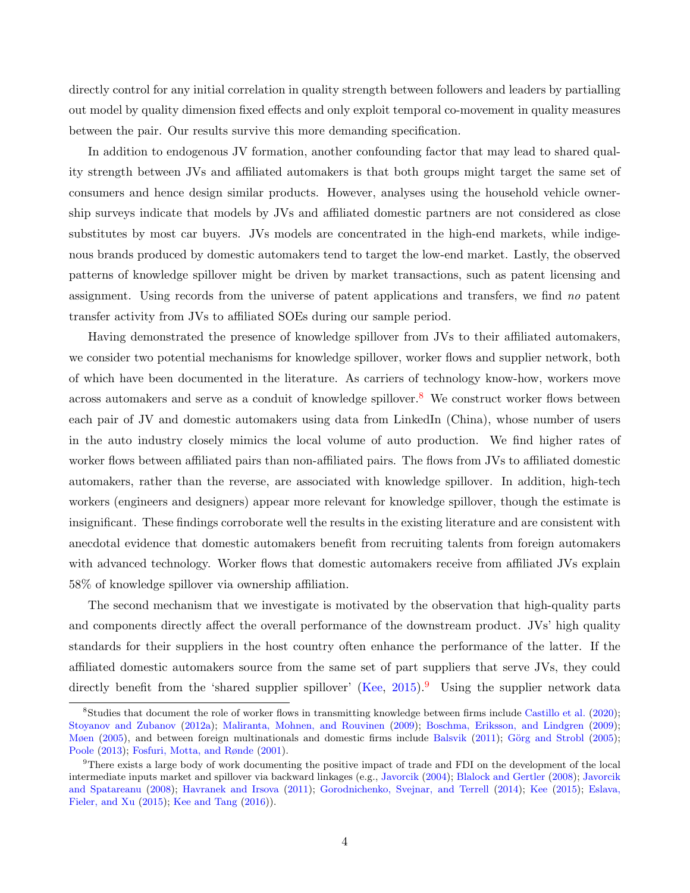directly control for any initial correlation in quality strength between followers and leaders by partialling out model by quality dimension fixed effects and only exploit temporal co-movement in quality measures between the pair. Our results survive this more demanding specification.

In addition to endogenous JV formation, another confounding factor that may lead to shared quality strength between JVs and affiliated automakers is that both groups might target the same set of consumers and hence design similar products. However, analyses using the household vehicle ownership surveys indicate that models by JVs and affiliated domestic partners are not considered as close substitutes by most car buyers. JVs models are concentrated in the high-end markets, while indigenous brands produced by domestic automakers tend to target the low-end market. Lastly, the observed patterns of knowledge spillover might be driven by market transactions, such as patent licensing and assignment. Using records from the universe of patent applications and transfers, we find *no* patent transfer activity from JVs to affiliated SOEs during our sample period.

Having demonstrated the presence of knowledge spillover from JVs to their affiliated automakers, we consider two potential mechanisms for knowledge spillover, worker flows and supplier network, both of which have been documented in the literature. As carriers of technology know-how, workers move across automakers and serve as a conduit of knowledge spillover.[8] We construct worker flows between each pair of JV and domestic automakers using data from LinkedIn (China), whose number of users in the auto industry closely mimics the local volume of auto production. We find higher rates of worker flows between affiliated pairs than non-affiliated pairs. The flows from JVs to affiliated domestic automakers, rather than the reverse, are associated with knowledge spillover. In addition, high-tech workers (engineers and designers) appear more relevant for knowledge spillover, though the estimate is insignificant. These findings corroborate well the results in the existing literature and are consistent with anecdotal evidence that domestic automakers benefit from recruiting talents from foreign automakers with advanced technology. Worker flows that domestic automakers receive from affiliated JVs explain 58% of knowledge spillover via ownership affiliation.

The second mechanism that we investigate is motivated by the observation that high-quality parts and components directly affect the overall performance of the downstream product. JVs' high quality standards for their suppliers in the host country often enhance the performance of the latter. If the affiliated domestic automakers source from the same set of part suppliers that serve JVs, they could directly benefit from the 'shared supplier spillover' (Kee, 2015).[9] Using the supplier network data

[8] Studies that document the role of worker flows in transmitting knowledge between firms include Castillo et al. (2020); Stoyanov and Zubanov (2012a); Maliranta, Mohnen, and Rouvinen (2009); Boschma, Eriksson, and Lindgren (2009); Møen (2005), and between foreign multinationals and domestic firms include Balsvik (2011); Görg and Strobl (2005); Poole (2013); Fosfuri, Motta, and Rønde (2001).

[9] There exists a large body of work documenting the positive impact of trade and FDI on the development of the local intermediate inputs market and spillover via backward linkages (e.g., Javorcik (2004); Blalock and Gertler (2008); Javorcik and Spatareanu (2008); Havranek and Irsova (2011); Gorodnichenko, Svejnar, and Terrell (2014); Kee (2015); Eslava, Fieler, and Xu (2015); Kee and Tang (2016)).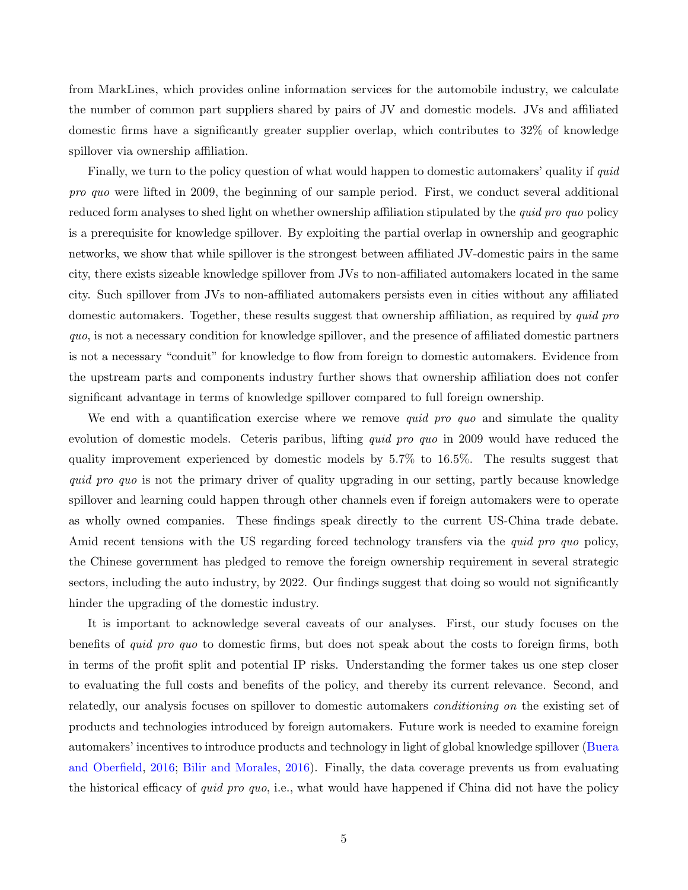from MarkLines, which provides online information services for the automobile industry, we calculate the number of common part suppliers shared by pairs of JV and domestic models. JVs and affiliated domestic firms have a significantly greater supplier overlap, which contributes to 32% of knowledge spillover via ownership affiliation.

Finally, we turn to the policy question of what would happen to domestic automakers' quality if *quid pro quo* were lifted in 2009, the beginning of our sample period. First, we conduct several additional reduced form analyses to shed light on whether ownership affiliation stipulated by the *quid pro quo* policy is a prerequisite for knowledge spillover. By exploiting the partial overlap in ownership and geographic networks, we show that while spillover is the strongest between affiliated JV-domestic pairs in the same city, there exists sizeable knowledge spillover from JVs to non-affiliated automakers located in the same city. Such spillover from JVs to non-affiliated automakers persists even in cities without any affiliated domestic automakers. Together, these results suggest that ownership affiliation, as required by *quid pro quo*, is not a necessary condition for knowledge spillover, and the presence of affiliated domestic partners is not a necessary "conduit" for knowledge to flow from foreign to domestic automakers. Evidence from the upstream parts and components industry further shows that ownership affiliation does not confer significant advantage in terms of knowledge spillover compared to full foreign ownership.

We end with a quantification exercise where we remove *quid pro quo* and simulate the quality evolution of domestic models. Ceteris paribus, lifting *quid pro quo* in 2009 would have reduced the quality improvement experienced by domestic models by 5.7% to 16.5%. The results suggest that *quid pro quo* is not the primary driver of quality upgrading in our setting, partly because knowledge spillover and learning could happen through other channels even if foreign automakers were to operate as wholly owned companies. These findings speak directly to the current US-China trade debate. Amid recent tensions with the US regarding forced technology transfers via the *quid pro quo* policy, the Chinese government has pledged to remove the foreign ownership requirement in several strategic sectors, including the auto industry, by 2022. Our findings suggest that doing so would not significantly hinder the upgrading of the domestic industry.

It is important to acknowledge several caveats of our analyses. First, our study focuses on the benefits of *quid pro quo* to domestic firms, but does not speak about the costs to foreign firms, both in terms of the profit split and potential IP risks. Understanding the former takes us one step closer to evaluating the full costs and benefits of the policy, and thereby its current relevance. Second, and relatedly, our analysis focuses on spillover to domestic automakers *conditioning on* the existing set of products and technologies introduced by foreign automakers. Future work is needed to examine foreign automakers' incentives to introduce products and technology in light of global knowledge spillover (Buera and Oberfield, 2016; Bilir and Morales, 2016). Finally, the data coverage prevents us from evaluating the historical efficacy of *quid pro quo*, i.e., what would have happened if China did not have the policy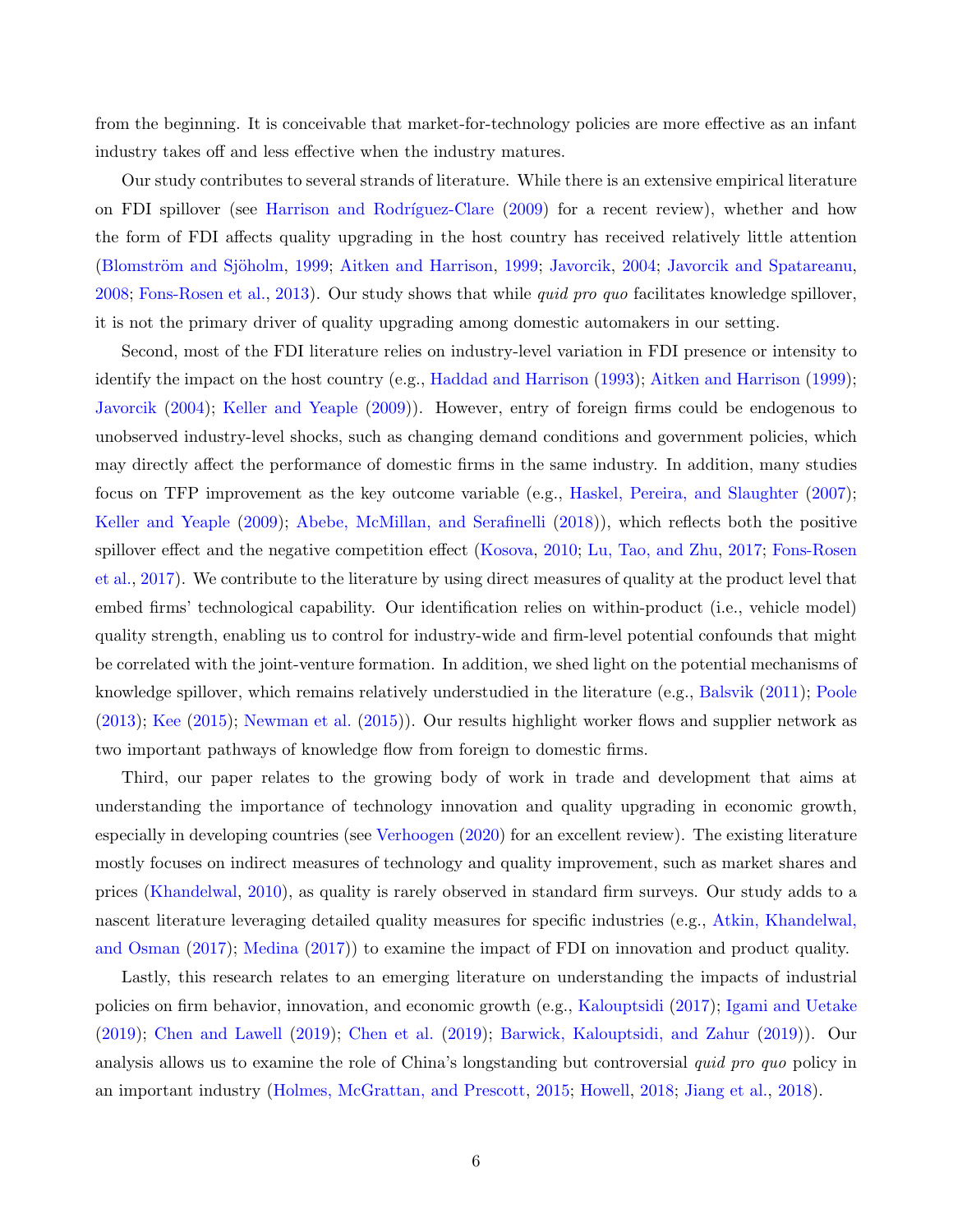from the beginning. It is conceivable that market-for-technology policies are more effective as an infant industry takes off and less effective when the industry matures.

Our study contributes to several strands of literature. While there is an extensive empirical literature on FDI spillover (see Harrison and Rodríguez-Clare (2009) for a recent review), whether and how the form of FDI affects quality upgrading in the host country has received relatively little attention (Blomström and Sjöholm, 1999; Aitken and Harrison, 1999; Javorcik, 2004; Javorcik and Spatareanu, 2008; Fons-Rosen et al., 2013). Our study shows that while *quid pro quo* facilitates knowledge spillover, it is not the primary driver of quality upgrading among domestic automakers in our setting.

Second, most of the FDI literature relies on industry-level variation in FDI presence or intensity to identify the impact on the host country (e.g., Haddad and Harrison (1993); Aitken and Harrison (1999); Javorcik (2004); Keller and Yeaple (2009)). However, entry of foreign firms could be endogenous to unobserved industry-level shocks, such as changing demand conditions and government policies, which may directly affect the performance of domestic firms in the same industry. In addition, many studies focus on TFP improvement as the key outcome variable (e.g., Haskel, Pereira, and Slaughter (2007); Keller and Yeaple (2009); Abebe, McMillan, and Serafinelli (2018)), which reflects both the positive spillover effect and the negative competition effect (Kosova, 2010; Lu, Tao, and Zhu, 2017; Fons-Rosen et al., 2017). We contribute to the literature by using direct measures of quality at the product level that embed firms' technological capability. Our identification relies on within-product (i.e., vehicle model) quality strength, enabling us to control for industry-wide and firm-level potential confounds that might be correlated with the joint-venture formation. In addition, we shed light on the potential mechanisms of knowledge spillover, which remains relatively understudied in the literature (e.g., Balsvik (2011); Poole (2013); Kee (2015); Newman et al. (2015)). Our results highlight worker flows and supplier network as two important pathways of knowledge flow from foreign to domestic firms.

Third, our paper relates to the growing body of work in trade and development that aims at understanding the importance of technology innovation and quality upgrading in economic growth, especially in developing countries (see Verhoogen (2020) for an excellent review). The existing literature mostly focuses on indirect measures of technology and quality improvement, such as market shares and prices (Khandelwal, 2010), as quality is rarely observed in standard firm surveys. Our study adds to a nascent literature leveraging detailed quality measures for specific industries (e.g., Atkin, Khandelwal, and Osman (2017); Medina (2017)) to examine the impact of FDI on innovation and product quality.

Lastly, this research relates to an emerging literature on understanding the impacts of industrial policies on firm behavior, innovation, and economic growth (e.g., Kalouptsidi (2017); Igami and Uetake (2019); Chen and Lawell (2019); Chen et al. (2019); Barwick, Kalouptsidi, and Zahur (2019)). Our analysis allows us to examine the role of China's longstanding but controversial *quid pro quo* policy in an important industry (Holmes, McGrattan, and Prescott, 2015; Howell, 2018; Jiang et al., 2018).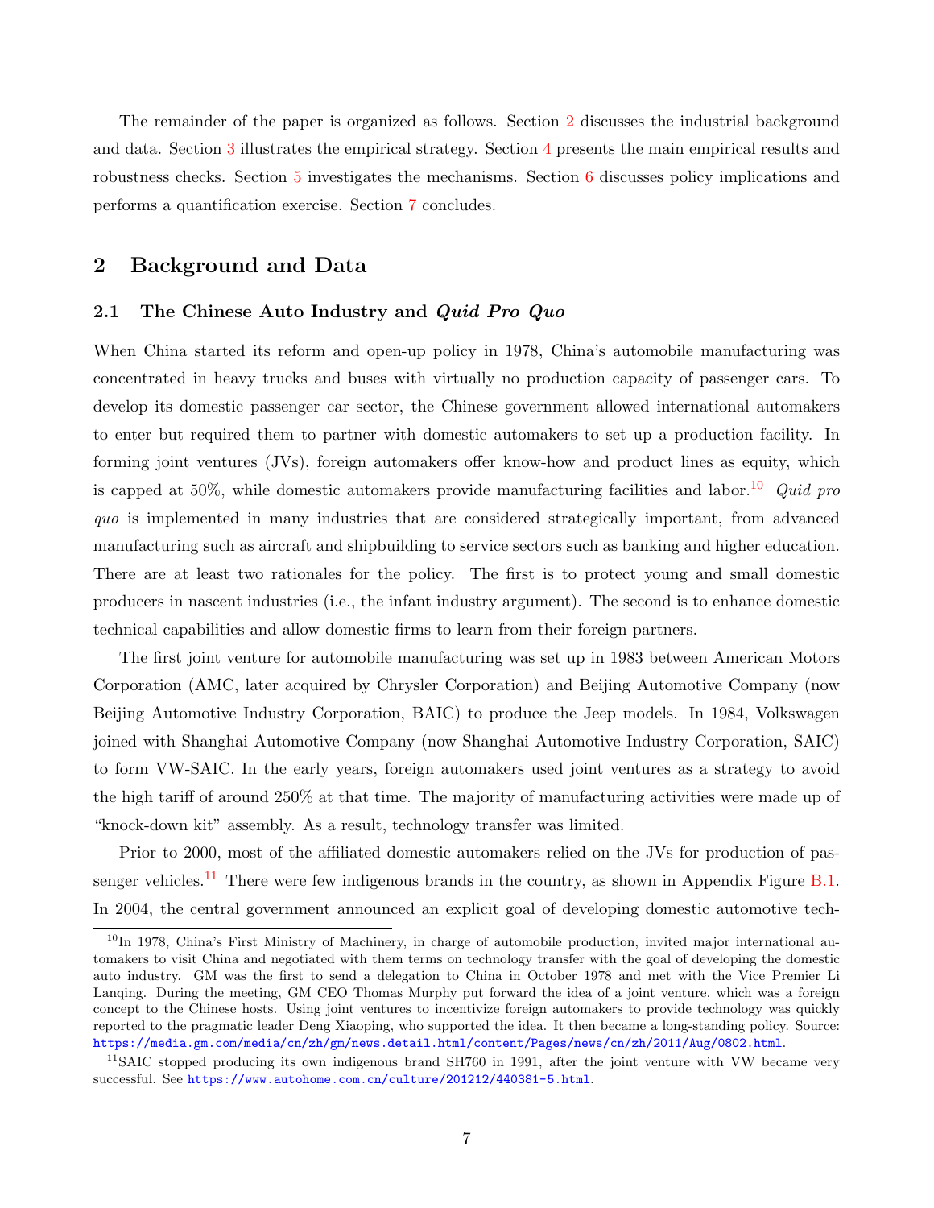The remainder of the paper is organized as follows. Section 2 discusses the industrial background and data. Section 3 illustrates the empirical strategy. Section 4 presents the main empirical results and robustness checks. Section 5 investigates the mechanisms. Section 6 discusses policy implications and performs a quantification exercise. Section 7 concludes.

## 2 Background and Data

### 2.1 The Chinese Auto Industry and *Quid Pro Quo*

When China started its reform and open-up policy in 1978, China's automobile manufacturing was concentrated in heavy trucks and buses with virtually no production capacity of passenger cars. To develop its domestic passenger car sector, the Chinese government allowed international automakers to enter but required them to partner with domestic automakers to set up a production facility. In forming joint ventures (JVs), foreign automakers offer know-how and product lines as equity, which is capped at 50%, while domestic automakers provide manufacturing facilities and labor.[10] *Quid pro quo* is implemented in many industries that are considered strategically important, from advanced manufacturing such as aircraft and shipbuilding to service sectors such as banking and higher education. There are at least two rationales for the policy. The first is to protect young and small domestic producers in nascent industries (i.e., the infant industry argument). The second is to enhance domestic technical capabilities and allow domestic firms to learn from their foreign partners.

The first joint venture for automobile manufacturing was set up in 1983 between American Motors Corporation (AMC, later acquired by Chrysler Corporation) and Beijing Automotive Company (now Beijing Automotive Industry Corporation, BAIC) to produce the Jeep models. In 1984, Volkswagen joined with Shanghai Automotive Company (now Shanghai Automotive Industry Corporation, SAIC) to form VW-SAIC. In the early years, foreign automakers used joint ventures as a strategy to avoid the high tariff of around 250% at that time. The majority of manufacturing activities were made up of "knock-down kit" assembly. As a result, technology transfer was limited.

Prior to 2000, most of the affiliated domestic automakers relied on the JVs for production of passenger vehicles.[11] There were few indigenous brands in the country, as shown in Appendix Figure B.1. In 2004, the central government announced an explicit goal of developing domestic automotive tech-

---

[10] In 1978, China's First Ministry of Machinery, in charge of automobile production, invited major international automakers to visit China and negotiated with them terms on technology transfer with the goal of developing the domestic auto industry. GM was the first to send a delegation to China in October 1978 and met with the Vice Premier Li Lanqing. During the meeting, GM CEO Thomas Murphy put forward the idea of a joint venture, which was a foreign concept to the Chinese hosts. Using joint ventures to incentivize foreign automakers to provide technology was quickly reported to the pragmatic leader Deng Xiaoping, who supported the idea. It then became a long-standing policy. Source: https://media.gm.com/media/cn/zh/gm/news.detail.html/content/Pages/news/cn/zh/2011/Aug/0802.html.

[11] SAIC stopped producing its own indigenous brand SH760 in 1991, after the joint venture with VW became very successful. See https://www.autohome.com.cn/culture/201212/440381-5.html.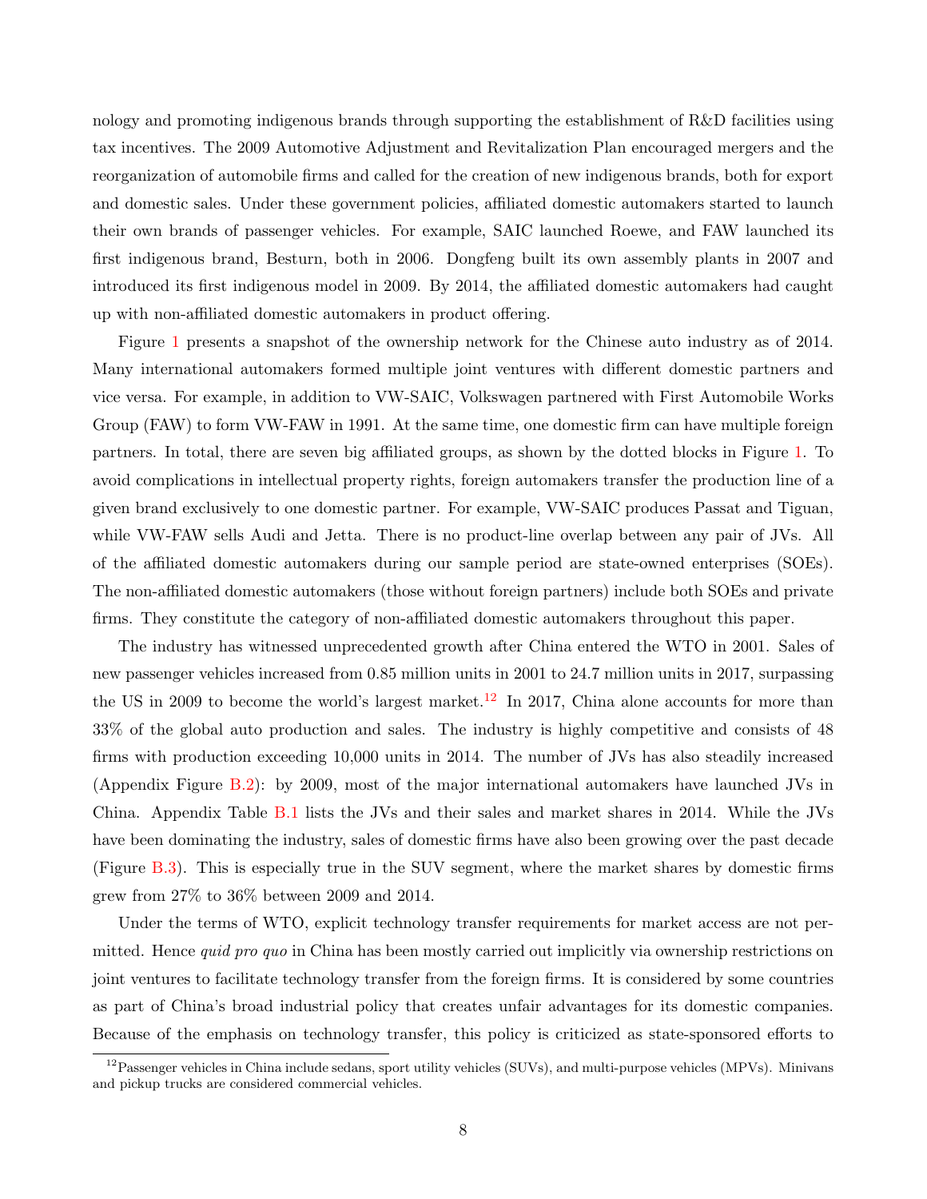nology and promoting indigenous brands through supporting the establishment of R&D facilities using tax incentives. The 2009 Automotive Adjustment and Revitalization Plan encouraged mergers and the reorganization of automobile firms and called for the creation of new indigenous brands, both for export and domestic sales. Under these government policies, affiliated domestic automakers started to launch their own brands of passenger vehicles. For example, SAIC launched Roewe, and FAW launched its first indigenous brand, Besturn, both in 2006. Dongfeng built its own assembly plants in 2007 and introduced its first indigenous model in 2009. By 2014, the affiliated domestic automakers had caught up with non-affiliated domestic automakers in product offering.

Figure 1 presents a snapshot of the ownership network for the Chinese auto industry as of 2014. Many international automakers formed multiple joint ventures with different domestic partners and vice versa. For example, in addition to VW-SAIC, Volkswagen partnered with First Automobile Works Group (FAW) to form VW-FAW in 1991. At the same time, one domestic firm can have multiple foreign partners. In total, there are seven big affiliated groups, as shown by the dotted blocks in Figure 1. To avoid complications in intellectual property rights, foreign automakers transfer the production line of a given brand exclusively to one domestic partner. For example, VW-SAIC produces Passat and Tiguan, while VW-FAW sells Audi and Jetta. There is no product-line overlap between any pair of JVs. All of the affiliated domestic automakers during our sample period are state-owned enterprises (SOEs). The non-affiliated domestic automakers (those without foreign partners) include both SOEs and private firms. They constitute the category of non-affiliated domestic automakers throughout this paper.

The industry has witnessed unprecedented growth after China entered the WTO in 2001. Sales of new passenger vehicles increased from 0.85 million units in 2001 to 24.7 million units in 2017, surpassing the US in 2009 to become the world's largest market.[12] In 2017, China alone accounts for more than 33% of the global auto production and sales. The industry is highly competitive and consists of 48 firms with production exceeding 10,000 units in 2014. The number of JVs has also steadily increased (Appendix Figure B.2): by 2009, most of the major international automakers have launched JVs in China. Appendix Table B.1 lists the JVs and their sales and market shares in 2014. While the JVs have been dominating the industry, sales of domestic firms have also been growing over the past decade (Figure B.3). This is especially true in the SUV segment, where the market shares by domestic firms grew from 27% to 36% between 2009 and 2014.

Under the terms of WTO, explicit technology transfer requirements for market access are not permitted. Hence *quid pro quo* in China has been mostly carried out implicitly via ownership restrictions on joint ventures to facilitate technology transfer from the foreign firms. It is considered by some countries as part of China's broad industrial policy that creates unfair advantages for its domestic companies. Because of the emphasis on technology transfer, this policy is criticized as state-sponsored efforts to

[12] Passenger vehicles in China include sedans, sport utility vehicles (SUVs), and multi-purpose vehicles (MPVs). Minivans and pickup trucks are considered commercial vehicles.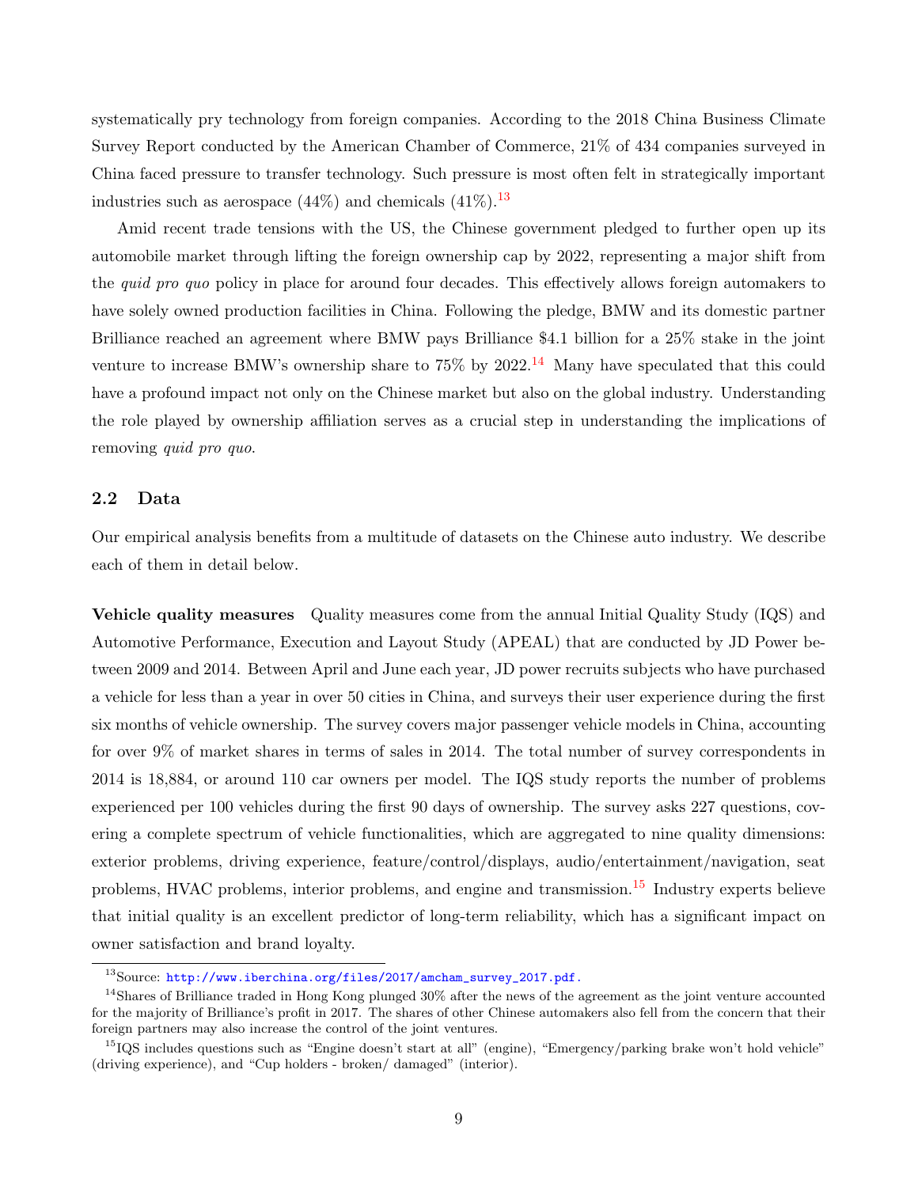systematically pry technology from foreign companies. According to the 2018 China Business Climate Survey Report conducted by the American Chamber of Commerce, 21% of 434 companies surveyed in China faced pressure to transfer technology. Such pressure is most often felt in strategically important industries such as aerospace (44%) and chemicals (41%).[13]

Amid recent trade tensions with the US, the Chinese government pledged to further open up its automobile market through lifting the foreign ownership cap by 2022, representing a major shift from the *quid pro quo* policy in place for around four decades. This effectively allows foreign automakers to have solely owned production facilities in China. Following the pledge, BMW and its domestic partner Brilliance reached an agreement where BMW pays Brilliance $4.1 billion for a 25% stake in the joint venture to increase BMW's ownership share to 75% by 2022.[14] Many have speculated that this could have a profound impact not only on the Chinese market but also on the global industry. Understanding the role played by ownership affiliation serves as a crucial step in understanding the implications of removing *quid pro quo*.

## 2.2 Data

Our empirical analysis benefits from a multitude of datasets on the Chinese auto industry. We describe each of them in detail below.

**Vehicle quality measures** Quality measures come from the annual Initial Quality Study (IQS) and Automotive Performance, Execution and Layout Study (APEAL) that are conducted by JD Power between 2009 and 2014. Between April and June each year, JD power recruits subjects who have purchased a vehicle for less than a year in over 50 cities in China, and surveys their user experience during the first six months of vehicle ownership. The survey covers major passenger vehicle models in China, accounting for over 9% of market shares in terms of sales in 2014. The total number of survey correspondents in 2014 is 18,884, or around 110 car owners per model. The IQS study reports the number of problems experienced per 100 vehicles during the first 90 days of ownership. The survey asks 227 questions, covering a complete spectrum of vehicle functionalities, which are aggregated to nine quality dimensions: exterior problems, driving experience, feature/control/displays, audio/entertainment/navigation, seat problems, HVAC problems, interior problems, and engine and transmission.[15] Industry experts believe that initial quality is an excellent predictor of long-term reliability, which has a significant impact on owner satisfaction and brand loyalty.

[13] Source: http://www.iberchina.org/files/2017/amcham_survey_2017.pdf.

[14] Shares of Brilliance traded in Hong Kong plunged 30% after the news of the agreement as the joint venture accounted for the majority of Brilliance's profit in 2017. The shares of other Chinese automakers also fell from the concern that their foreign partners may also increase the control of the joint ventures.

[15] IQS includes questions such as "Engine doesn't start at all" (engine), "Emergency/parking brake won't hold vehicle" (driving experience), and "Cup holders - broken/ damaged" (interior).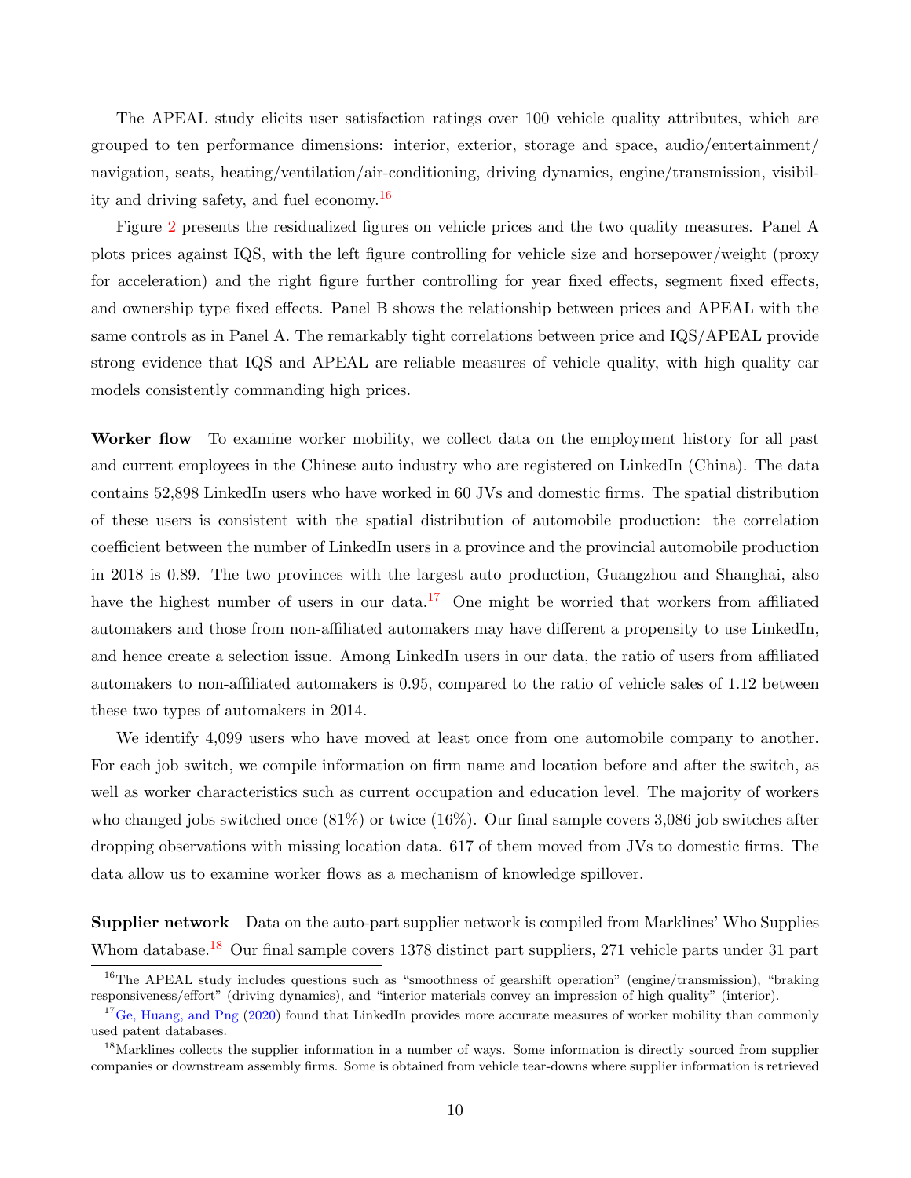The APEAL study elicits user satisfaction ratings over 100 vehicle quality attributes, which are grouped to ten performance dimensions: interior, exterior, storage and space, audio/entertainment/navigation, seats, heating/ventilation/air-conditioning, driving dynamics, engine/transmission, visibility and driving safety, and fuel economy.[16]

Figure 2 presents the residualized figures on vehicle prices and the two quality measures. Panel A plots prices against IQS, with the left figure controlling for vehicle size and horsepower/weight (proxy for acceleration) and the right figure further controlling for year fixed effects, segment fixed effects, and ownership type fixed effects. Panel B shows the relationship between prices and APEAL with the same controls as in Panel A. The remarkably tight correlations between price and IQS/APEAL provide strong evidence that IQS and APEAL are reliable measures of vehicle quality, with high quality car models consistently commanding high prices.

**Worker flow** To examine worker mobility, we collect data on the employment history for all past and current employees in the Chinese auto industry who are registered on LinkedIn (China). The data contains 52,898 LinkedIn users who have worked in 60 JVs and domestic firms. The spatial distribution of these users is consistent with the spatial distribution of automobile production: the correlation coefficient between the number of LinkedIn users in a province and the provincial automobile production in 2018 is 0.89. The two provinces with the largest auto production, Guangzhou and Shanghai, also have the highest number of users in our data.[17] One might be worried that workers from affiliated automakers and those from non-affiliated automakers may have different a propensity to use LinkedIn, and hence create a selection issue. Among LinkedIn users in our data, the ratio of users from affiliated automakers to non-affiliated automakers is 0.95, compared to the ratio of vehicle sales of 1.12 between these two types of automakers in 2014.

We identify 4,099 users who have moved at least once from one automobile company to another. For each job switch, we compile information on firm name and location before and after the switch, as well as worker characteristics such as current occupation and education level. The majority of workers who changed jobs switched once (81%) or twice (16%). Our final sample covers 3,086 job switches after dropping observations with missing location data. 617 of them moved from JVs to domestic firms. The data allow us to examine worker flows as a mechanism of knowledge spillover.

**Supplier network** Data on the auto-part supplier network is compiled from Marklines' Who Supplies Whom database.[18] Our final sample covers 1378 distinct part suppliers, 271 vehicle parts under 31 part

---

[16] The APEAL study includes questions such as "smoothness of gearshift operation" (engine/transmission), "braking responsiveness/effort" (driving dynamics), and "interior materials convey an impression of high quality" (interior).

[17] Ge, Huang, and Png (2020) found that LinkedIn provides more accurate measures of worker mobility than commonly used patent databases.

[18] Marklines collects the supplier information in a number of ways. Some information is directly sourced from supplier companies or downstream assembly firms. Some is obtained from vehicle tear-downs where supplier information is retrieved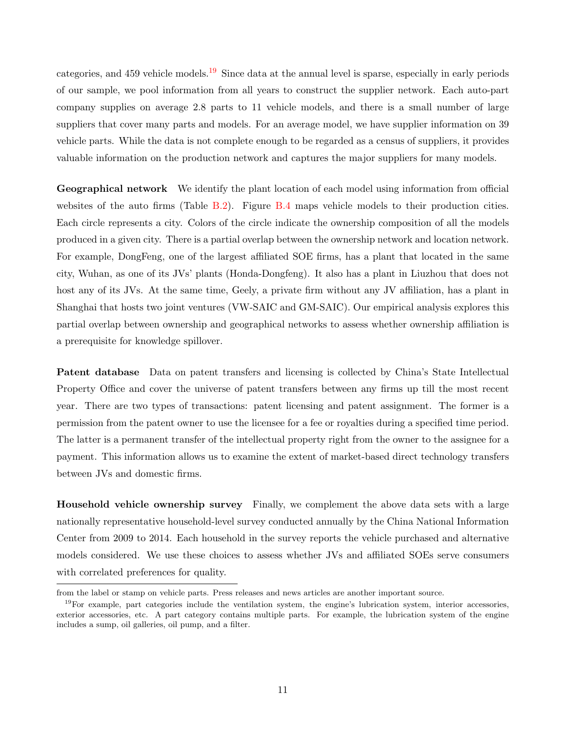categories, and 459 vehicle models.[19] Since data at the annual level is sparse, especially in early periods of our sample, we pool information from all years to construct the supplier network. Each auto-part company supplies on average 2.8 parts to 11 vehicle models, and there is a small number of large suppliers that cover many parts and models. For an average model, we have supplier information on 39 vehicle parts. While the data is not complete enough to be regarded as a census of suppliers, it provides valuable information on the production network and captures the major suppliers for many models.

**Geographical network** We identify the plant location of each model using information from official websites of the auto firms (Table B.2). Figure B.4 maps vehicle models to their production cities. Each circle represents a city. Colors of the circle indicate the ownership composition of all the models produced in a given city. There is a partial overlap between the ownership network and location network. For example, DongFeng, one of the largest affiliated SOE firms, has a plant that located in the same city, Wuhan, as one of its JVs' plants (Honda-Dongfeng). It also has a plant in Liuzhou that does not host any of its JVs. At the same time, Geely, a private firm without any JV affiliation, has a plant in Shanghai that hosts two joint ventures (VW-SAIC and GM-SAIC). Our empirical analysis explores this partial overlap between ownership and geographical networks to assess whether ownership affiliation is a prerequisite for knowledge spillover.

**Patent database** Data on patent transfers and licensing is collected by China's State Intellectual Property Office and cover the universe of patent transfers between any firms up till the most recent year. There are two types of transactions: patent licensing and patent assignment. The former is a permission from the patent owner to use the licensee for a fee or royalties during a specified time period. The latter is a permanent transfer of the intellectual property right from the owner to the assignee for a payment. This information allows us to examine the extent of market-based direct technology transfers between JVs and domestic firms.

**Household vehicle ownership survey** Finally, we complement the above data sets with a large nationally representative household-level survey conducted annually by the China National Information Center from 2009 to 2014. Each household in the survey reports the vehicle purchased and alternative models considered. We use these choices to assess whether JVs and affiliated SOEs serve consumers with correlated preferences for quality.

---

from the label or stamp on vehicle parts. Press releases and news articles are another important source.

[19] For example, part categories include the ventilation system, the engine's lubrication system, interior accessories, exterior accessories, etc. A part category contains multiple parts. For example, the lubrication system of the engine includes a sump, oil galleries, oil pump, and a filter.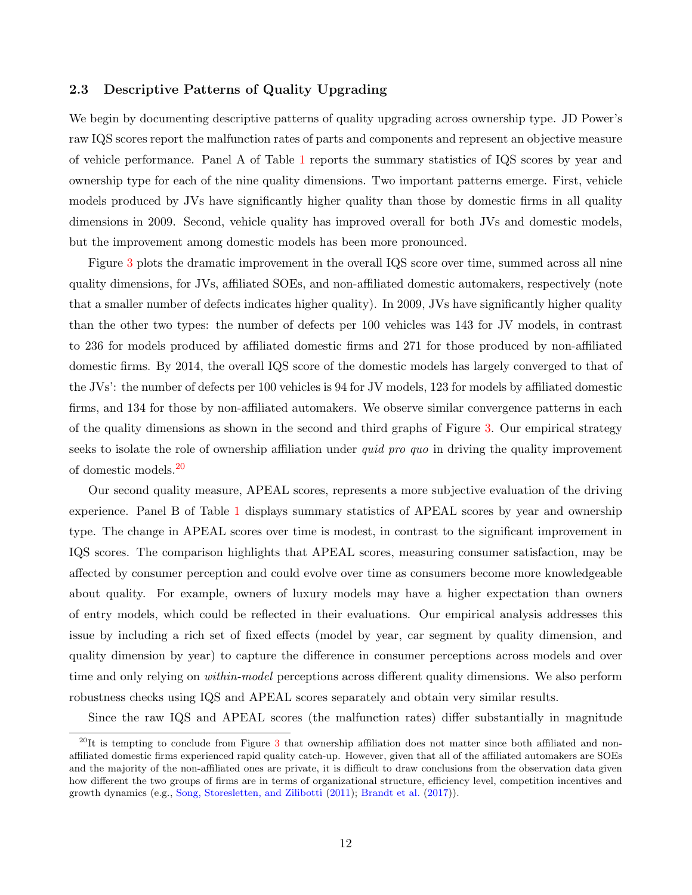### 2.3 Descriptive Patterns of Quality Upgrading

We begin by documenting descriptive patterns of quality upgrading across ownership type. JD Power's raw IQS scores report the malfunction rates of parts and components and represent an objective measure of vehicle performance. Panel A of Table 1 reports the summary statistics of IQS scores by year and ownership type for each of the nine quality dimensions. Two important patterns emerge. First, vehicle models produced by JVs have significantly higher quality than those by domestic firms in all quality dimensions in 2009. Second, vehicle quality has improved overall for both JVs and domestic models, but the improvement among domestic models has been more pronounced.

Figure 3 plots the dramatic improvement in the overall IQS score over time, summed across all nine quality dimensions, for JVs, affiliated SOEs, and non-affiliated domestic automakers, respectively (note that a smaller number of defects indicates higher quality). In 2009, JVs have significantly higher quality than the other two types: the number of defects per 100 vehicles was 143 for JV models, in contrast to 236 for models produced by affiliated domestic firms and 271 for those produced by non-affiliated domestic firms. By 2014, the overall IQS score of the domestic models has largely converged to that of the JVs': the number of defects per 100 vehicles is 94 for JV models, 123 for models by affiliated domestic firms, and 134 for those by non-affiliated automakers. We observe similar convergence patterns in each of the quality dimensions as shown in the second and third graphs of Figure 3. Our empirical strategy seeks to isolate the role of ownership affiliation under *quid pro quo* in driving the quality improvement of domestic models.[20]

Our second quality measure, APEAL scores, represents a more subjective evaluation of the driving experience. Panel B of Table 1 displays summary statistics of APEAL scores by year and ownership type. The change in APEAL scores over time is modest, in contrast to the significant improvement in IQS scores. The comparison highlights that APEAL scores, measuring consumer satisfaction, may be affected by consumer perception and could evolve over time as consumers become more knowledgeable about quality. For example, owners of luxury models may have a higher expectation than owners of entry models, which could be reflected in their evaluations. Our empirical analysis addresses this issue by including a rich set of fixed effects (model by year, car segment by quality dimension, and quality dimension by year) to capture the difference in consumer perceptions across models and over time and only relying on *within-model* perceptions across different quality dimensions. We also perform robustness checks using IQS and APEAL scores separately and obtain very similar results.

Since the raw IQS and APEAL scores (the malfunction rates) differ substantially in magnitude

[20] It is tempting to conclude from Figure 3 that ownership affiliation does not matter since both affiliated and non-affiliated domestic firms experienced rapid quality catch-up. However, given that all of the affiliated automakers are SOEs and the majority of the non-affiliated ones are private, it is difficult to draw conclusions from the observation data given how different the two groups of firms are in terms of organizational structure, efficiency level, competition incentives and growth dynamics (e.g., Song, Storesletten, and Zilibotti (2011); Brandt et al. (2017)).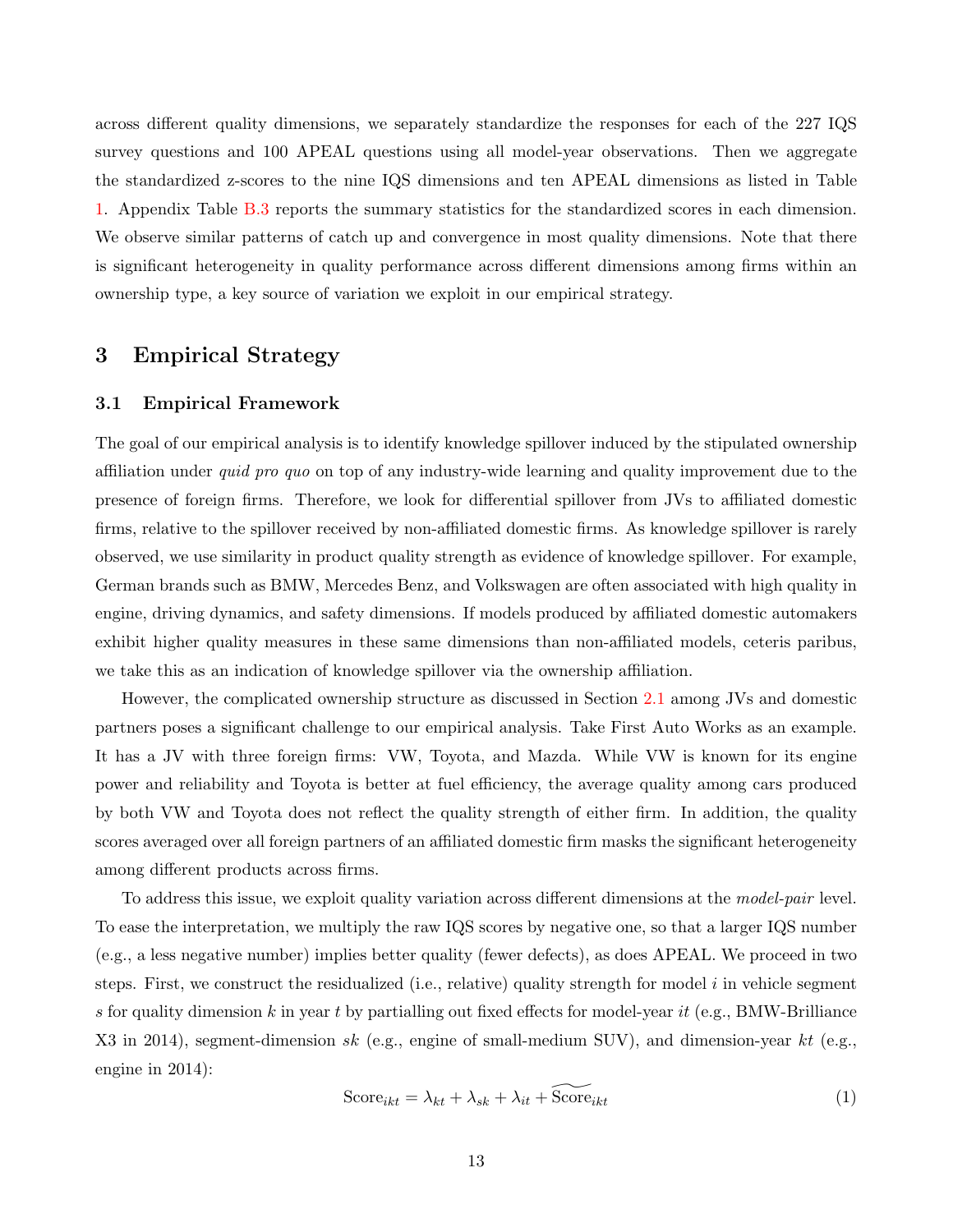across different quality dimensions, we separately standardize the responses for each of the 227 IQS survey questions and 100 APEAL questions using all model-year observations. Then we aggregate the standardized z-scores to the nine IQS dimensions and ten APEAL dimensions as listed in Table 1. Appendix Table B.3 reports the summary statistics for the standardized scores in each dimension. We observe similar patterns of catch up and convergence in most quality dimensions. Note that there is significant heterogeneity in quality performance across different dimensions among firms within an ownership type, a key source of variation we exploit in our empirical strategy.

## 3 Empirical Strategy

### 3.1 Empirical Framework

The goal of our empirical analysis is to identify knowledge spillover induced by the stipulated ownership affiliation under *quid pro quo* on top of any industry-wide learning and quality improvement due to the presence of foreign firms. Therefore, we look for differential spillover from JVs to affiliated domestic firms, relative to the spillover received by non-affiliated domestic firms. As knowledge spillover is rarely observed, we use similarity in product quality strength as evidence of knowledge spillover. For example, German brands such as BMW, Mercedes Benz, and Volkswagen are often associated with high quality in engine, driving dynamics, and safety dimensions. If models produced by affiliated domestic automakers exhibit higher quality measures in these same dimensions than non-affiliated models, ceteris paribus, we take this as an indication of knowledge spillover via the ownership affiliation.

However, the complicated ownership structure as discussed in Section 2.1 among JVs and domestic partners poses a significant challenge to our empirical analysis. Take First Auto Works as an example. It has a JV with three foreign firms: VW, Toyota, and Mazda. While VW is known for its engine power and reliability and Toyota is better at fuel efficiency, the average quality among cars produced by both VW and Toyota does not reflect the quality strength of either firm. In addition, the quality scores averaged over all foreign partners of an affiliated domestic firm masks the significant heterogeneity among different products across firms.

To address this issue, we exploit quality variation across different dimensions at the *model-pair* level. To ease the interpretation, we multiply the raw IQS scores by negative one, so that a larger IQS number (e.g., a less negative number) implies better quality (fewer defects), as does APEAL. We proceed in two steps. First, we construct the residualized (i.e., relative) quality strength for model $i$ in vehicle segment $s$ for quality dimension $k$ in year $t$ by partialling out fixed effects for model-year $it$ (e.g., BMW-Brilliance X3 in 2014), segment-dimension $sk$ (e.g., engine of small-medium SUV), and dimension-year $kt$ (e.g., engine in 2014):

$$\text{Score}_{ikt} = \lambda_{kt} + \lambda_{sk} + \lambda_{it} + \widetilde{\text{Score}}_{ikt} \tag{1}$$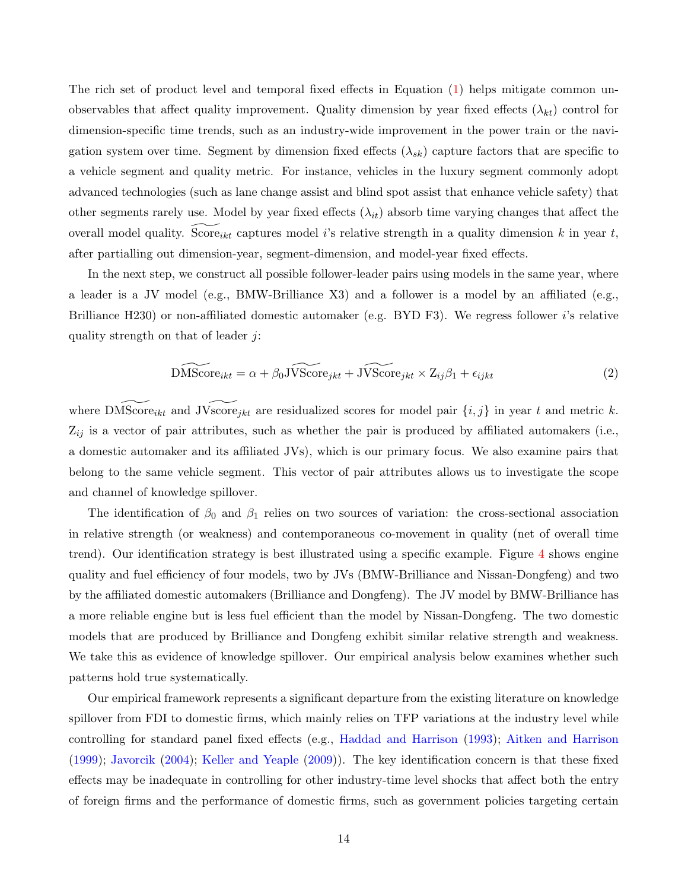The rich set of product level and temporal fixed effects in Equation (1) helps mitigate common unobservables that affect quality improvement. Quality dimension by year fixed effects ($\lambda_{kt}$) control for dimension-specific time trends, such as an industry-wide improvement in the power train or the navigation system over time. Segment by dimension fixed effects ($\lambda_{sk}$) capture factors that are specific to a vehicle segment and quality metric. For instance, vehicles in the luxury segment commonly adopt advanced technologies (such as lane change assist and blind spot assist that enhance vehicle safety) that other segments rarely use. Model by year fixed effects ($\lambda_{it}$) absorb time varying changes that affect the overall model quality. $\widetilde{\text{Score}}_{ikt}$ captures model $i$'s relative strength in a quality dimension $k$ in year $t$, after partialling out dimension-year, segment-dimension, and model-year fixed effects.

In the next step, we construct all possible follower-leader pairs using models in the same year, where a leader is a JV model (e.g., BMW-Brilliance X3) and a follower is a model by an affiliated (e.g., Brilliance H230) or non-affiliated domestic automaker (e.g. BYD F3). We regress follower $i$'s relative quality strength on that of leader $j$:

$$\widetilde{\text{DMScore}}_{ikt} = \alpha + \beta_0 \widetilde{\text{JVScore}}_{jkt} + \widetilde{\text{JVScore}}_{jkt} \times \text{Z}_{ij}\beta_1 + \epsilon_{ijkt} \tag{2}$$

where $\widetilde{\text{DMScore}}_{ikt}$ and $\widetilde{\text{JVscore}}_{jkt}$ are residualized scores for model pair $\{i, j\}$ in year $t$ and metric $k$. $\text{Z}_{ij}$ is a vector of pair attributes, such as whether the pair is produced by affiliated automakers (i.e., a domestic automaker and its affiliated JVs), which is our primary focus. We also examine pairs that belong to the same vehicle segment. This vector of pair attributes allows us to investigate the scope and channel of knowledge spillover.

The identification of $\beta_0$ and $\beta_1$ relies on two sources of variation: the cross-sectional association in relative strength (or weakness) and contemporaneous co-movement in quality (net of overall time trend). Our identification strategy is best illustrated using a specific example. Figure 4 shows engine quality and fuel efficiency of four models, two by JVs (BMW-Brilliance and Nissan-Dongfeng) and two by the affiliated domestic automakers (Brilliance and Dongfeng). The JV model by BMW-Brilliance has a more reliable engine but is less fuel efficient than the model by Nissan-Dongfeng. The two domestic models that are produced by Brilliance and Dongfeng exhibit similar relative strength and weakness. We take this as evidence of knowledge spillover. Our empirical analysis below examines whether such patterns hold true systematically.

Our empirical framework represents a significant departure from the existing literature on knowledge spillover from FDI to domestic firms, which mainly relies on TFP variations at the industry level while controlling for standard panel fixed effects (e.g., Haddad and Harrison (1993); Aitken and Harrison (1999); Javorcik (2004); Keller and Yeaple (2009)). The key identification concern is that these fixed effects may be inadequate in controlling for other industry-time level shocks that affect both the entry of foreign firms and the performance of domestic firms, such as government policies targeting certain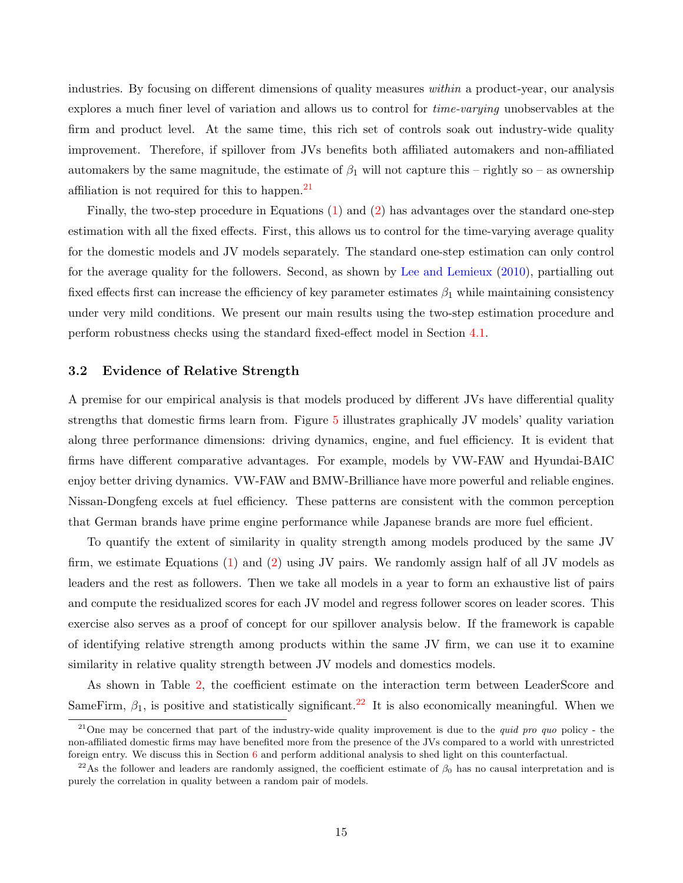industries. By focusing on different dimensions of quality measures *within* a product-year, our analysis explores a much finer level of variation and allows us to control for *time-varying* unobservables at the firm and product level. At the same time, this rich set of controls soak out industry-wide quality improvement. Therefore, if spillover from JVs benefits both affiliated automakers and non-affiliated automakers by the same magnitude, the estimate of $\beta_1$ will not capture this – rightly so – as ownership affiliation is not required for this to happen.[21]

Finally, the two-step procedure in Equations (1) and (2) has advantages over the standard one-step estimation with all the fixed effects. First, this allows us to control for the time-varying average quality for the domestic models and JV models separately. The standard one-step estimation can only control for the average quality for the followers. Second, as shown by Lee and Lemieux (2010), partialling out fixed effects first can increase the efficiency of key parameter estimates $\beta_1$ while maintaining consistency under very mild conditions. We present our main results using the two-step estimation procedure and perform robustness checks using the standard fixed-effect model in Section 4.1.

### 3.2 Evidence of Relative Strength

A premise for our empirical analysis is that models produced by different JVs have differential quality strengths that domestic firms learn from. Figure 5 illustrates graphically JV models' quality variation along three performance dimensions: driving dynamics, engine, and fuel efficiency. It is evident that firms have different comparative advantages. For example, models by VW-FAW and Hyundai-BAIC enjoy better driving dynamics. VW-FAW and BMW-Brilliance have more powerful and reliable engines. Nissan-Dongfeng excels at fuel efficiency. These patterns are consistent with the common perception that German brands have prime engine performance while Japanese brands are more fuel efficient.

To quantify the extent of similarity in quality strength among models produced by the same JV firm, we estimate Equations (1) and (2) using JV pairs. We randomly assign half of all JV models as leaders and the rest as followers. Then we take all models in a year to form an exhaustive list of pairs and compute the residualized scores for each JV model and regress follower scores on leader scores. This exercise also serves as a proof of concept for our spillover analysis below. If the framework is capable of identifying relative strength among products within the same JV firm, we can use it to examine similarity in relative quality strength between JV models and domestics models.

As shown in Table 2, the coefficient estimate on the interaction term between LeaderScore and SameFirm, $\beta_1$, is positive and statistically significant.[22] It is also economically meaningful. When we

[21] One may be concerned that part of the industry-wide quality improvement is due to the *quid pro quo* policy - the non-affiliated domestic firms may have benefited more from the presence of the JVs compared to a world with unrestricted foreign entry. We discuss this in Section 6 and perform additional analysis to shed light on this counterfactual.

[22] As the follower and leaders are randomly assigned, the coefficient estimate of $\beta_0$ has no causal interpretation and is purely the correlation in quality between a random pair of models.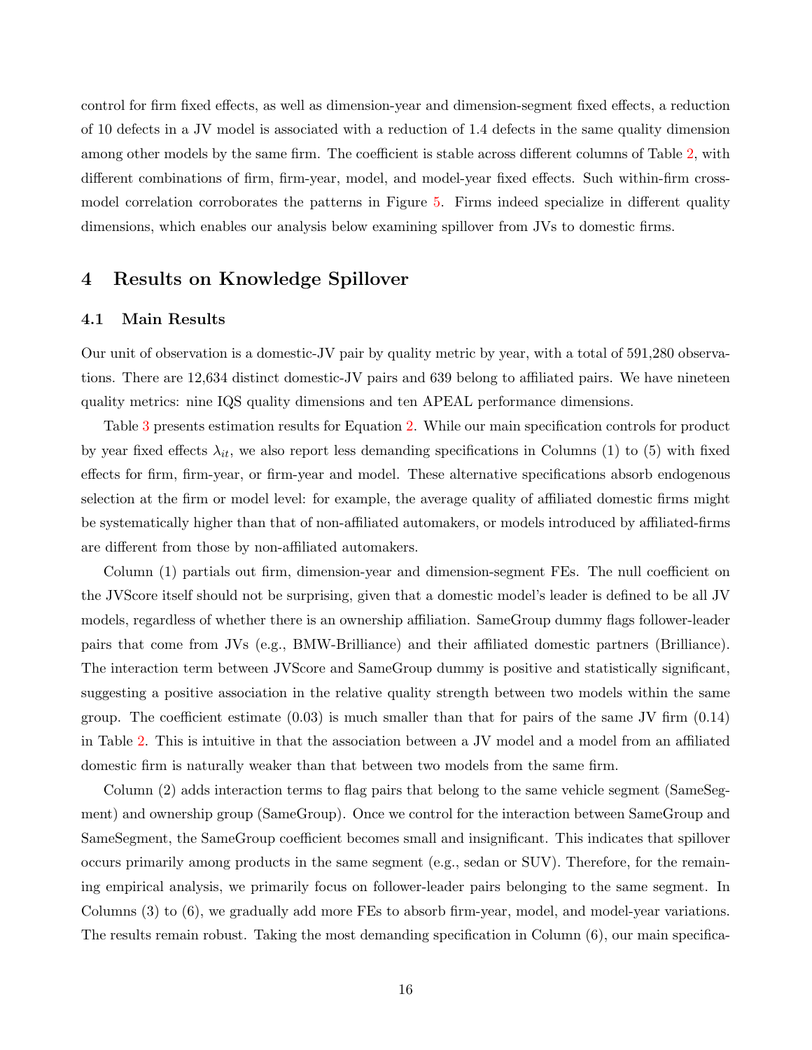control for firm fixed effects, as well as dimension-year and dimension-segment fixed effects, a reduction of 10 defects in a JV model is associated with a reduction of 1.4 defects in the same quality dimension among other models by the same firm. The coefficient is stable across different columns of Table 2, with different combinations of firm, firm-year, model, and model-year fixed effects. Such within-firm cross-model correlation corroborates the patterns in Figure 5. Firms indeed specialize in different quality dimensions, which enables our analysis below examining spillover from JVs to domestic firms.

# 4 Results on Knowledge Spillover

## 4.1 Main Results

Our unit of observation is a domestic-JV pair by quality metric by year, with a total of 591,280 observations. There are 12,634 distinct domestic-JV pairs and 639 belong to affiliated pairs. We have nineteen quality metrics: nine IQS quality dimensions and ten APEAL performance dimensions.

Table 3 presents estimation results for Equation 2. While our main specification controls for product by year fixed effects $\lambda_{it}$, we also report less demanding specifications in Columns (1) to (5) with fixed effects for firm, firm-year, or firm-year and model. These alternative specifications absorb endogenous selection at the firm or model level: for example, the average quality of affiliated domestic firms might be systematically higher than that of non-affiliated automakers, or models introduced by affiliated-firms are different from those by non-affiliated automakers.

Column (1) partials out firm, dimension-year and dimension-segment FEs. The null coefficient on the JVScore itself should not be surprising, given that a domestic model's leader is defined to be all JV models, regardless of whether there is an ownership affiliation. SameGroup dummy flags follower-leader pairs that come from JVs (e.g., BMW-Brilliance) and their affiliated domestic partners (Brilliance). The interaction term between JVScore and SameGroup dummy is positive and statistically significant, suggesting a positive association in the relative quality strength between two models within the same group. The coefficient estimate (0.03) is much smaller than that for pairs of the same JV firm (0.14) in Table 2. This is intuitive in that the association between a JV model and a model from an affiliated domestic firm is naturally weaker than that between two models from the same firm.

Column (2) adds interaction terms to flag pairs that belong to the same vehicle segment (SameSegment) and ownership group (SameGroup). Once we control for the interaction between SameGroup and SameSegment, the SameGroup coefficient becomes small and insignificant. This indicates that spillover occurs primarily among products in the same segment (e.g., sedan or SUV). Therefore, for the remaining empirical analysis, we primarily focus on follower-leader pairs belonging to the same segment. In Columns (3) to (6), we gradually add more FEs to absorb firm-year, model, and model-year variations. The results remain robust. Taking the most demanding specification in Column (6), our main specifica-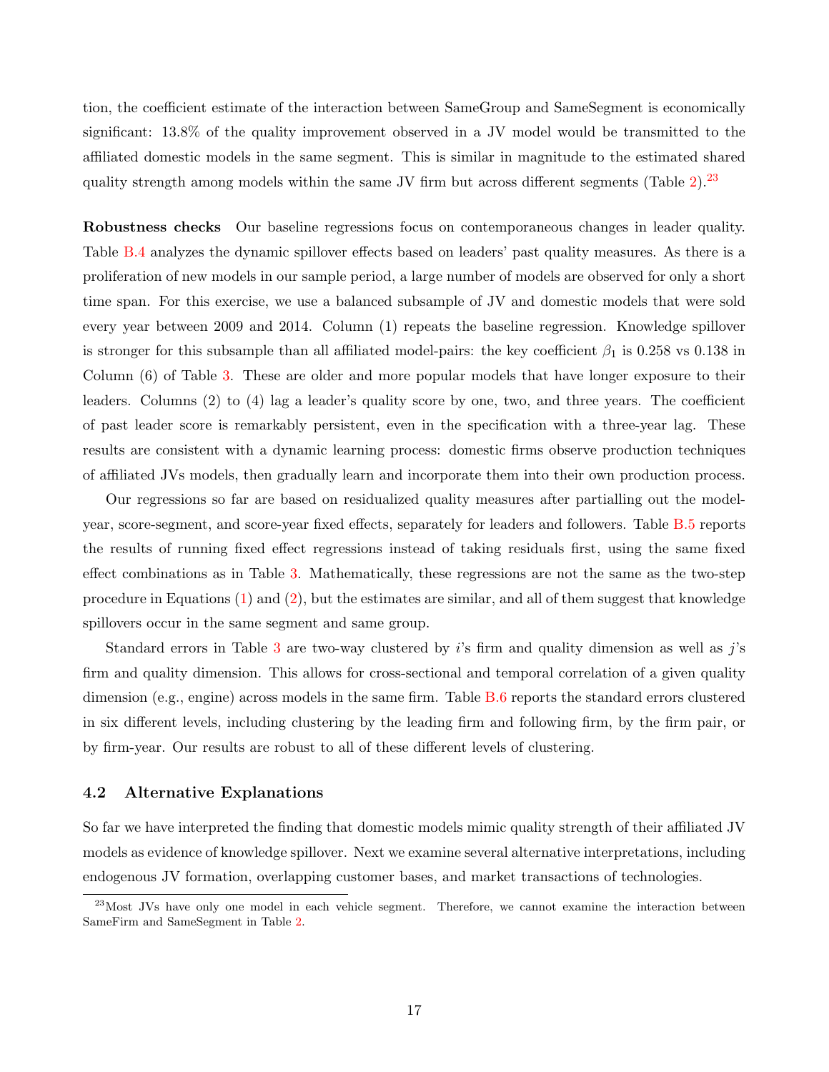tion, the coefficient estimate of the interaction between SameGroup and SameSegment is economically significant: 13.8% of the quality improvement observed in a JV model would be transmitted to the affiliated domestic models in the same segment. This is similar in magnitude to the estimated shared quality strength among models within the same JV firm but across different segments (Table 2).[23]

**Robustness checks** Our baseline regressions focus on contemporaneous changes in leader quality. Table B.4 analyzes the dynamic spillover effects based on leaders' past quality measures. As there is a proliferation of new models in our sample period, a large number of models are observed for only a short time span. For this exercise, we use a balanced subsample of JV and domestic models that were sold every year between 2009 and 2014. Column (1) repeats the baseline regression. Knowledge spillover is stronger for this subsample than all affiliated model-pairs: the key coefficient $\beta_1$ is 0.258 vs 0.138 in Column (6) of Table 3. These are older and more popular models that have longer exposure to their leaders. Columns (2) to (4) lag a leader's quality score by one, two, and three years. The coefficient of past leader score is remarkably persistent, even in the specification with a three-year lag. These results are consistent with a dynamic learning process: domestic firms observe production techniques of affiliated JVs models, then gradually learn and incorporate them into their own production process.

Our regressions so far are based on residualized quality measures after partialling out the model-year, score-segment, and score-year fixed effects, separately for leaders and followers. Table B.5 reports the results of running fixed effect regressions instead of taking residuals first, using the same fixed effect combinations as in Table 3. Mathematically, these regressions are not the same as the two-step procedure in Equations (1) and (2), but the estimates are similar, and all of them suggest that knowledge spillovers occur in the same segment and same group.

Standard errors in Table 3 are two-way clustered by $i$'s firm and quality dimension as well as $j$'s firm and quality dimension. This allows for cross-sectional and temporal correlation of a given quality dimension (e.g., engine) across models in the same firm. Table B.6 reports the standard errors clustered in six different levels, including clustering by the leading firm and following firm, by the firm pair, or by firm-year. Our results are robust to all of these different levels of clustering.

### 4.2 Alternative Explanations

So far we have interpreted the finding that domestic models mimic quality strength of their affiliated JV models as evidence of knowledge spillover. Next we examine several alternative interpretations, including endogenous JV formation, overlapping customer bases, and market transactions of technologies.

[23] Most JVs have only one model in each vehicle segment. Therefore, we cannot examine the interaction between SameFirm and SameSegment in Table 2.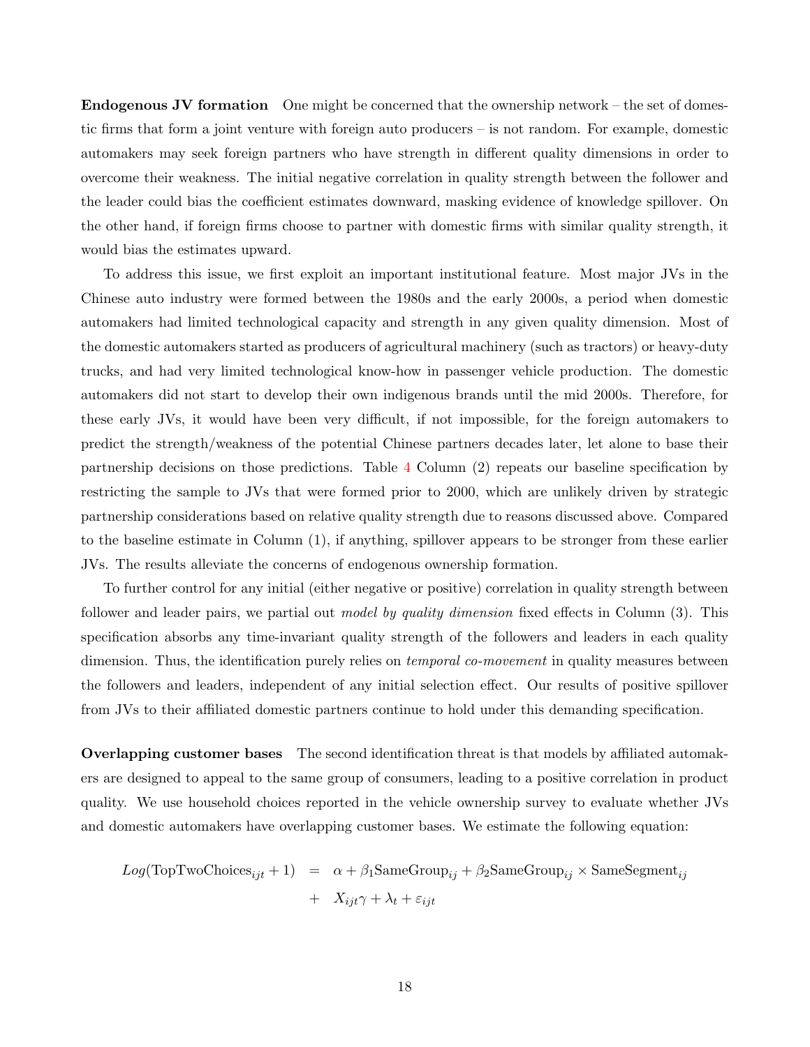**Endogenous JV formation** One might be concerned that the ownership network – the set of domestic firms that form a joint venture with foreign auto producers – is not random. For example, domestic automakers may seek foreign partners who have strength in different quality dimensions in order to overcome their weakness. The initial negative correlation in quality strength between the follower and the leader could bias the coefficient estimates downward, masking evidence of knowledge spillover. On the other hand, if foreign firms choose to partner with domestic firms with similar quality strength, it would bias the estimates upward.

To address this issue, we first exploit an important institutional feature. Most major JVs in the Chinese auto industry were formed between the 1980s and the early 2000s, a period when domestic automakers had limited technological capacity and strength in any given quality dimension. Most of the domestic automakers started as producers of agricultural machinery (such as tractors) or heavy-duty trucks, and had very limited technological know-how in passenger vehicle production. The domestic automakers did not start to develop their own indigenous brands until the mid 2000s. Therefore, for these early JVs, it would have been very difficult, if not impossible, for the foreign automakers to predict the strength/weakness of the potential Chinese partners decades later, let alone to base their partnership decisions on those predictions. Table 4 Column (2) repeats our baseline specification by restricting the sample to JVs that were formed prior to 2000, which are unlikely driven by strategic partnership considerations based on relative quality strength due to reasons discussed above. Compared to the baseline estimate in Column (1), if anything, spillover appears to be stronger from these earlier JVs. The results alleviate the concerns of endogenous ownership formation.

To further control for any initial (either negative or positive) correlation in quality strength between follower and leader pairs, we partial out *model by quality dimension* fixed effects in Column (3). This specification absorbs any time-invariant quality strength of the followers and leaders in each quality dimension. Thus, the identification purely relies on *temporal co-movement* in quality measures between the followers and leaders, independent of any initial selection effect. Our results of positive spillover from JVs to their affiliated domestic partners continue to hold under this demanding specification.

**Overlapping customer bases** The second identification threat is that models by affiliated automakers are designed to appeal to the same group of consumers, leading to a positive correlation in product quality. We use household choices reported in the vehicle ownership survey to evaluate whether JVs and domestic automakers have overlapping customer bases. We estimate the following equation:

$$
\begin{aligned}
Log(\text{TopTwoChoices}_{ijt} + 1) &= \alpha + \beta_1 \text{SameGroup}_{ij} + \beta_2 \text{SameGroup}_{ij} \times \text{SameSegment}_{ij} \\
&+ X_{ijt}\gamma + \lambda_t + \varepsilon_{ijt}
\end{aligned}
$$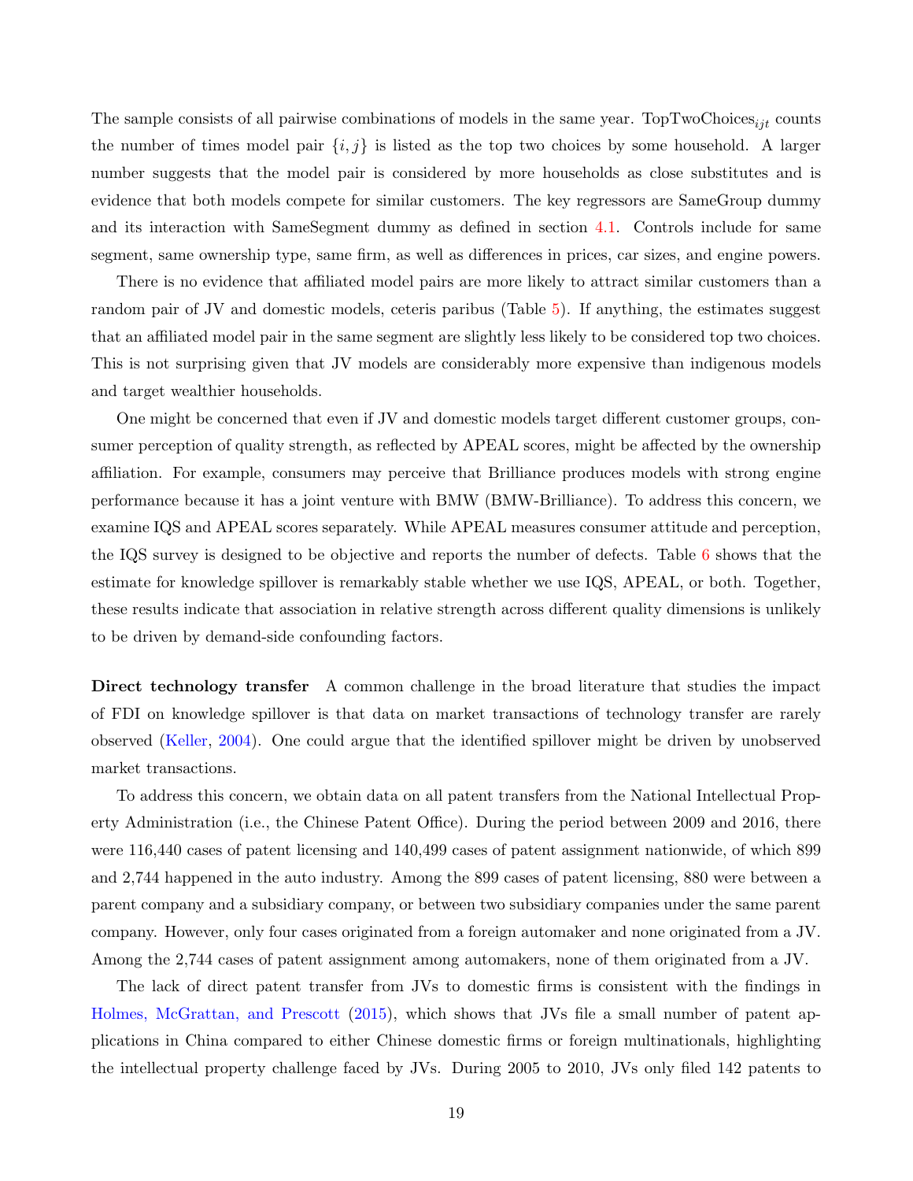The sample consists of all pairwise combinations of models in the same year. $\text{TopTwoChoices}_{ijt}$ counts the number of times model pair $\{i, j\}$ is listed as the top two choices by some household. A larger number suggests that the model pair is considered by more households as close substitutes and is evidence that both models compete for similar customers. The key regressors are SameGroup dummy and its interaction with SameSegment dummy as defined in section 4.1. Controls include for same segment, same ownership type, same firm, as well as differences in prices, car sizes, and engine powers.

There is no evidence that affiliated model pairs are more likely to attract similar customers than a random pair of JV and domestic models, ceteris paribus (Table 5). If anything, the estimates suggest that an affiliated model pair in the same segment are slightly less likely to be considered top two choices. This is not surprising given that JV models are considerably more expensive than indigenous models and target wealthier households.

One might be concerned that even if JV and domestic models target different customer groups, consumer perception of quality strength, as reflected by APEAL scores, might be affected by the ownership affiliation. For example, consumers may perceive that Brilliance produces models with strong engine performance because it has a joint venture with BMW (BMW-Brilliance). To address this concern, we examine IQS and APEAL scores separately. While APEAL measures consumer attitude and perception, the IQS survey is designed to be objective and reports the number of defects. Table 6 shows that the estimate for knowledge spillover is remarkably stable whether we use IQS, APEAL, or both. Together, these results indicate that association in relative strength across different quality dimensions is unlikely to be driven by demand-side confounding factors.

**Direct technology transfer** A common challenge in the broad literature that studies the impact of FDI on knowledge spillover is that data on market transactions of technology transfer are rarely observed (Keller, 2004). One could argue that the identified spillover might be driven by unobserved market transactions.

To address this concern, we obtain data on all patent transfers from the National Intellectual Property Administration (i.e., the Chinese Patent Office). During the period between 2009 and 2016, there were 116,440 cases of patent licensing and 140,499 cases of patent assignment nationwide, of which 899 and 2,744 happened in the auto industry. Among the 899 cases of patent licensing, 880 were between a parent company and a subsidiary company, or between two subsidiary companies under the same parent company. However, only four cases originated from a foreign automaker and none originated from a JV. Among the 2,744 cases of patent assignment among automakers, none of them originated from a JV.

The lack of direct patent transfer from JVs to domestic firms is consistent with the findings in Holmes, McGrattan, and Prescott (2015), which shows that JVs file a small number of patent applications in China compared to either Chinese domestic firms or foreign multinationals, highlighting the intellectual property challenge faced by JVs. During 2005 to 2010, JVs only filed 142 patents to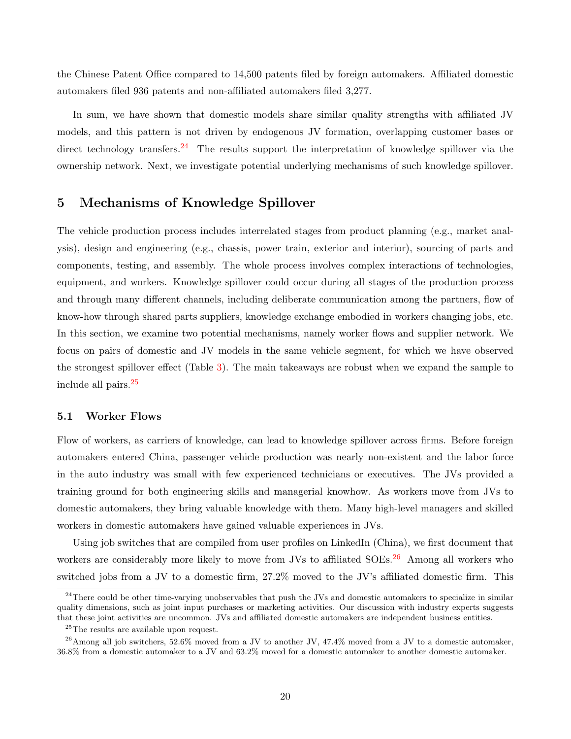the Chinese Patent Office compared to 14,500 patents filed by foreign automakers. Affiliated domestic automakers filed 936 patents and non-affiliated automakers filed 3,277.

In sum, we have shown that domestic models share similar quality strengths with affiliated JV models, and this pattern is not driven by endogenous JV formation, overlapping customer bases or direct technology transfers.[24] The results support the interpretation of knowledge spillover via the ownership network. Next, we investigate potential underlying mechanisms of such knowledge spillover.

# 5 Mechanisms of Knowledge Spillover

The vehicle production process includes interrelated stages from product planning (e.g., market analysis), design and engineering (e.g., chassis, power train, exterior and interior), sourcing of parts and components, testing, and assembly. The whole process involves complex interactions of technologies, equipment, and workers. Knowledge spillover could occur during all stages of the production process and through many different channels, including deliberate communication among the partners, flow of know-how through shared parts suppliers, knowledge exchange embodied in workers changing jobs, etc. In this section, we examine two potential mechanisms, namely worker flows and supplier network. We focus on pairs of domestic and JV models in the same vehicle segment, for which we have observed the strongest spillover effect (Table 3). The main takeaways are robust when we expand the sample to include all pairs.[25]

## 5.1 Worker Flows

Flow of workers, as carriers of knowledge, can lead to knowledge spillover across firms. Before foreign automakers entered China, passenger vehicle production was nearly non-existent and the labor force in the auto industry was small with few experienced technicians or executives. The JVs provided a training ground for both engineering skills and managerial knowhow. As workers move from JVs to domestic automakers, they bring valuable knowledge with them. Many high-level managers and skilled workers in domestic automakers have gained valuable experiences in JVs.

Using job switches that are compiled from user profiles on LinkedIn (China), we first document that workers are considerably more likely to move from JVs to affiliated SOEs.[26] Among all workers who switched jobs from a JV to a domestic firm, 27.2% moved to the JV's affiliated domestic firm. This

[24] There could be other time-varying unobservables that push the JVs and domestic automakers to specialize in similar quality dimensions, such as joint input purchases or marketing activities. Our discussion with industry experts suggests that these joint activities are uncommon. JVs and affiliated domestic automakers are independent business entities.

[25] The results are available upon request.

[26] Among all job switchers, 52.6% moved from a JV to another JV, 47.4% moved from a JV to a domestic automaker, 36.8% from a domestic automaker to a JV and 63.2% moved for a domestic automaker to another domestic automaker.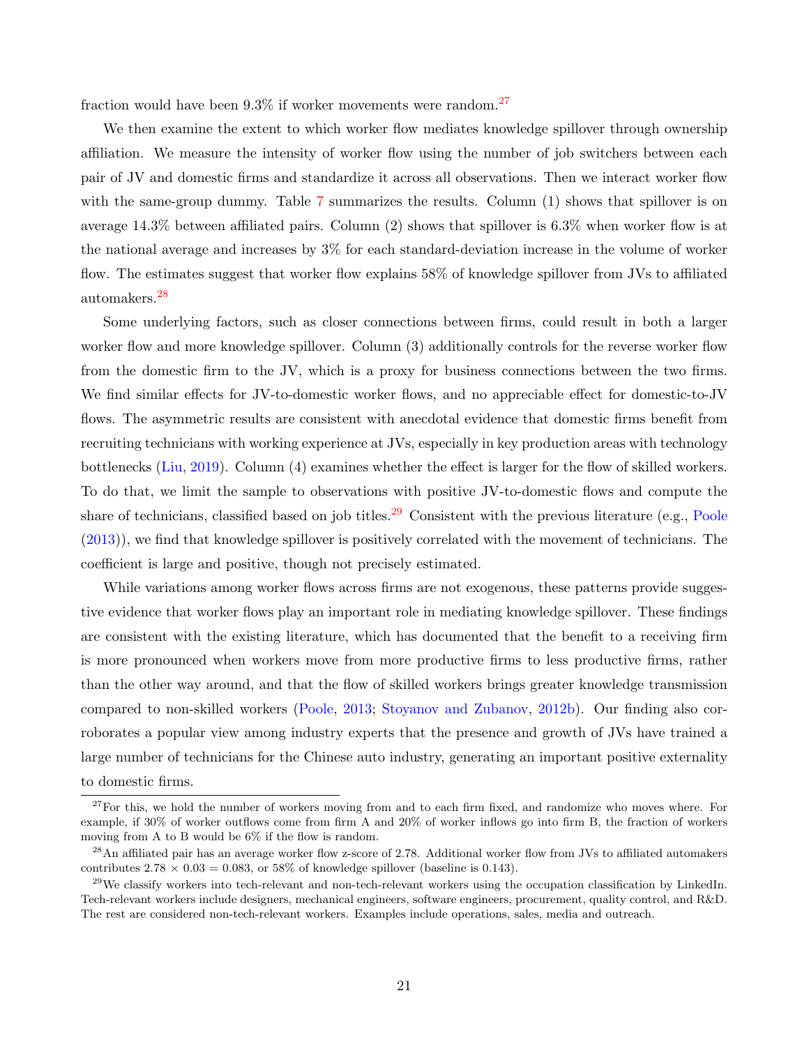fraction would have been 9.3% if worker movements were random.[27]

We then examine the extent to which worker flow mediates knowledge spillover through ownership affiliation. We measure the intensity of worker flow using the number of job switchers between each pair of JV and domestic firms and standardize it across all observations. Then we interact worker flow with the same-group dummy. Table 7 summarizes the results. Column (1) shows that spillover is on average 14.3% between affiliated pairs. Column (2) shows that spillover is 6.3% when worker flow is at the national average and increases by 3% for each standard-deviation increase in the volume of worker flow. The estimates suggest that worker flow explains 58% of knowledge spillover from JVs to affiliated automakers.[28]

Some underlying factors, such as closer connections between firms, could result in both a larger worker flow and more knowledge spillover. Column (3) additionally controls for the reverse worker flow from the domestic firm to the JV, which is a proxy for business connections between the two firms. We find similar effects for JV-to-domestic worker flows, and no appreciable effect for domestic-to-JV flows. The asymmetric results are consistent with anecdotal evidence that domestic firms benefit from recruiting technicians with working experience at JVs, especially in key production areas with technology bottlenecks (Liu, 2019). Column (4) examines whether the effect is larger for the flow of skilled workers. To do that, we limit the sample to observations with positive JV-to-domestic flows and compute the share of technicians, classified based on job titles.[29] Consistent with the previous literature (e.g., Poole (2013)), we find that knowledge spillover is positively correlated with the movement of technicians. The coefficient is large and positive, though not precisely estimated.

While variations among worker flows across firms are not exogenous, these patterns provide suggestive evidence that worker flows play an important role in mediating knowledge spillover. These findings are consistent with the existing literature, which has documented that the benefit to a receiving firm is more pronounced when workers move from more productive firms to less productive firms, rather than the other way around, and that the flow of skilled workers brings greater knowledge transmission compared to non-skilled workers (Poole, 2013; Stoyanov and Zubanov, 2012b). Our finding also corroborates a popular view among industry experts that the presence and growth of JVs have trained a large number of technicians for the Chinese auto industry, generating an important positive externality to domestic firms.

[27] For this, we hold the number of workers moving from and to each firm fixed, and randomize who moves where. For example, if 30% of worker outflows come from firm A and 20% of worker inflows go into firm B, the fraction of workers moving from A to B would be 6% if the flow is random.

[28] An affiliated pair has an average worker flow z-score of 2.78. Additional worker flow from JVs to affiliated automakers contributes $2.78 \times 0.03 = 0.083$, or 58% of knowledge spillover (baseline is 0.143).

[29] We classify workers into tech-relevant and non-tech-relevant workers using the occupation classification by LinkedIn. Tech-relevant workers include designers, mechanical engineers, software engineers, procurement, quality control, and R&D. The rest are considered non-tech-relevant workers. Examples include operations, sales, media and outreach.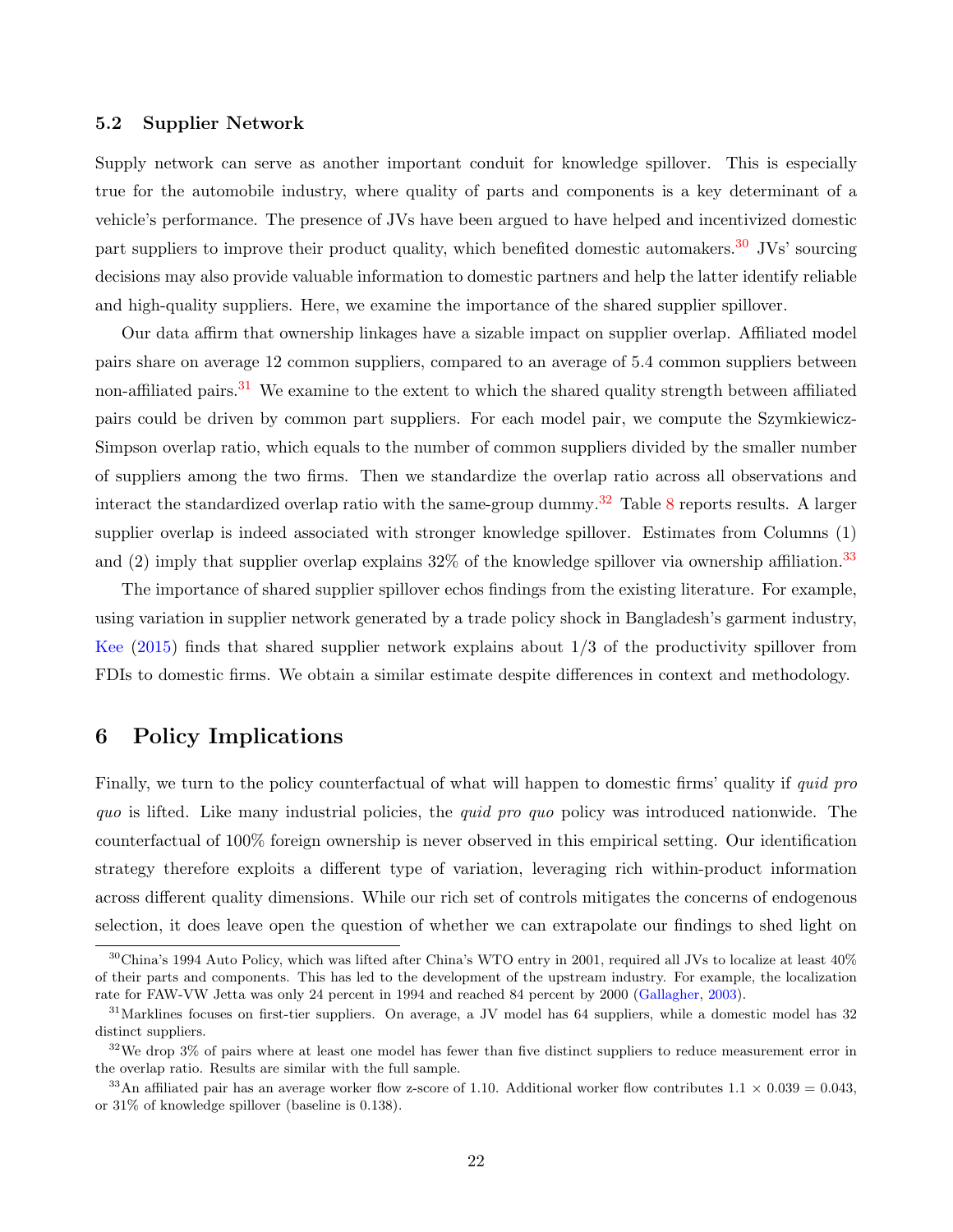### 5.2 Supplier Network

Supply network can serve as another important conduit for knowledge spillover. This is especially true for the automobile industry, where quality of parts and components is a key determinant of a vehicle's performance. The presence of JVs have been argued to have helped and incentivized domestic part suppliers to improve their product quality, which benefited domestic automakers.[30] JVs' sourcing decisions may also provide valuable information to domestic partners and help the latter identify reliable and high-quality suppliers. Here, we examine the importance of the shared supplier spillover.

Our data affirm that ownership linkages have a sizable impact on supplier overlap. Affiliated model pairs share on average 12 common suppliers, compared to an average of 5.4 common suppliers between non-affiliated pairs.[31] We examine to the extent to which the shared quality strength between affiliated pairs could be driven by common part suppliers. For each model pair, we compute the Szymkiewicz-Simpson overlap ratio, which equals to the number of common suppliers divided by the smaller number of suppliers among the two firms. Then we standardize the overlap ratio across all observations and interact the standardized overlap ratio with the same-group dummy.[32] Table 8 reports results. A larger supplier overlap is indeed associated with stronger knowledge spillover. Estimates from Columns (1) and (2) imply that supplier overlap explains 32% of the knowledge spillover via ownership affiliation.[33]

The importance of shared supplier spillover echos findings from the existing literature. For example, using variation in supplier network generated by a trade policy shock in Bangladesh's garment industry, Kee (2015) finds that shared supplier network explains about 1/3 of the productivity spillover from FDIs to domestic firms. We obtain a similar estimate despite differences in context and methodology.

## 6 Policy Implications

Finally, we turn to the policy counterfactual of what will happen to domestic firms' quality if *quid pro quo* is lifted. Like many industrial policies, the *quid pro quo* policy was introduced nationwide. The counterfactual of 100% foreign ownership is never observed in this empirical setting. Our identification strategy therefore exploits a different type of variation, leveraging rich within-product information across different quality dimensions. While our rich set of controls mitigates the concerns of endogenous selection, it does leave open the question of whether we can extrapolate our findings to shed light on

[30] China's 1994 Auto Policy, which was lifted after China's WTO entry in 2001, required all JVs to localize at least 40% of their parts and components. This has led to the development of the upstream industry. For example, the localization rate for FAW-VW Jetta was only 24 percent in 1994 and reached 84 percent by 2000 (Gallagher, 2003).

[31] Marklines focuses on first-tier suppliers. On average, a JV model has 64 suppliers, while a domestic model has 32 distinct suppliers.

[32] We drop 3% of pairs where at least one model has fewer than five distinct suppliers to reduce measurement error in the overlap ratio. Results are similar with the full sample.

[33] An affiliated pair has an average worker flow z-score of 1.10. Additional worker flow contributes $1.1 \times 0.039 = 0.043$, or 31% of knowledge spillover (baseline is 0.138).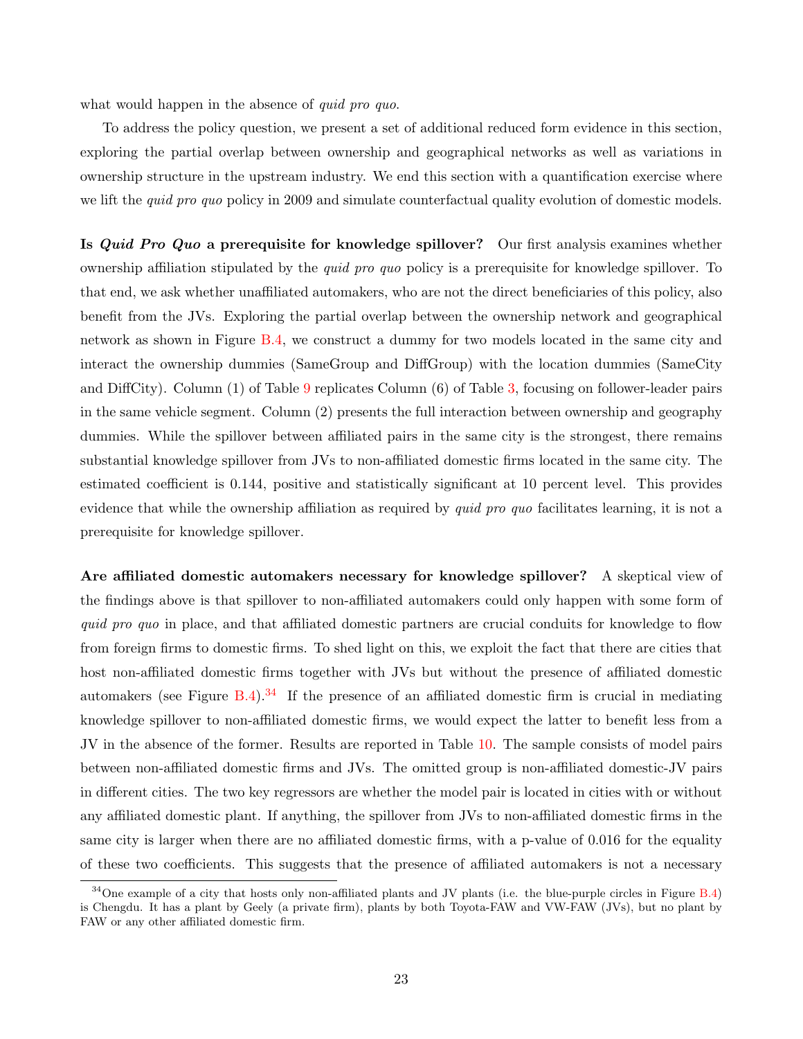what would happen in the absence of *quid pro quo*.

To address the policy question, we present a set of additional reduced form evidence in this section, exploring the partial overlap between ownership and geographical networks as well as variations in ownership structure in the upstream industry. We end this section with a quantification exercise where we lift the *quid pro quo* policy in 2009 and simulate counterfactual quality evolution of domestic models.

**Is *Quid Pro Quo* a prerequisite for knowledge spillover?** Our first analysis examines whether ownership affiliation stipulated by the *quid pro quo* policy is a prerequisite for knowledge spillover. To that end, we ask whether unaffiliated automakers, who are not the direct beneficiaries of this policy, also benefit from the JVs. Exploring the partial overlap between the ownership network and geographical network as shown in Figure B.4, we construct a dummy for two models located in the same city and interact the ownership dummies (SameGroup and DiffGroup) with the location dummies (SameCity and DiffCity). Column (1) of Table 9 replicates Column (6) of Table 3, focusing on follower-leader pairs in the same vehicle segment. Column (2) presents the full interaction between ownership and geography dummies. While the spillover between affiliated pairs in the same city is the strongest, there remains substantial knowledge spillover from JVs to non-affiliated domestic firms located in the same city. The estimated coefficient is 0.144, positive and statistically significant at 10 percent level. This provides evidence that while the ownership affiliation as required by *quid pro quo* facilitates learning, it is not a prerequisite for knowledge spillover.

**Are affiliated domestic automakers necessary for knowledge spillover?** A skeptical view of the findings above is that spillover to non-affiliated automakers could only happen with some form of *quid pro quo* in place, and that affiliated domestic partners are crucial conduits for knowledge to flow from foreign firms to domestic firms. To shed light on this, we exploit the fact that there are cities that host non-affiliated domestic firms together with JVs but without the presence of affiliated domestic automakers (see Figure B.4).[34] If the presence of an affiliated domestic firm is crucial in mediating knowledge spillover to non-affiliated domestic firms, we would expect the latter to benefit less from a JV in the absence of the former. Results are reported in Table 10. The sample consists of model pairs between non-affiliated domestic firms and JVs. The omitted group is non-affiliated domestic-JV pairs in different cities. The two key regressors are whether the model pair is located in cities with or without any affiliated domestic plant. If anything, the spillover from JVs to non-affiliated domestic firms in the same city is larger when there are no affiliated domestic firms, with a p-value of 0.016 for the equality of these two coefficients. This suggests that the presence of affiliated automakers is not a necessary

[34] One example of a city that hosts only non-affiliated plants and JV plants (i.e. the blue-purple circles in Figure B.4) is Chengdu. It has a plant by Geely (a private firm), plants by both Toyota-FAW and VW-FAW (JVs), but no plant by FAW or any other affiliated domestic firm.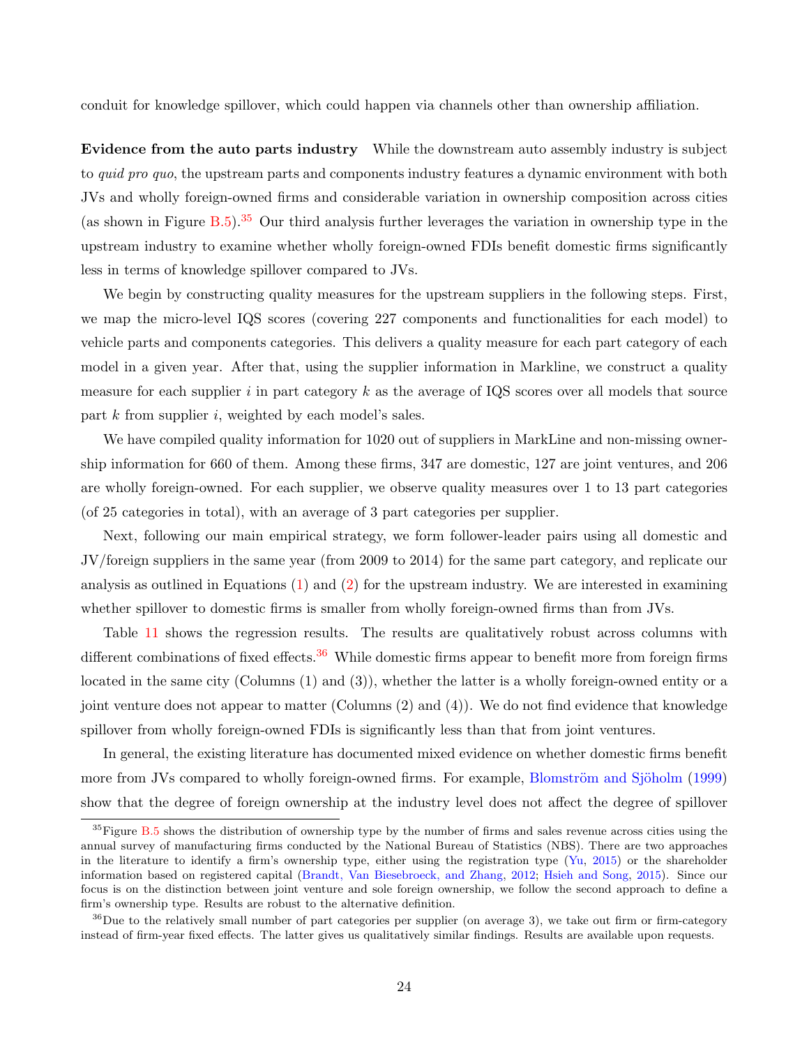conduit for knowledge spillover, which could happen via channels other than ownership affiliation.

**Evidence from the auto parts industry** While the downstream auto assembly industry is subject to *quid pro quo*, the upstream parts and components industry features a dynamic environment with both JVs and wholly foreign-owned firms and considerable variation in ownership composition across cities (as shown in Figure B.5).[35] Our third analysis further leverages the variation in ownership type in the upstream industry to examine whether wholly foreign-owned FDIs benefit domestic firms significantly less in terms of knowledge spillover compared to JVs.

We begin by constructing quality measures for the upstream suppliers in the following steps. First, we map the micro-level IQS scores (covering 227 components and functionalities for each model) to vehicle parts and components categories. This delivers a quality measure for each part category of each model in a given year. After that, using the supplier information in Markline, we construct a quality measure for each supplier $i$ in part category $k$ as the average of IQS scores over all models that source part $k$ from supplier $i$, weighted by each model's sales.

We have compiled quality information for 1020 out of suppliers in MarkLine and non-missing ownership information for 660 of them. Among these firms, 347 are domestic, 127 are joint ventures, and 206 are wholly foreign-owned. For each supplier, we observe quality measures over 1 to 13 part categories (of 25 categories in total), with an average of 3 part categories per supplier.

Next, following our main empirical strategy, we form follower-leader pairs using all domestic and JV/foreign suppliers in the same year (from 2009 to 2014) for the same part category, and replicate our analysis as outlined in Equations (1) and (2) for the upstream industry. We are interested in examining whether spillover to domestic firms is smaller from wholly foreign-owned firms than from JVs.

Table 11 shows the regression results. The results are qualitatively robust across columns with different combinations of fixed effects.[36] While domestic firms appear to benefit more from foreign firms located in the same city (Columns (1) and (3)), whether the latter is a wholly foreign-owned entity or a joint venture does not appear to matter (Columns (2) and (4)). We do not find evidence that knowledge spillover from wholly foreign-owned FDIs is significantly less than that from joint ventures.

In general, the existing literature has documented mixed evidence on whether domestic firms benefit more from JVs compared to wholly foreign-owned firms. For example, Blomström and Sjöholm (1999) show that the degree of foreign ownership at the industry level does not affect the degree of spillover

[35] Figure B.5 shows the distribution of ownership type by the number of firms and sales revenue across cities using the annual survey of manufacturing firms conducted by the National Bureau of Statistics (NBS). There are two approaches in the literature to identify a firm's ownership type, either using the registration type (Yu, 2015) or the shareholder information based on registered capital (Brandt, Van Biesebroeck, and Zhang, 2012; Hsieh and Song, 2015). Since our focus is on the distinction between joint venture and sole foreign ownership, we follow the second approach to define a firm's ownership type. Results are robust to the alternative definition.

[36] Due to the relatively small number of part categories per supplier (on average 3), we take out firm or firm-category instead of firm-year fixed effects. The latter gives us qualitatively similar findings. Results are available upon requests.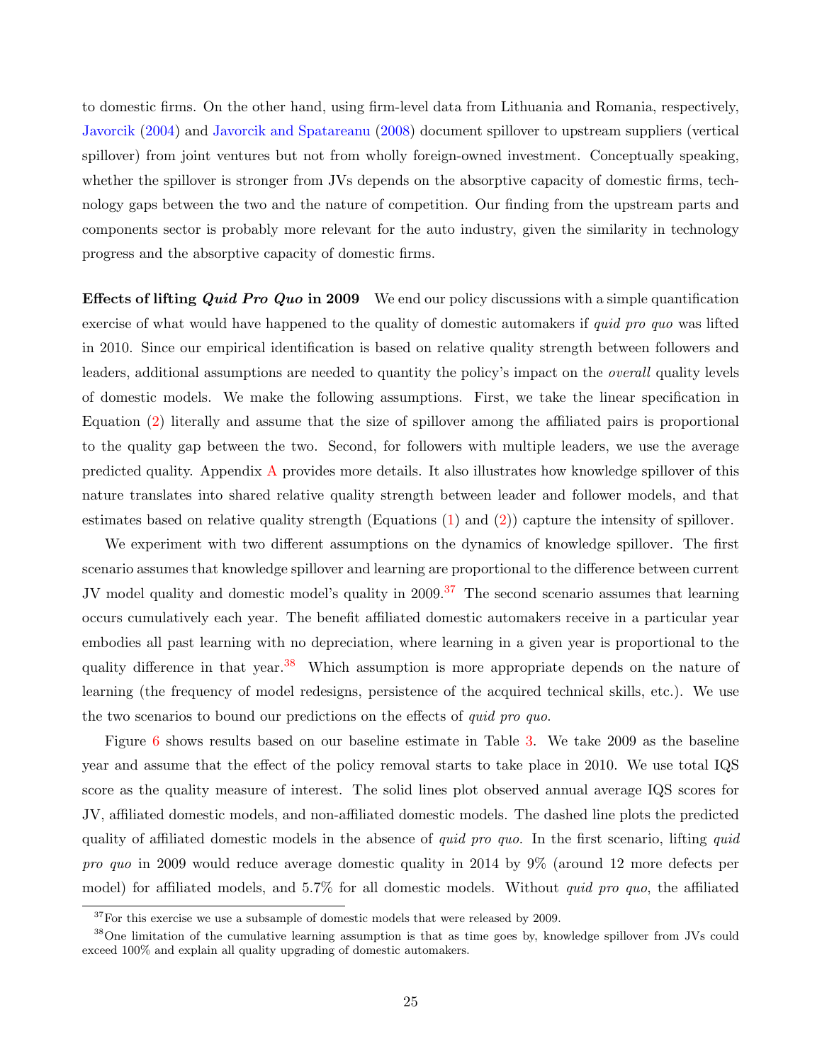to domestic firms. On the other hand, using firm-level data from Lithuania and Romania, respectively, Javorcik (2004) and Javorcik and Spatareanu (2008) document spillover to upstream suppliers (vertical spillover) from joint ventures but not from wholly foreign-owned investment. Conceptually speaking, whether the spillover is stronger from JVs depends on the absorptive capacity of domestic firms, technology gaps between the two and the nature of competition. Our finding from the upstream parts and components sector is probably more relevant for the auto industry, given the similarity in technology progress and the absorptive capacity of domestic firms.

**Effects of lifting *Quid Pro Quo* in 2009** We end our policy discussions with a simple quantification exercise of what would have happened to the quality of domestic automakers if *quid pro quo* was lifted in 2010. Since our empirical identification is based on relative quality strength between followers and leaders, additional assumptions are needed to quantity the policy's impact on the *overall* quality levels of domestic models. We make the following assumptions. First, we take the linear specification in Equation (2) literally and assume that the size of spillover among the affiliated pairs is proportional to the quality gap between the two. Second, for followers with multiple leaders, we use the average predicted quality. Appendix A provides more details. It also illustrates how knowledge spillover of this nature translates into shared relative quality strength between leader and follower models, and that estimates based on relative quality strength (Equations (1) and (2)) capture the intensity of spillover.

We experiment with two different assumptions on the dynamics of knowledge spillover. The first scenario assumes that knowledge spillover and learning are proportional to the difference between current JV model quality and domestic model's quality in 2009.[37] The second scenario assumes that learning occurs cumulatively each year. The benefit affiliated domestic automakers receive in a particular year embodies all past learning with no depreciation, where learning in a given year is proportional to the quality difference in that year.[38] Which assumption is more appropriate depends on the nature of learning (the frequency of model redesigns, persistence of the acquired technical skills, etc.). We use the two scenarios to bound our predictions on the effects of *quid pro quo*.

Figure 6 shows results based on our baseline estimate in Table 3. We take 2009 as the baseline year and assume that the effect of the policy removal starts to take place in 2010. We use total IQS score as the quality measure of interest. The solid lines plot observed annual average IQS scores for JV, affiliated domestic models, and non-affiliated domestic models. The dashed line plots the predicted quality of affiliated domestic models in the absence of *quid pro quo*. In the first scenario, lifting *quid pro quo* in 2009 would reduce average domestic quality in 2014 by 9% (around 12 more defects per model) for affiliated models, and 5.7% for all domestic models. Without *quid pro quo*, the affiliated

[37] For this exercise we use a subsample of domestic models that were released by 2009.

[38] One limitation of the cumulative learning assumption is that as time goes by, knowledge spillover from JVs could exceed 100% and explain all quality upgrading of domestic automakers.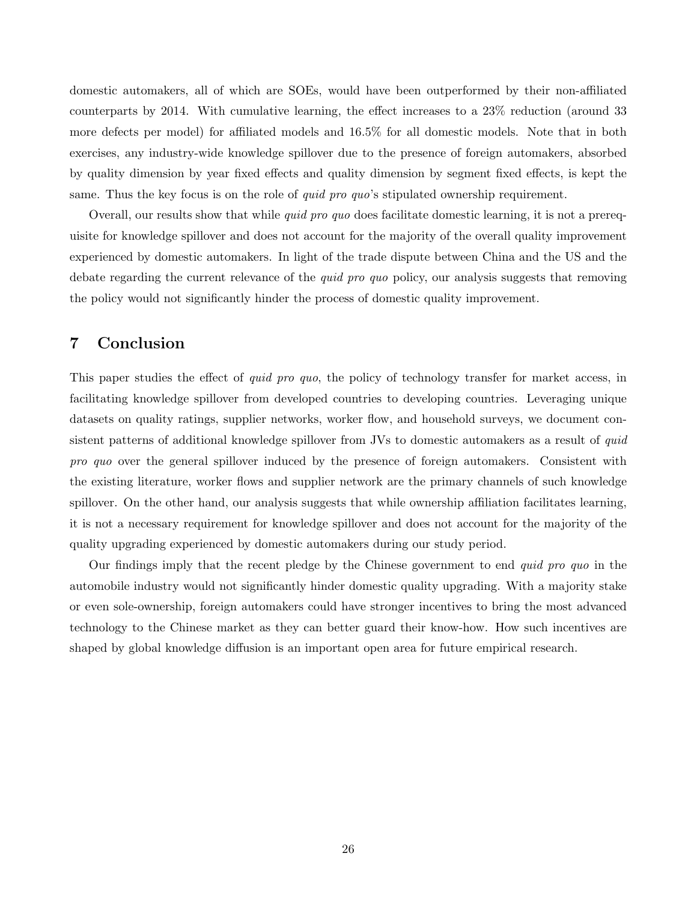domestic automakers, all of which are SOEs, would have been outperformed by their non-affiliated counterparts by 2014. With cumulative learning, the effect increases to a 23% reduction (around 33 more defects per model) for affiliated models and 16.5% for all domestic models. Note that in both exercises, any industry-wide knowledge spillover due to the presence of foreign automakers, absorbed by quality dimension by year fixed effects and quality dimension by segment fixed effects, is kept the same. Thus the key focus is on the role of *quid pro quo*'s stipulated ownership requirement.

Overall, our results show that while *quid pro quo* does facilitate domestic learning, it is not a prerequisite for knowledge spillover and does not account for the majority of the overall quality improvement experienced by domestic automakers. In light of the trade dispute between China and the US and the debate regarding the current relevance of the *quid pro quo* policy, our analysis suggests that removing the policy would not significantly hinder the process of domestic quality improvement.

# 7 Conclusion

This paper studies the effect of *quid pro quo*, the policy of technology transfer for market access, in facilitating knowledge spillover from developed countries to developing countries. Leveraging unique datasets on quality ratings, supplier networks, worker flow, and household surveys, we document consistent patterns of additional knowledge spillover from JVs to domestic automakers as a result of *quid pro quo* over the general spillover induced by the presence of foreign automakers. Consistent with the existing literature, worker flows and supplier network are the primary channels of such knowledge spillover. On the other hand, our analysis suggests that while ownership affiliation facilitates learning, it is not a necessary requirement for knowledge spillover and does not account for the majority of the quality upgrading experienced by domestic automakers during our study period.

Our findings imply that the recent pledge by the Chinese government to end *quid pro quo* in the automobile industry would not significantly hinder domestic quality upgrading. With a majority stake or even sole-ownership, foreign automakers could have stronger incentives to bring the most advanced technology to the Chinese market as they can better guard their know-how. How such incentives are shaped by global knowledge diffusion is an important open area for future empirical research.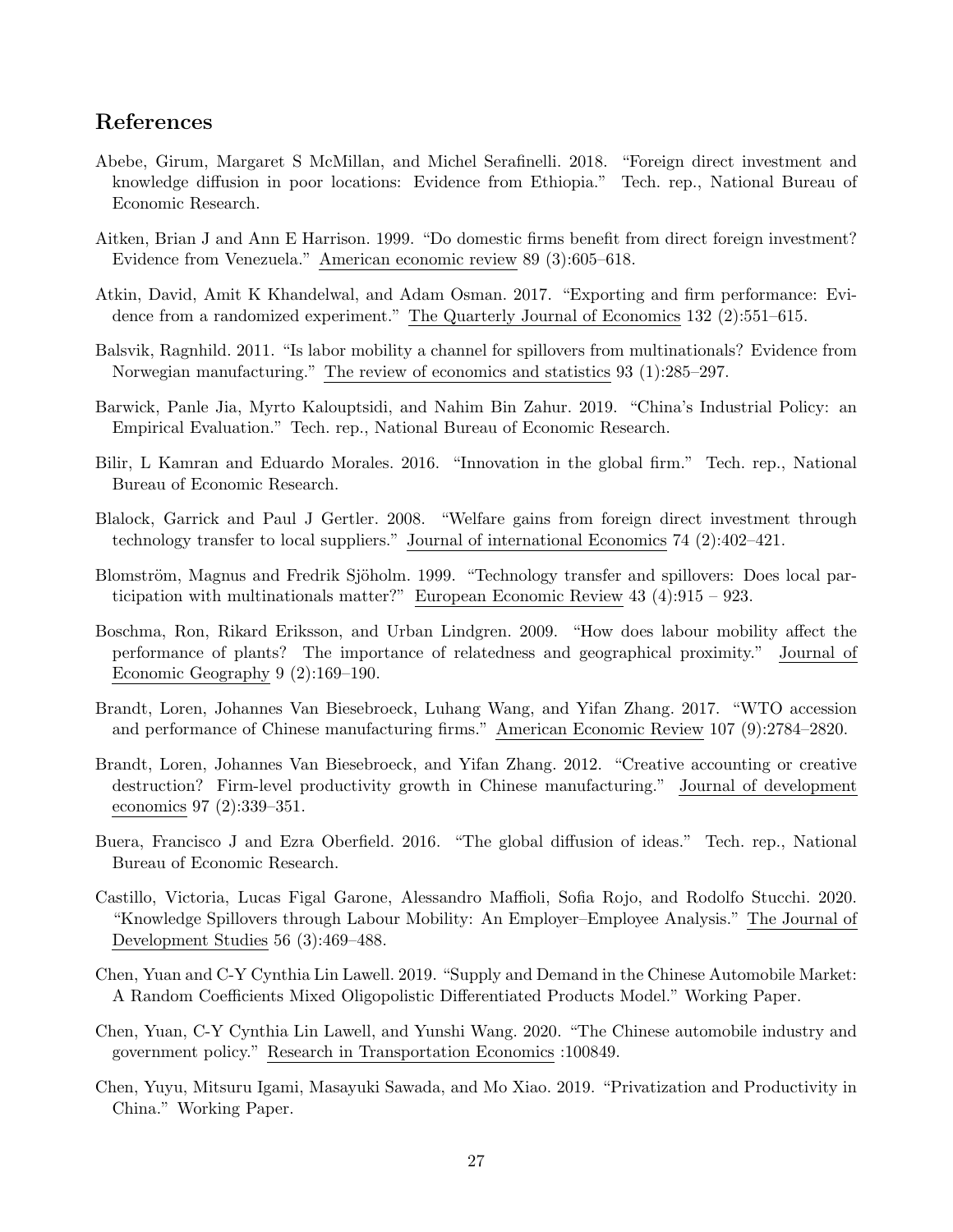## References

Abebe, Girum, Margaret S McMillan, and Michel Serafinelli. 2018. "Foreign direct investment and knowledge diffusion in poor locations: Evidence from Ethiopia." Tech. rep., National Bureau of Economic Research.

Aitken, Brian J and Ann E Harrison. 1999. "Do domestic firms benefit from direct foreign investment? Evidence from Venezuela." American economic review 89 (3):605–618.

Atkin, David, Amit K Khandelwal, and Adam Osman. 2017. "Exporting and firm performance: Evidence from a randomized experiment." The Quarterly Journal of Economics 132 (2):551–615.

Balsvik, Ragnhild. 2011. "Is labor mobility a channel for spillovers from multinationals? Evidence from Norwegian manufacturing." The review of economics and statistics 93 (1):285–297.

Barwick, Panle Jia, Myrto Kalouptsidi, and Nahim Bin Zahur. 2019. "China's Industrial Policy: an Empirical Evaluation." Tech. rep., National Bureau of Economic Research.

Bilir, L Kamran and Eduardo Morales. 2016. "Innovation in the global firm." Tech. rep., National Bureau of Economic Research.

Blalock, Garrick and Paul J Gertler. 2008. "Welfare gains from foreign direct investment through technology transfer to local suppliers." Journal of international Economics 74 (2):402–421.

Blomström, Magnus and Fredrik Sjöholm. 1999. "Technology transfer and spillovers: Does local participation with multinationals matter?" European Economic Review 43 (4):915 – 923.

Boschma, Ron, Rikard Eriksson, and Urban Lindgren. 2009. "How does labour mobility affect the performance of plants? The importance of relatedness and geographical proximity." Journal of Economic Geography 9 (2):169–190.

Brandt, Loren, Johannes Van Biesebroeck, Luhang Wang, and Yifan Zhang. 2017. "WTO accession and performance of Chinese manufacturing firms." American Economic Review 107 (9):2784–2820.

Brandt, Loren, Johannes Van Biesebroeck, and Yifan Zhang. 2012. "Creative accounting or creative destruction? Firm-level productivity growth in Chinese manufacturing." Journal of development economics 97 (2):339–351.

Buera, Francisco J and Ezra Oberfield. 2016. "The global diffusion of ideas." Tech. rep., National Bureau of Economic Research.

Castillo, Victoria, Lucas Figal Garone, Alessandro Maffioli, Sofia Rojo, and Rodolfo Stucchi. 2020. "Knowledge Spillovers through Labour Mobility: An Employer–Employee Analysis." The Journal of Development Studies 56 (3):469–488.

Chen, Yuan and C-Y Cynthia Lin Lawell. 2019. "Supply and Demand in the Chinese Automobile Market: A Random Coefficients Mixed Oligopolistic Differentiated Products Model." Working Paper.

Chen, Yuan, C-Y Cynthia Lin Lawell, and Yunshi Wang. 2020. "The Chinese automobile industry and government policy." Research in Transportation Economics :100849.

Chen, Yuyu, Mitsuru Igami, Masayuki Sawada, and Mo Xiao. 2019. "Privatization and Productivity in China." Working Paper.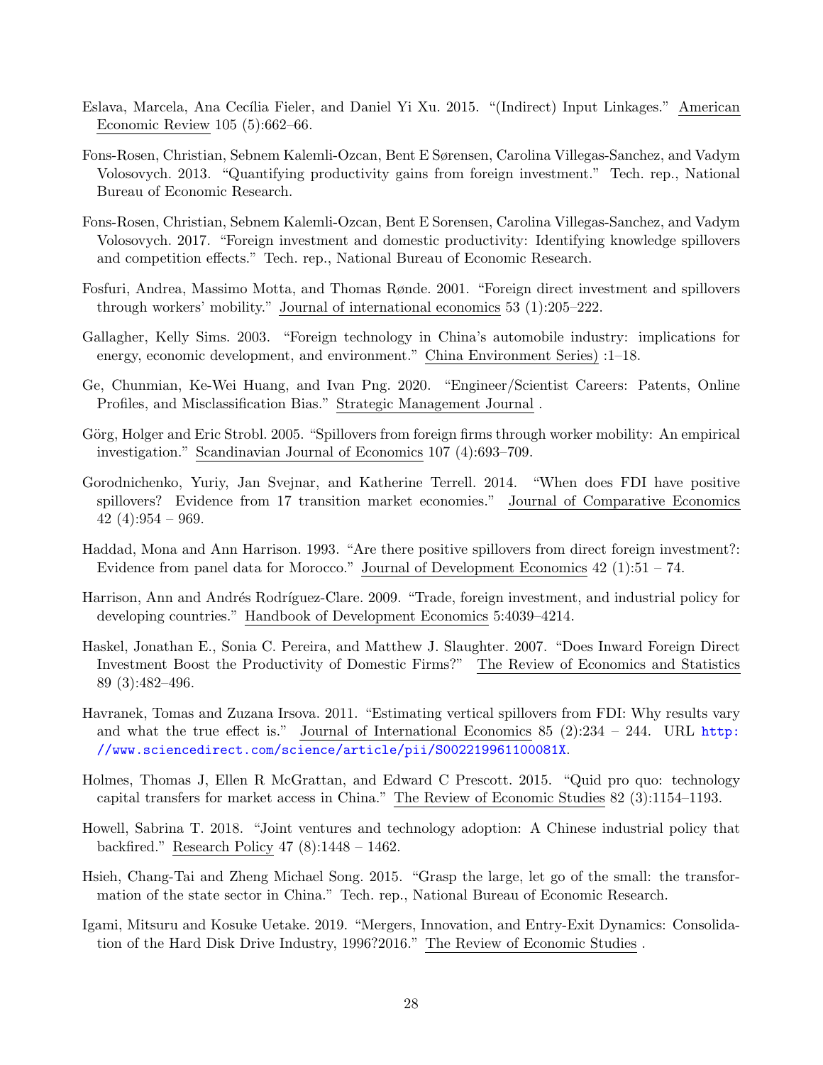Eslava, Marcela, Ana Cecília Fieler, and Daniel Yi Xu. 2015. "(Indirect) Input Linkages." American Economic Review 105 (5):662–66.

Fons-Rosen, Christian, Sebnem Kalemli-Ozcan, Bent E Sørensen, Carolina Villegas-Sanchez, and Vadym Volosovych. 2013. "Quantifying productivity gains from foreign investment." Tech. rep., National Bureau of Economic Research.

Fons-Rosen, Christian, Sebnem Kalemli-Ozcan, Bent E Sorensen, Carolina Villegas-Sanchez, and Vadym Volosovych. 2017. "Foreign investment and domestic productivity: Identifying knowledge spillovers and competition effects." Tech. rep., National Bureau of Economic Research.

Fosfuri, Andrea, Massimo Motta, and Thomas Rønde. 2001. "Foreign direct investment and spillovers through workers' mobility." Journal of international economics 53 (1):205–222.

Gallagher, Kelly Sims. 2003. "Foreign technology in China's automobile industry: implications for energy, economic development, and environment." China Environment Series) :1–18.

Ge, Chunmian, Ke-Wei Huang, and Ivan Png. 2020. "Engineer/Scientist Careers: Patents, Online Profiles, and Misclassification Bias." Strategic Management Journal .

Görg, Holger and Eric Strobl. 2005. "Spillovers from foreign firms through worker mobility: An empirical investigation." Scandinavian Journal of Economics 107 (4):693–709.

Gorodnichenko, Yuriy, Jan Svejnar, and Katherine Terrell. 2014. "When does FDI have positive spillovers? Evidence from 17 transition market economies." Journal of Comparative Economics 42 (4):954 – 969.

Haddad, Mona and Ann Harrison. 1993. "Are there positive spillovers from direct foreign investment?: Evidence from panel data for Morocco." Journal of Development Economics 42 (1):51 – 74.

Harrison, Ann and Andrés Rodríguez-Clare. 2009. "Trade, foreign investment, and industrial policy for developing countries." Handbook of Development Economics 5:4039–4214.

Haskel, Jonathan E., Sonia C. Pereira, and Matthew J. Slaughter. 2007. "Does Inward Foreign Direct Investment Boost the Productivity of Domestic Firms?" The Review of Economics and Statistics 89 (3):482–496.

Havranek, Tomas and Zuzana Irsova. 2011. "Estimating vertical spillovers from FDI: Why results vary and what the true effect is." Journal of International Economics 85 (2):234 – 244. URL http://www.sciencedirect.com/science/article/pii/S002219961100081X.

Holmes, Thomas J, Ellen R McGrattan, and Edward C Prescott. 2015. "Quid pro quo: technology capital transfers for market access in China." The Review of Economic Studies 82 (3):1154–1193.

Howell, Sabrina T. 2018. "Joint ventures and technology adoption: A Chinese industrial policy that backfired." Research Policy 47 (8):1448 – 1462.

Hsieh, Chang-Tai and Zheng Michael Song. 2015. "Grasp the large, let go of the small: the transformation of the state sector in China." Tech. rep., National Bureau of Economic Research.

Igami, Mitsuru and Kosuke Uetake. 2019. "Mergers, Innovation, and Entry-Exit Dynamics: Consolidation of the Hard Disk Drive Industry, 1996?2016." The Review of Economic Studies .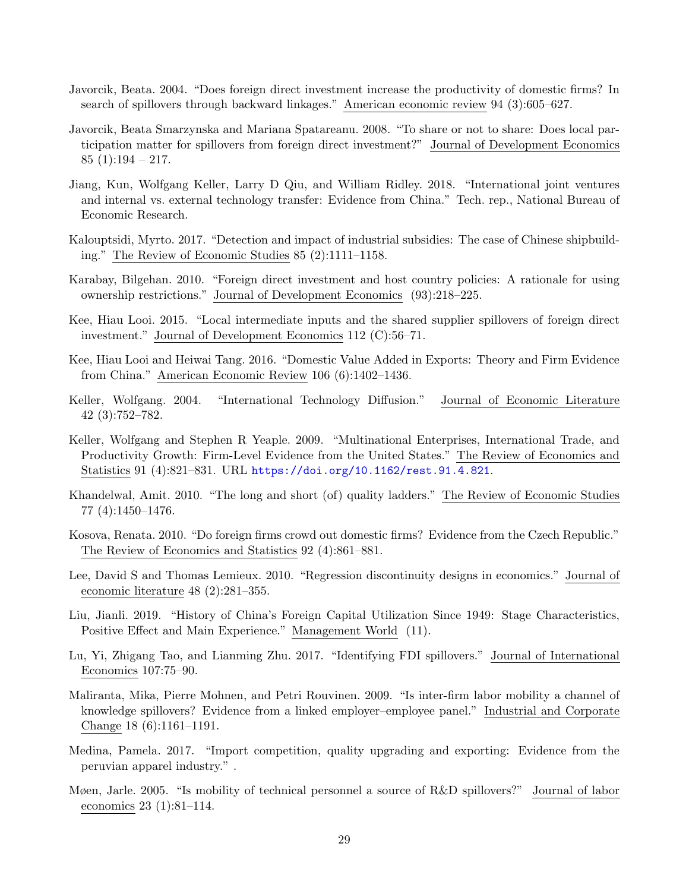Javorcik, Beata. 2004. "Does foreign direct investment increase the productivity of domestic firms? In search of spillovers through backward linkages." American economic review 94 (3):605–627.

Javorcik, Beata Smarzynska and Mariana Spatareanu. 2008. "To share or not to share: Does local participation matter for spillovers from foreign direct investment?" Journal of Development Economics 85 (1):194 – 217.

Jiang, Kun, Wolfgang Keller, Larry D Qiu, and William Ridley. 2018. "International joint ventures and internal vs. external technology transfer: Evidence from China." Tech. rep., National Bureau of Economic Research.

Kalouptsidi, Myrto. 2017. "Detection and impact of industrial subsidies: The case of Chinese shipbuilding." The Review of Economic Studies 85 (2):1111–1158.

Karabay, Bilgehan. 2010. "Foreign direct investment and host country policies: A rationale for using ownership restrictions." Journal of Development Economics (93):218–225.

Kee, Hiau Looi. 2015. "Local intermediate inputs and the shared supplier spillovers of foreign direct investment." Journal of Development Economics 112 (C):56–71.

Kee, Hiau Looi and Heiwai Tang. 2016. "Domestic Value Added in Exports: Theory and Firm Evidence from China." American Economic Review 106 (6):1402–1436.

Keller, Wolfgang. 2004. "International Technology Diffusion." Journal of Economic Literature 42 (3):752–782.

Keller, Wolfgang and Stephen R Yeaple. 2009. "Multinational Enterprises, International Trade, and Productivity Growth: Firm-Level Evidence from the United States." The Review of Economics and Statistics 91 (4):821–831. URL https://doi.org/10.1162/rest.91.4.821.

Khandelwal, Amit. 2010. "The long and short (of) quality ladders." The Review of Economic Studies 77 (4):1450–1476.

Kosova, Renata. 2010. "Do foreign firms crowd out domestic firms? Evidence from the Czech Republic." The Review of Economics and Statistics 92 (4):861–881.

Lee, David S and Thomas Lemieux. 2010. "Regression discontinuity designs in economics." Journal of economic literature 48 (2):281–355.

Liu, Jianli. 2019. "History of China's Foreign Capital Utilization Since 1949: Stage Characteristics, Positive Effect and Main Experience." Management World (11).

Lu, Yi, Zhigang Tao, and Lianming Zhu. 2017. "Identifying FDI spillovers." Journal of International Economics 107:75–90.

Maliranta, Mika, Pierre Mohnen, and Petri Rouvinen. 2009. "Is inter-firm labor mobility a channel of knowledge spillovers? Evidence from a linked employer–employee panel." Industrial and Corporate Change 18 (6):1161–1191.

Medina, Pamela. 2017. "Import competition, quality upgrading and exporting: Evidence from the peruvian apparel industry." .

Møen, Jarle. 2005. "Is mobility of technical personnel a source of R&D spillovers?" Journal of labor economics 23 (1):81–114.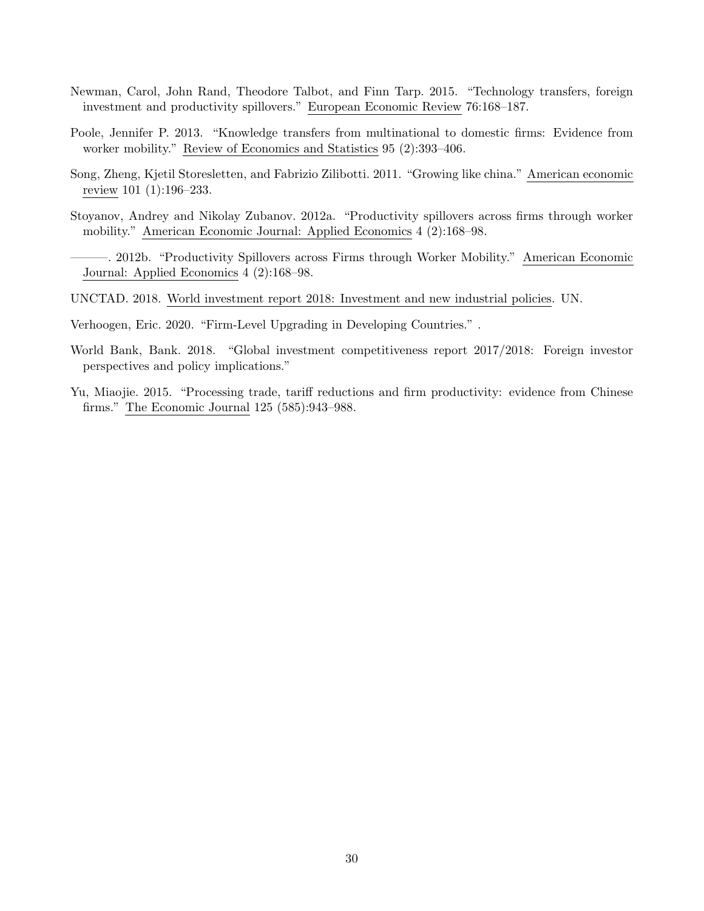Newman, Carol, John Rand, Theodore Talbot, and Finn Tarp. 2015. "Technology transfers, foreign investment and productivity spillovers." European Economic Review 76:168–187.

Poole, Jennifer P. 2013. "Knowledge transfers from multinational to domestic firms: Evidence from worker mobility." Review of Economics and Statistics 95 (2):393–406.

Song, Zheng, Kjetil Storesletten, and Fabrizio Zilibotti. 2011. "Growing like china." American economic review 101 (1):196–233.

Stoyanov, Andrey and Nikolay Zubanov. 2012a. "Productivity spillovers across firms through worker mobility." American Economic Journal: Applied Economics 4 (2):168–98.

———. 2012b. "Productivity Spillovers across Firms through Worker Mobility." American Economic Journal: Applied Economics 4 (2):168–98.

UNCTAD. 2018. World investment report 2018: Investment and new industrial policies. UN.

Verhoogen, Eric. 2020. "Firm-Level Upgrading in Developing Countries." .

World Bank, Bank. 2018. "Global investment competitiveness report 2017/2018: Foreign investor perspectives and policy implications."

Yu, Miaojie. 2015. "Processing trade, tariff reductions and firm productivity: evidence from Chinese firms." The Economic Journal 125 (585):943–988.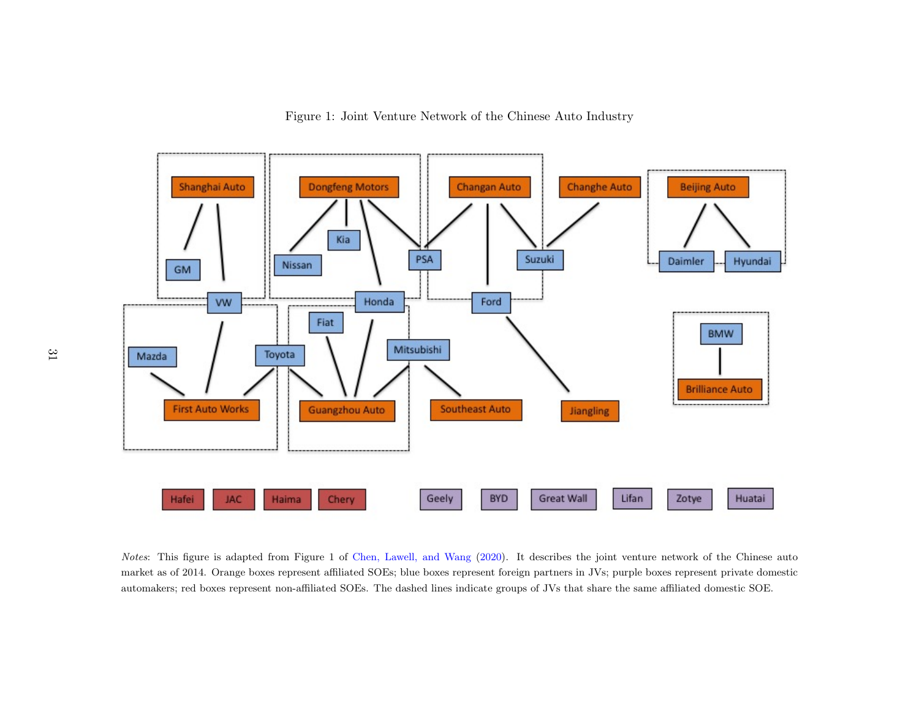Figure 1: Joint Venture Network of the Chinese Auto Industry

*Notes*: This figure is adapted from Figure 1 of Chen, Lawell, and Wang (2020). It describes the joint venture network of the Chinese auto market as of 2014. Orange boxes represent affiliated SOEs; blue boxes represent foreign partners in JVs; purple boxes represent private domestic automakers; red boxes represent non-affiliated SOEs. The dashed lines indicate groups of JVs that share the same affiliated domestic SOE.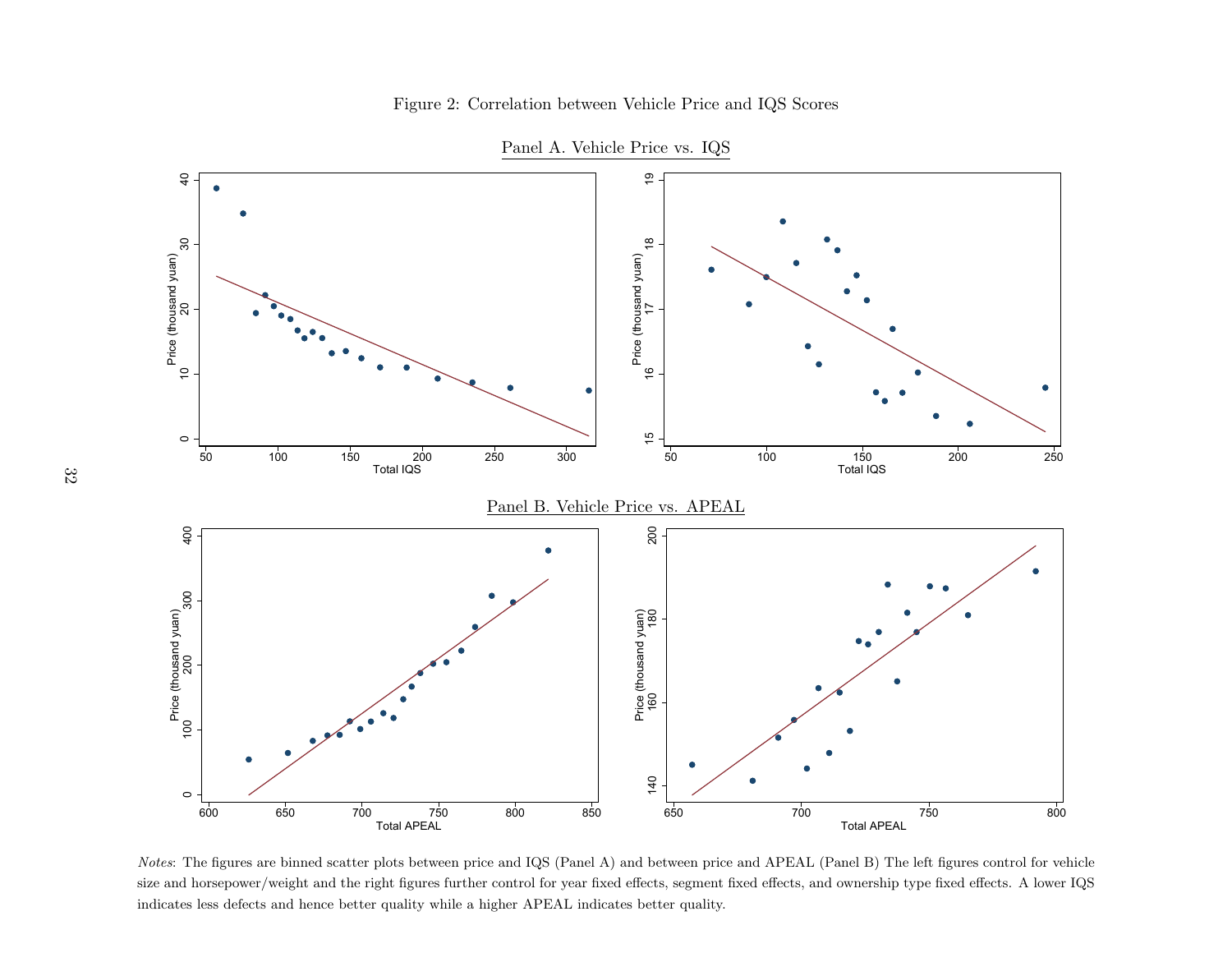Figure 2: Correlation between Vehicle Price and IQS Scores

Panel A. Vehicle Price vs. IQS

Panel B. Vehicle Price vs. APEAL

*Notes*: The figures are binned scatter plots between price and IQS (Panel A) and between price and APEAL (Panel B) The left figures control for vehicle size and horsepower/weight and the right figures further control for year fixed effects, segment fixed effects, and ownership type fixed effects. A lower IQS indicates less defects and hence better quality while a higher APEAL indicates better quality.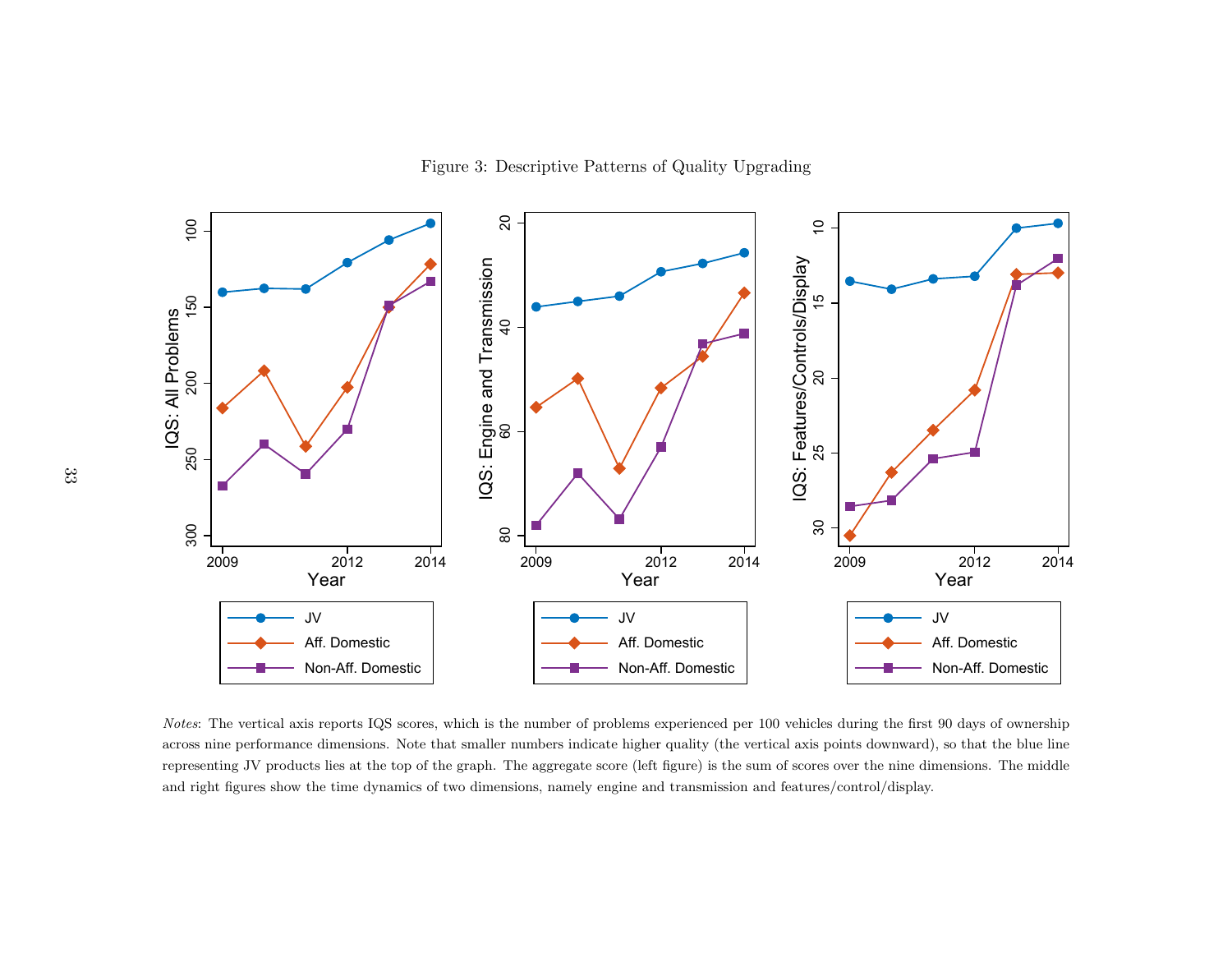Figure 3: Descriptive Patterns of Quality Upgrading

*Notes*: The vertical axis reports IQS scores, which is the number of problems experienced per 100 vehicles during the first 90 days of ownership across nine performance dimensions. Note that smaller numbers indicate higher quality (the vertical axis points downward), so that the blue line representing JV products lies at the top of the graph. The aggregate score (left figure) is the sum of scores over the nine dimensions. The middle and right figures show the time dynamics of two dimensions, namely engine and transmission and features/control/display.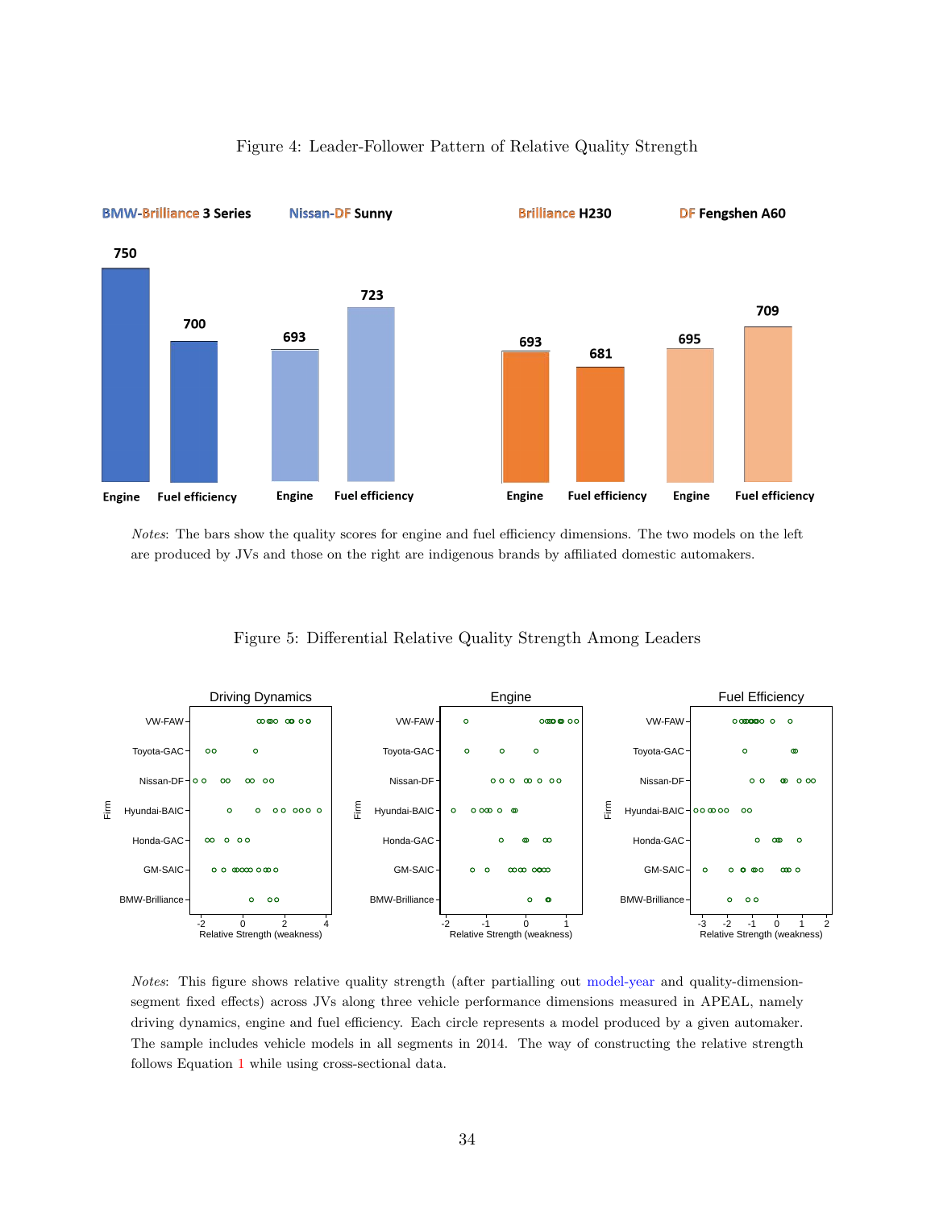Figure 4: Leader-Follower Pattern of Relative Quality Strength

*Notes*: The bars show the quality scores for engine and fuel efficiency dimensions. The two models on the left are produced by JVs and those on the right are indigenous brands by affiliated domestic automakers.

Figure 5: Differential Relative Quality Strength Among Leaders

*Notes*: This figure shows relative quality strength (after partialling out model-year and quality-dimension-segment fixed effects) across JVs along three vehicle performance dimensions measured in APEAL, namely driving dynamics, engine and fuel efficiency. Each circle represents a model produced by a given automaker. The sample includes vehicle models in all segments in 2014. The way of constructing the relative strength follows Equation 1 while using cross-sectional data.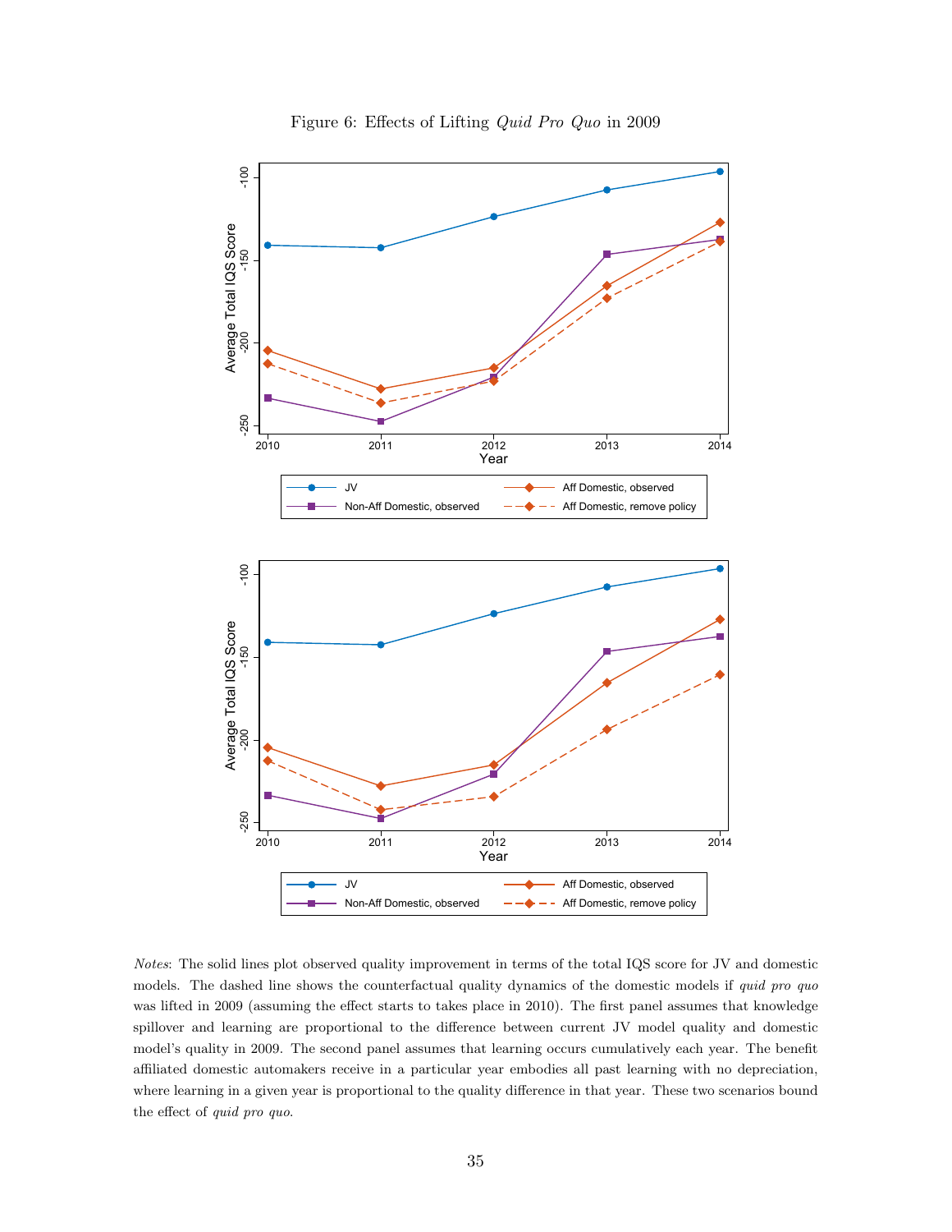Figure 6: Effects of Lifting *Quid Pro Quo* in 2009

*Notes*: The solid lines plot observed quality improvement in terms of the total IQS score for JV and domestic models. The dashed line shows the counterfactual quality dynamics of the domestic models if *quid pro quo* was lifted in 2009 (assuming the effect starts to takes place in 2010). The first panel assumes that knowledge spillover and learning are proportional to the difference between current JV model quality and domestic model's quality in 2009. The second panel assumes that learning occurs cumulatively each year. The benefit affiliated domestic automakers receive in a particular year embodies all past learning with no depreciation, where learning in a given year is proportional to the quality difference in that year. These two scenarios bound the effect of *quid pro quo*.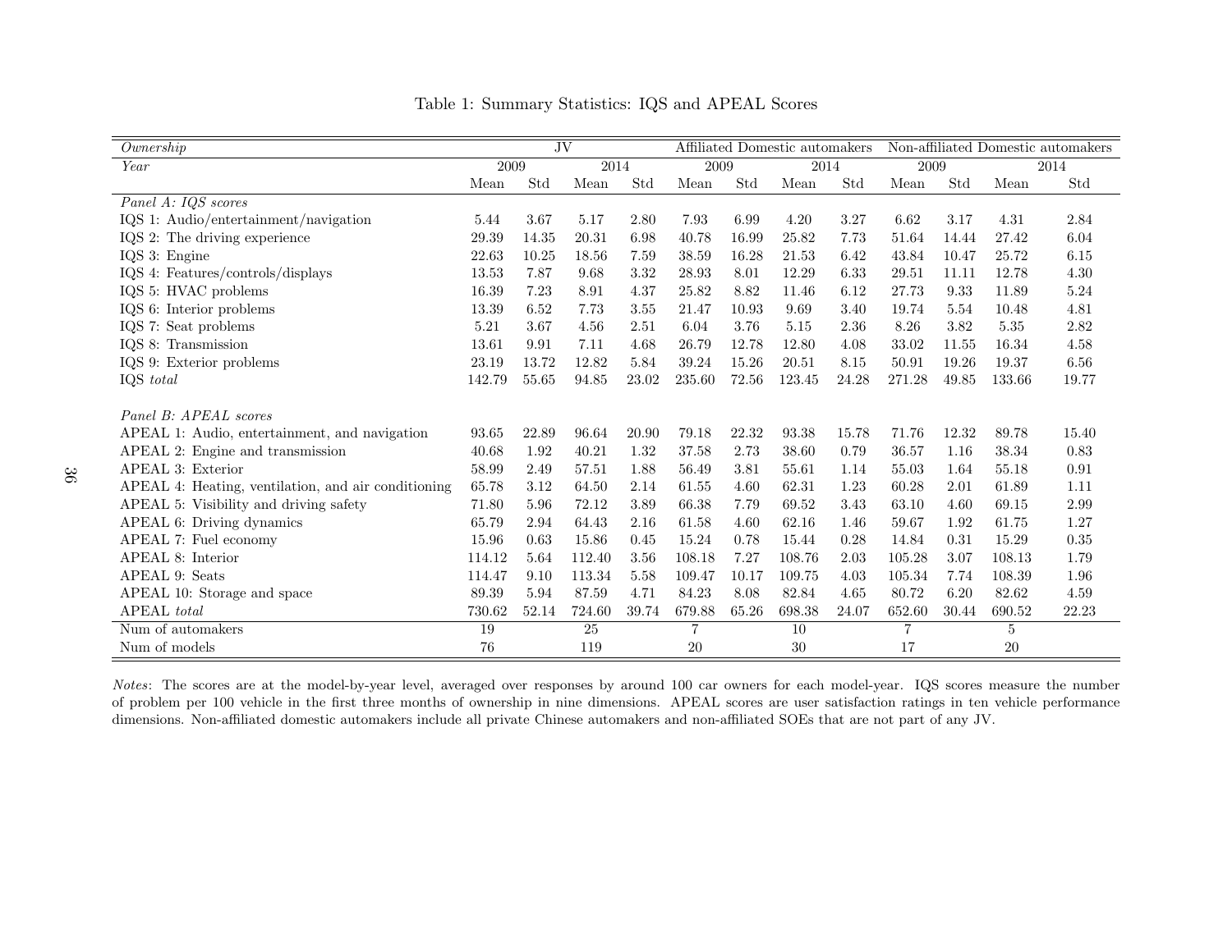Table 1: Summary Statistics: IQS and APEAL Scores

| *Ownership* | JV | | | | Affiliated Domestic automakers | | | | Non-affiliated Domestic automakers | | | |
|---|---|---|---|---|---|---|---|---|---|---|---|---|
| *Year* | 2009 | | 2014 | | 2009 | | 2014 | | 2009 | | 2014 | |
| | Mean | Std | Mean | Std | Mean | Std | Mean | Std | Mean | Std | Mean | Std |
| *Panel A: IQS scores* | | | | | | | | | | | | |
| IQS 1: Audio/entertainment/navigation | 5.44 | 3.67 | 5.17 | 2.80 | 7.93 | 6.99 | 4.20 | 3.27 | 6.62 | 3.17 | 4.31 | 2.84 |
| IQS 2: The driving experience | 29.39 | 14.35 | 20.31 | 6.98 | 40.78 | 16.99 | 25.82 | 7.73 | 51.64 | 14.44 | 27.42 | 6.04 |
| IQS 3: Engine | 22.63 | 10.25 | 18.56 | 7.59 | 38.59 | 16.28 | 21.53 | 6.42 | 43.84 | 10.47 | 25.72 | 6.15 |
| IQS 4: Features/controls/displays | 13.53 | 7.87 | 9.68 | 3.32 | 28.93 | 8.01 | 12.29 | 6.33 | 29.51 | 11.11 | 12.78 | 4.30 |
| IQS 5: HVAC problems | 16.39 | 7.23 | 8.91 | 4.37 | 25.82 | 8.82 | 11.46 | 6.12 | 27.73 | 9.33 | 11.89 | 5.24 |
| IQS 6: Interior problems | 13.39 | 6.52 | 7.73 | 3.55 | 21.47 | 10.93 | 9.69 | 3.40 | 19.74 | 5.54 | 10.48 | 4.81 |
| IQS 7: Seat problems | 5.21 | 3.67 | 4.56 | 2.51 | 6.04 | 3.76 | 5.15 | 2.36 | 8.26 | 3.82 | 5.35 | 2.82 |
| IQS 8: Transmission | 13.61 | 9.91 | 7.11 | 4.68 | 26.79 | 12.78 | 12.80 | 4.08 | 33.02 | 11.55 | 16.34 | 4.58 |
| IQS 9: Exterior problems | 23.19 | 13.72 | 12.82 | 5.84 | 39.24 | 15.26 | 20.51 | 8.15 | 50.91 | 19.26 | 19.37 | 6.56 |
| IQS *total* | 142.79 | 55.65 | 94.85 | 23.02 | 235.60 | 72.56 | 123.45 | 24.28 | 271.28 | 49.85 | 133.66 | 19.77 |
| *Panel B: APEAL scores* | | | | | | | | | | | | |
| APEAL 1: Audio, entertainment, and navigation | 93.65 | 22.89 | 96.64 | 20.90 | 79.18 | 22.32 | 93.38 | 15.78 | 71.76 | 12.32 | 89.78 | 15.40 |
| APEAL 2: Engine and transmission | 40.68 | 1.92 | 40.21 | 1.32 | 37.58 | 2.73 | 38.60 | 0.79 | 36.57 | 1.16 | 38.34 | 0.83 |
| APEAL 3: Exterior | 58.99 | 2.49 | 57.51 | 1.88 | 56.49 | 3.81 | 55.61 | 1.14 | 55.03 | 1.64 | 55.18 | 0.91 |
| APEAL 4: Heating, ventilation, and air conditioning | 65.78 | 3.12 | 64.50 | 2.14 | 61.55 | 4.60 | 62.31 | 1.23 | 60.28 | 2.01 | 61.89 | 1.11 |
| APEAL 5: Visibility and driving safety | 71.80 | 5.96 | 72.12 | 3.89 | 66.38 | 7.79 | 69.52 | 3.43 | 63.10 | 4.60 | 69.15 | 2.99 |
| APEAL 6: Driving dynamics | 65.79 | 2.94 | 64.43 | 2.16 | 61.58 | 4.60 | 62.16 | 1.46 | 59.67 | 1.92 | 61.75 | 1.27 |
| APEAL 7: Fuel economy | 15.96 | 0.63 | 15.86 | 0.45 | 15.24 | 0.78 | 15.44 | 0.28 | 14.84 | 0.31 | 15.29 | 0.35 |
| APEAL 8: Interior | 114.12 | 5.64 | 112.40 | 3.56 | 108.18 | 7.27 | 108.76 | 2.03 | 105.28 | 3.07 | 108.13 | 1.79 |
| APEAL 9: Seats | 114.47 | 9.10 | 113.34 | 5.58 | 109.47 | 10.17 | 109.75 | 4.03 | 105.34 | 7.74 | 108.39 | 1.96 |
| APEAL 10: Storage and space | 89.39 | 5.94 | 87.59 | 4.71 | 84.23 | 8.08 | 82.84 | 4.65 | 80.72 | 6.20 | 82.62 | 4.59 |
| APEAL *total* | 730.62 | 52.14 | 724.60 | 39.74 | 679.88 | 65.26 | 698.38 | 24.07 | 652.60 | 30.44 | 690.52 | 22.23 |
| Num of automakers | 19 | | 25 | | 7 | | 10 | | 7 | | 5 | |
| Num of models | 76 | | 119 | | 20 | | 30 | | 17 | | 20 | |

*Notes*: The scores are at the model-by-year level, averaged over responses by around 100 car owners for each model-year. IQS scores measure the number of problem per 100 vehicle in the first three months of ownership in nine dimensions. APEAL scores are user satisfaction ratings in ten vehicle performance dimensions. Non-affiliated domestic automakers include all private Chinese automakers and non-affiliated SOEs that are not part of any JV.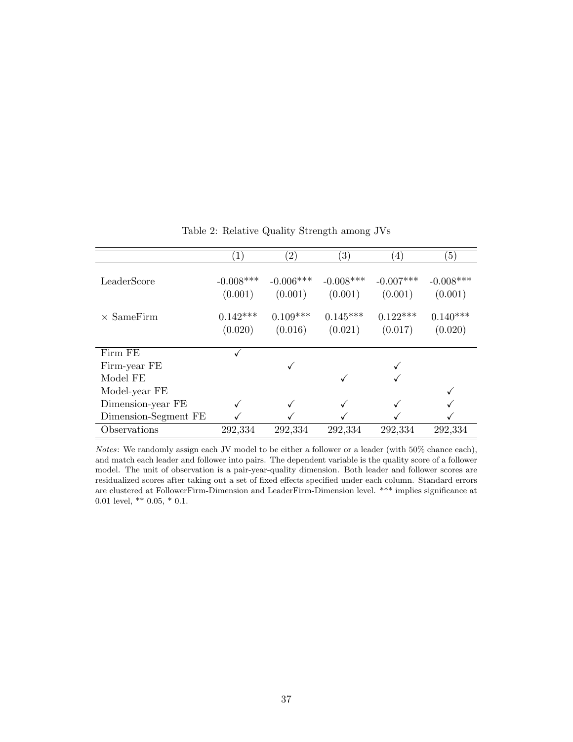Table 2: Relative Quality Strength among JVs

| | (1) | (2) | (3) | (4) | (5) |
|---|---|---|---|---|---|
| LeaderScore | -0.008*** | -0.006*** | -0.008*** | -0.007*** | -0.008*** |
| | (0.001) | (0.001) | (0.001) | (0.001) | (0.001) |
| × SameFirm | 0.142*** | 0.109*** | 0.145*** | 0.122*** | 0.140*** |
| | (0.020) | (0.016) | (0.021) | (0.017) | (0.020) |
| Firm FE | ✓ | | | | |
| Firm-year FE | | ✓ | | ✓ | |
| Model FE | | | ✓ | ✓ | |
| Model-year FE | | | | | ✓ |
| Dimension-year FE | ✓ | ✓ | ✓ | ✓ | ✓ |
| Dimension-Segment FE | ✓ | ✓ | ✓ | ✓ | ✓ |
| Observations | 292,334 | 292,334 | 292,334 | 292,334 | 292,334 |

*Notes*: We randomly assign each JV model to be either a follower or a leader (with 50% chance each), and match each leader and follower into pairs. The dependent variable is the quality score of a follower model. The unit of observation is a pair-year-quality dimension. Both leader and follower scores are residualized scores after taking out a set of fixed effects specified under each column. Standard errors are clustered at FollowerFirm-Dimension and LeaderFirm-Dimension level. *** implies significance at 0.01 level, ** 0.05, * 0.1.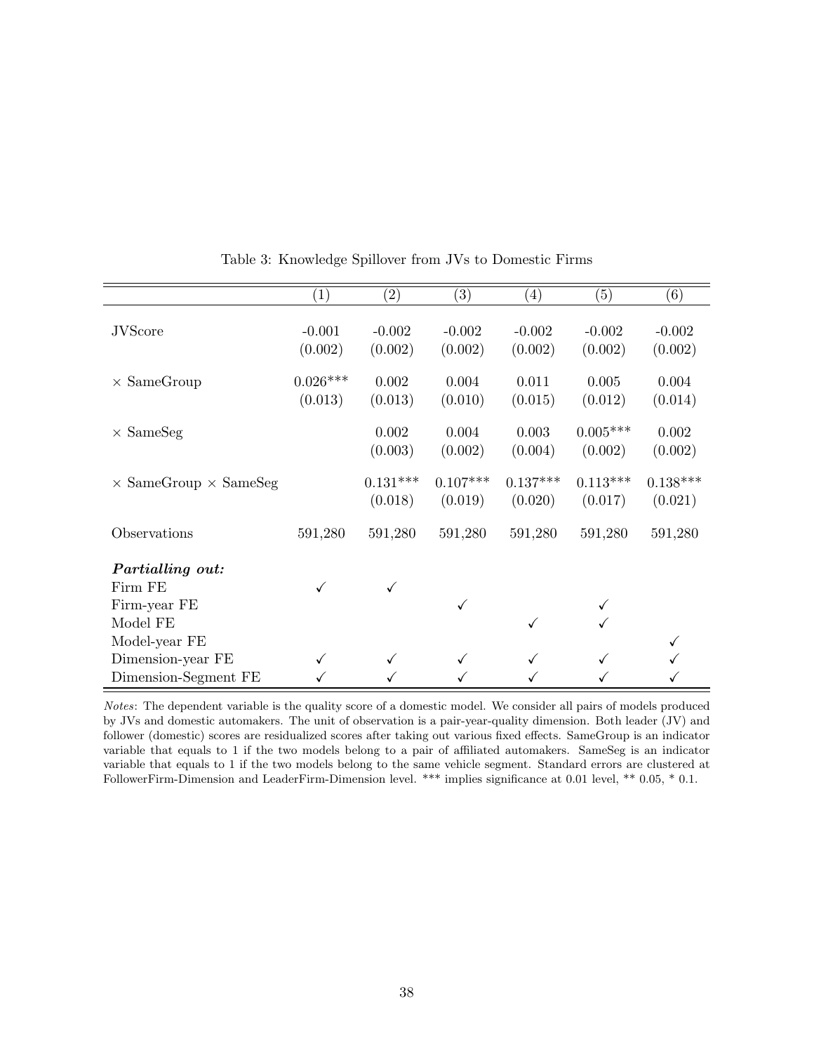Table 3: Knowledge Spillover from JVs to Domestic Firms

| | (1) | (2) | (3) | (4) | (5) | (6) |
|---|---|---|---|---|---|---|
| JVScore | -0.001 | -0.002 | -0.002 | -0.002 | -0.002 | -0.002 |
| | (0.002) | (0.002) | (0.002) | (0.002) | (0.002) | (0.002) |
| × SameGroup | 0.026*** | 0.002 | 0.004 | 0.011 | 0.005 | 0.004 |
| | (0.013) | (0.013) | (0.010) | (0.015) | (0.012) | (0.014) |
| × SameSeg | | 0.002 | 0.004 | 0.003 | 0.005*** | 0.002 |
| | | (0.003) | (0.002) | (0.004) | (0.002) | (0.002) |
| × SameGroup × SameSeg | | 0.131*** | 0.107*** | 0.137*** | 0.113*** | 0.138*** |
| | | (0.018) | (0.019) | (0.020) | (0.017) | (0.021) |
| Observations | 591,280 | 591,280 | 591,280 | 591,280 | 591,280 | 591,280 |
| ***Partialling out:*** | | | | | | |
| Firm FE | ✓ | ✓ | | | | |
| Firm-year FE | | | ✓ | | ✓ | |
| Model FE | | | | ✓ | ✓ | |
| Model-year FE | | | | | | ✓ |
| Dimension-year FE | ✓ | ✓ | ✓ | ✓ | ✓ | ✓ |
| Dimension-Segment FE | ✓ | ✓ | ✓ | ✓ | ✓ | ✓ |

*Notes*: The dependent variable is the quality score of a domestic model. We consider all pairs of models produced by JVs and domestic automakers. The unit of observation is a pair-year-quality dimension. Both leader (JV) and follower (domestic) scores are residualized scores after taking out various fixed effects. SameGroup is an indicator variable that equals to 1 if the two models belong to a pair of affiliated automakers. SameSeg is an indicator variable that equals to 1 if the two models belong to the same vehicle segment. Standard errors are clustered at FollowerFirm-Dimension and LeaderFirm-Dimension level. *** implies significance at 0.01 level, ** 0.05, * 0.1.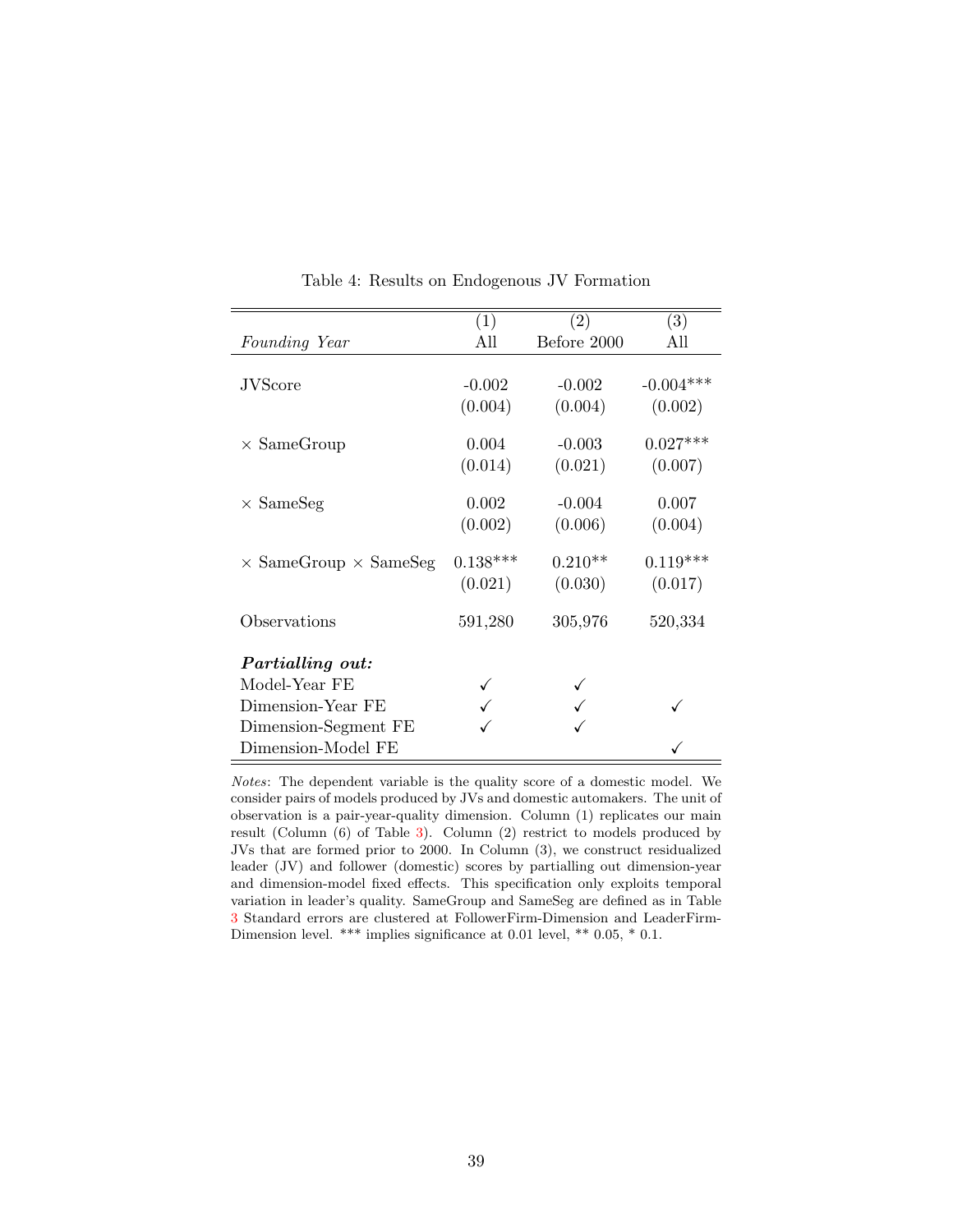Table 4: Results on Endogenous JV Formation

| | (1) | (2) | (3) |
|---|---|---|---|
| *Founding Year* | All | Before 2000 | All |
| JVScore | -0.002 | -0.002 | -0.004*** |
| | (0.004) | (0.004) | (0.002) |
| × SameGroup | 0.004 | -0.003 | 0.027*** |
| | (0.014) | (0.021) | (0.007) |
| × SameSeg | 0.002 | -0.004 | 0.007 |
| | (0.002) | (0.006) | (0.004) |
| × SameGroup × SameSeg | 0.138*** | 0.210** | 0.119*** |
| | (0.021) | (0.030) | (0.017) |
| Observations | 591,280 | 305,976 | 520,334 |
| ***Partialling out:*** | | | |
| Model-Year FE | ✓ | ✓ | |
| Dimension-Year FE | ✓ | ✓ | ✓ |
| Dimension-Segment FE | ✓ | ✓ | |
| Dimension-Model FE | | | ✓ |

*Notes*: The dependent variable is the quality score of a domestic model. We consider pairs of models produced by JVs and domestic automakers. The unit of observation is a pair-year-quality dimension. Column (1) replicates our main result (Column (6) of Table 3). Column (2) restrict to models produced by JVs that are formed prior to 2000. In Column (3), we construct residualized leader (JV) and follower (domestic) scores by partialling out dimension-year and dimension-model fixed effects. This specification only exploits temporal variation in leader's quality. SameGroup and SameSeg are defined as in Table 3 Standard errors are clustered at FollowerFirm-Dimension and LeaderFirm-Dimension level. *** implies significance at 0.01 level, ** 0.05, * 0.1.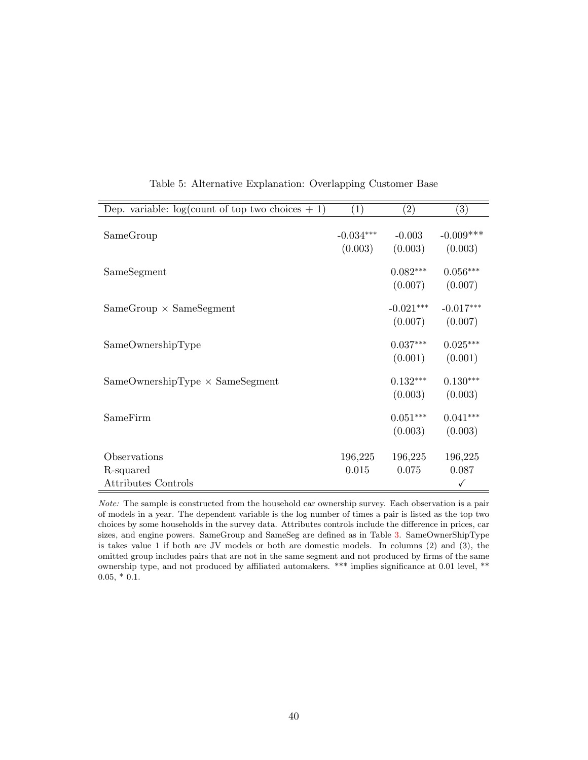Table 5: Alternative Explanation: Overlapping Customer Base

| Dep. variable: log(count of top two choices + 1) | (1) | (2) | (3) |
|---|---|---|---|
| SameGroup | -0.034*** | -0.003 | -0.009*** |
| | (0.003) | (0.003) | (0.003) |
| SameSegment | | 0.082*** | 0.056*** |
| | | (0.007) | (0.007) |
| SameGroup × SameSegment | | -0.021*** | -0.017*** |
| | | (0.007) | (0.007) |
| SameOwnershipType | | 0.037*** | 0.025*** |
| | | (0.001) | (0.001) |
| SameOwnershipType × SameSegment | | 0.132*** | 0.130*** |
| | | (0.003) | (0.003) |
| SameFirm | | 0.051*** | 0.041*** |
| | | (0.003) | (0.003) |
| Observations | 196,225 | 196,225 | 196,225 |
| R-squared | 0.015 | 0.075 | 0.087 |
| Attributes Controls | | | ✓ |

*Note:* The sample is constructed from the household car ownership survey. Each observation is a pair of models in a year. The dependent variable is the log number of times a pair is listed as the top two choices by some households in the survey data. Attributes controls include the difference in prices, car sizes, and engine powers. SameGroup and SameSeg are defined as in Table 3. SameOwnerShipType is takes value 1 if both are JV models or both are domestic models. In columns (2) and (3), the omitted group includes pairs that are not in the same segment and not produced by firms of the same ownership type, and not produced by affiliated automakers. *** implies significance at 0.01 level, ** 0.05, * 0.1.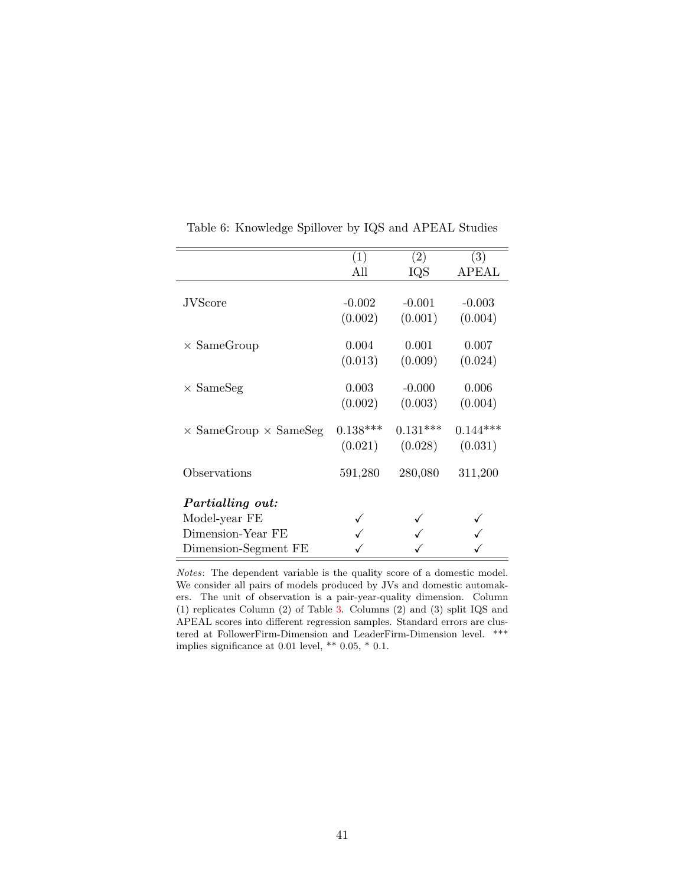Table 6: Knowledge Spillover by IQS and APEAL Studies

| | (1) All | (2) IQS | (3) APEAL |
|---|---|---|---|
| JVScore | -0.002 | -0.001 | -0.003 |
| | (0.002) | (0.001) | (0.004) |
| × SameGroup | 0.004 | 0.001 | 0.007 |
| | (0.013) | (0.009) | (0.024) |
| × SameSeg | 0.003 | -0.000 | 0.006 |
| | (0.002) | (0.003) | (0.004) |
| × SameGroup × SameSeg | 0.138*** | 0.131*** | 0.144*** |
| | (0.021) | (0.028) | (0.031) |
| Observations | 591,280 | 280,080 | 311,200 |
| ***Partialling out:*** | | | |
| Model-year FE | ✓ | ✓ | ✓ |
| Dimension-Year FE | ✓ | ✓ | ✓ |
| Dimension-Segment FE | ✓ | ✓ | ✓ |

*Notes*: The dependent variable is the quality score of a domestic model. We consider all pairs of models produced by JVs and domestic automakers. The unit of observation is a pair-year-quality dimension. Column (1) replicates Column (2) of Table 3. Columns (2) and (3) split IQS and APEAL scores into different regression samples. Standard errors are clustered at FollowerFirm-Dimension and LeaderFirm-Dimension level. *** implies significance at 0.01 level, ** 0.05, * 0.1.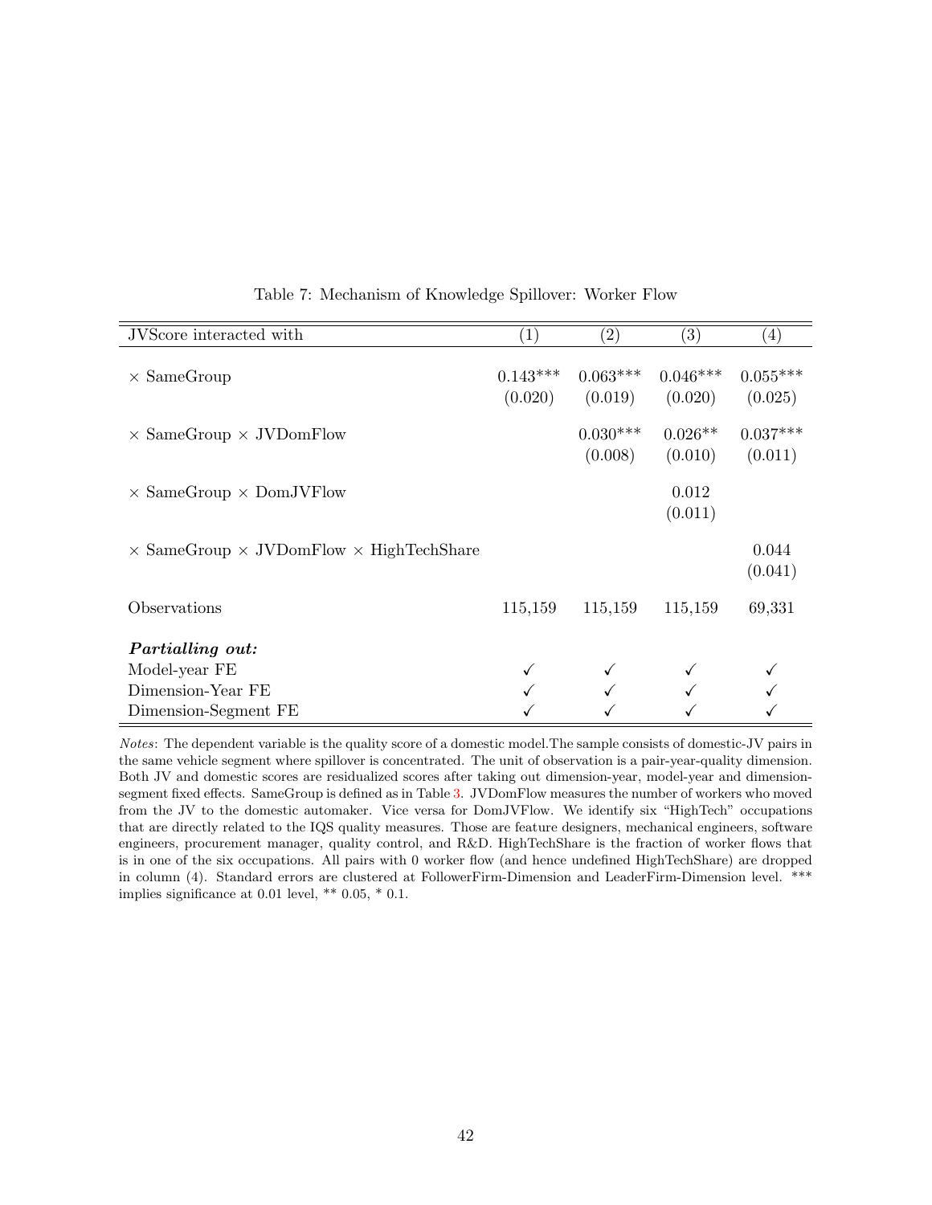Table 7: Mechanism of Knowledge Spillover: Worker Flow

| JVScore interacted with | (1) | (2) | (3) | (4) |
|---|---|---|---|---|
| × SameGroup | 0.143*** | 0.063*** | 0.046*** | 0.055*** |
| | (0.020) | (0.019) | (0.020) | (0.025) |
| × SameGroup × JVDomFlow | | 0.030*** | 0.026** | 0.037*** |
| | | (0.008) | (0.010) | (0.011) |
| × SameGroup × DomJVFlow | | | 0.012 | |
| | | | (0.011) | |
| × SameGroup × JVDomFlow × HighTechShare | | | | 0.044 |
| | | | | (0.041) |
| Observations | 115,159 | 115,159 | 115,159 | 69,331 |
| ***Partialling out:*** | | | | |
| Model-year FE | ✓ | ✓ | ✓ | ✓ |
| Dimension-Year FE | ✓ | ✓ | ✓ | ✓ |
| Dimension-Segment FE | ✓ | ✓ | ✓ | ✓ |

*Notes*: The dependent variable is the quality score of a domestic model.The sample consists of domestic-JV pairs in the same vehicle segment where spillover is concentrated. The unit of observation is a pair-year-quality dimension. Both JV and domestic scores are residualized scores after taking out dimension-year, model-year and dimension-segment fixed effects. SameGroup is defined as in Table 3. JVDomFlow measures the number of workers who moved from the JV to the domestic automaker. Vice versa for DomJVFlow. We identify six "HighTech" occupations that are directly related to the IQS quality measures. Those are feature designers, mechanical engineers, software engineers, procurement manager, quality control, and R&D. HighTechShare is the fraction of worker flows that is in one of the six occupations. All pairs with 0 worker flow (and hence undefined HighTechShare) are dropped in column (4). Standard errors are clustered at FollowerFirm-Dimension and LeaderFirm-Dimension level. *** implies significance at 0.01 level, ** 0.05, * 0.1.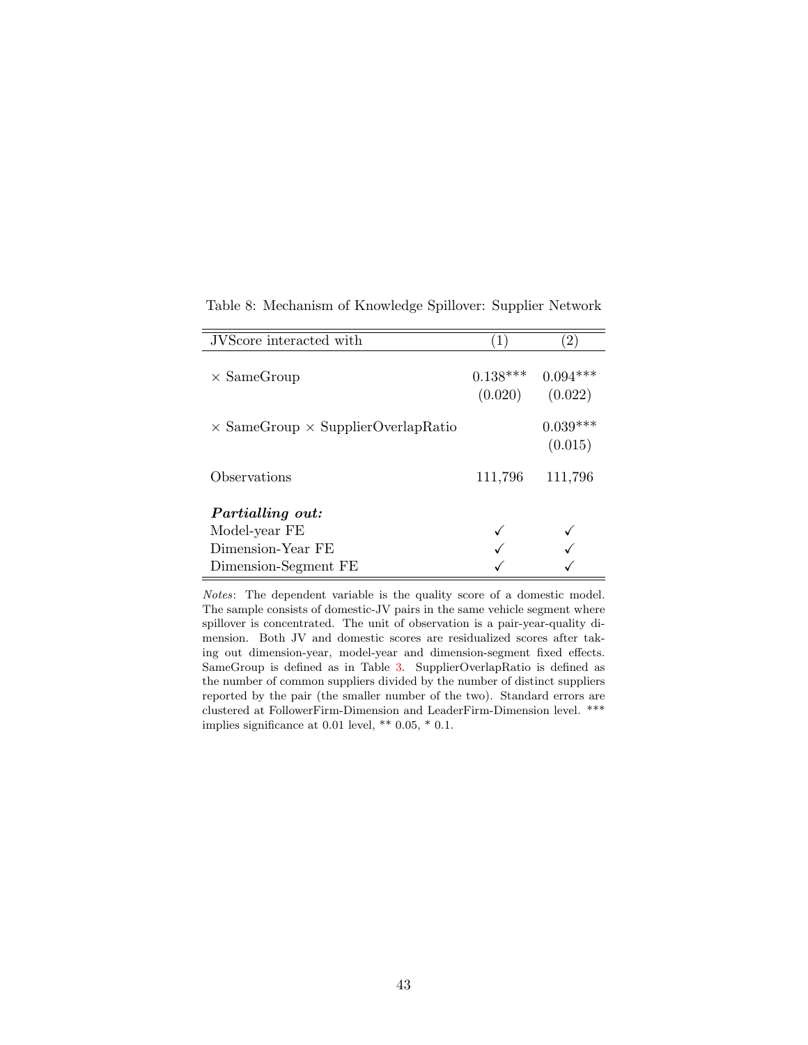Table 8: Mechanism of Knowledge Spillover: Supplier Network

| JVScore interacted with | (1) | (2) |
|---|---|---|
| × SameGroup | 0.138*** | 0.094*** |
| | (0.020) | (0.022) |
| × SameGroup × SupplierOverlapRatio | | 0.039*** |
| | | (0.015) |
| Observations | 111,796 | 111,796 |
| ***Partialling out:*** | | |
| Model-year FE | ✓ | ✓ |
| Dimension-Year FE | ✓ | ✓ |
| Dimension-Segment FE | ✓ | ✓ |

*Notes*: The dependent variable is the quality score of a domestic model. The sample consists of domestic-JV pairs in the same vehicle segment where spillover is concentrated. The unit of observation is a pair-year-quality dimension. Both JV and domestic scores are residualized scores after taking out dimension-year, model-year and dimension-segment fixed effects. SameGroup is defined as in Table 3. SupplierOverlapRatio is defined as the number of common suppliers divided by the number of distinct suppliers reported by the pair (the smaller number of the two). Standard errors are clustered at FollowerFirm-Dimension and LeaderFirm-Dimension level. *** implies significance at 0.01 level, ** 0.05, * 0.1.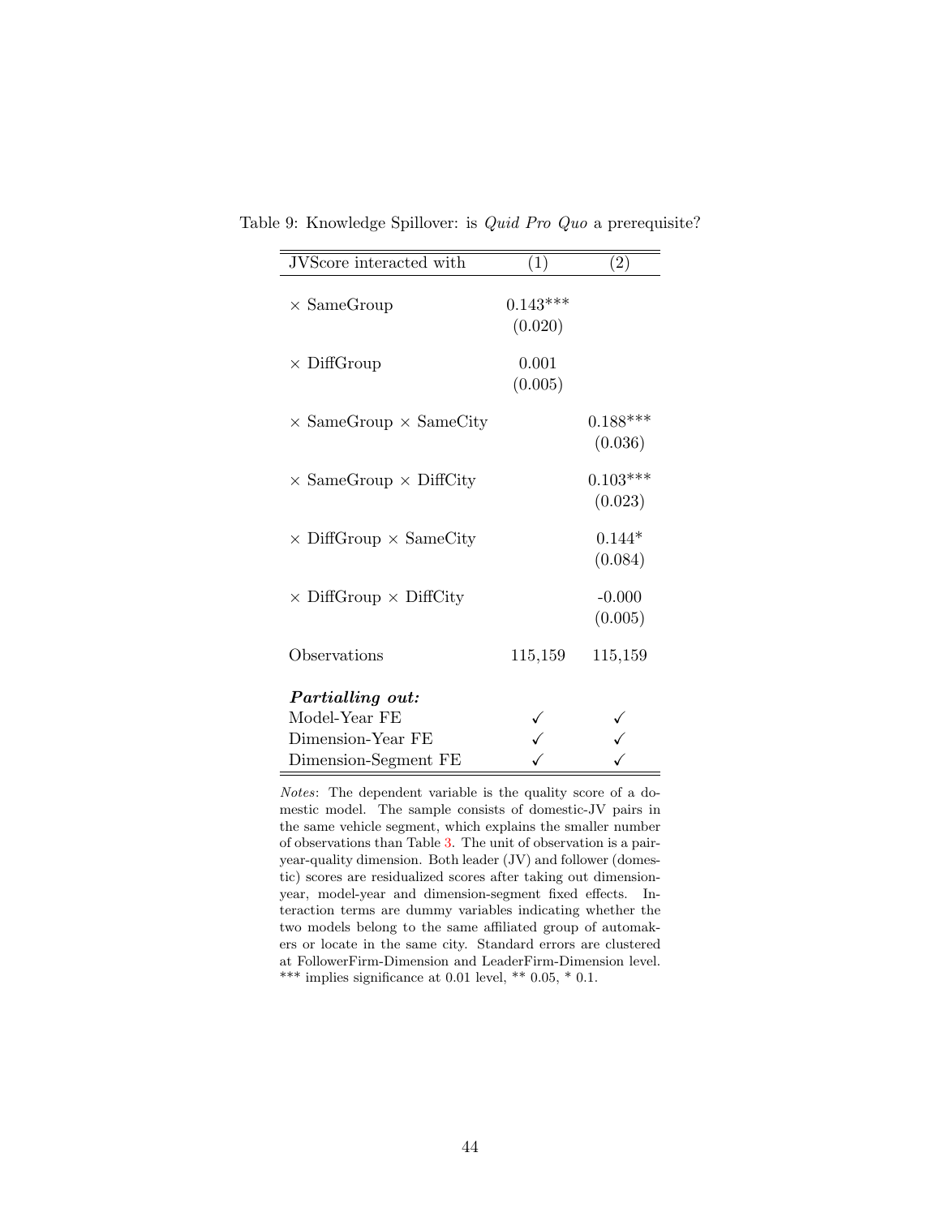Table 9: Knowledge Spillover: is *Quid Pro Quo* a prerequisite?

| JVScore interacted with | (1) | (2) |
|---|---|---|
| × SameGroup | 0.143*** | |
| | (0.020) | |
| × DiffGroup | 0.001 | |
| | (0.005) | |
| × SameGroup × SameCity | | 0.188*** |
| | | (0.036) |
| × SameGroup × DiffCity | | 0.103*** |
| | | (0.023) |
| × DiffGroup × SameCity | | 0.144* |
| | | (0.084) |
| × DiffGroup × DiffCity | | -0.000 |
| | | (0.005) |
| Observations | 115,159 | 115,159 |
| ***Partialling out:*** | | |
| Model-Year FE | ✓ | ✓ |
| Dimension-Year FE | ✓ | ✓ |
| Dimension-Segment FE | ✓ | ✓ |

*Notes*: The dependent variable is the quality score of a domestic model. The sample consists of domestic-JV pairs in the same vehicle segment, which explains the smaller number of observations than Table 3. The unit of observation is a pair-year-quality dimension. Both leader (JV) and follower (domestic) scores are residualized scores after taking out dimension-year, model-year and dimension-segment fixed effects. Interaction terms are dummy variables indicating whether the two models belong to the same affiliated group of automakers or locate in the same city. Standard errors are clustered at FollowerFirm-Dimension and LeaderFirm-Dimension level. *** implies significance at 0.01 level, ** 0.05, * 0.1.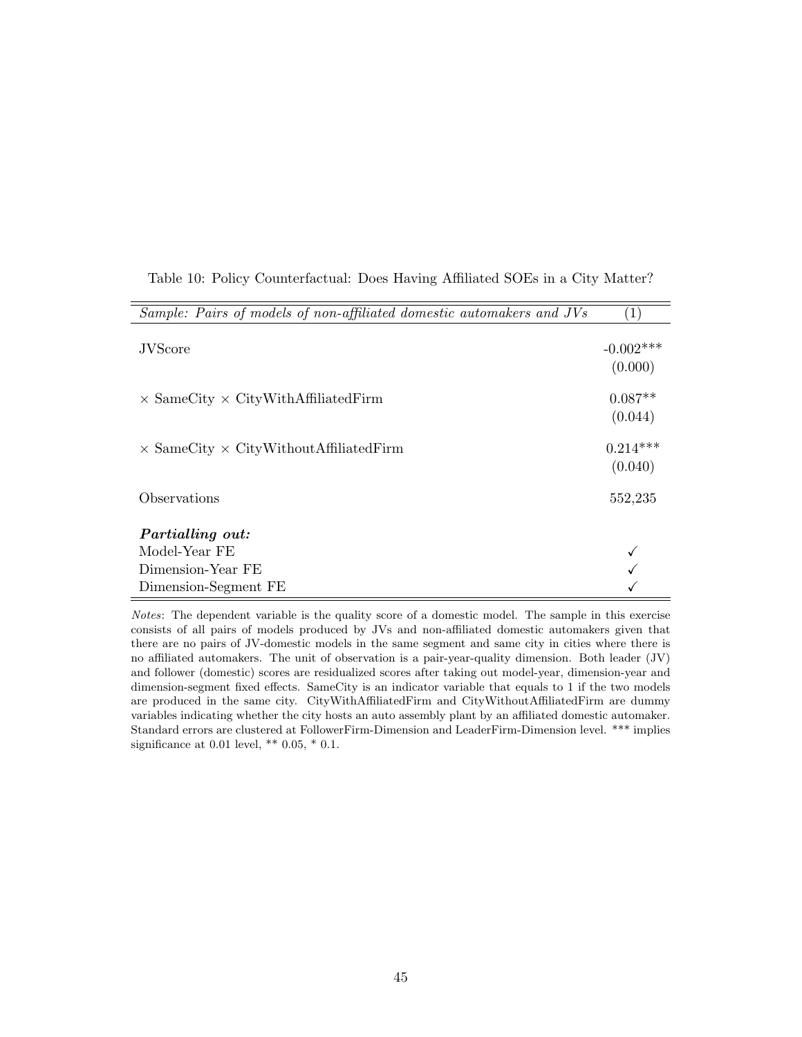Table 10: Policy Counterfactual: Does Having Affiliated SOEs in a City Matter?

| *Sample: Pairs of models of non-affiliated domestic automakers and JVs* | (1) |
|---|---|
| JVScore | -0.002*** |
| | (0.000) |
| × SameCity × CityWithAffiliatedFirm | 0.087** |
| | (0.044) |
| × SameCity × CityWithoutAffiliatedFirm | 0.214*** |
| | (0.040) |
| Observations | 552,235 |
| ***Partialling out:*** | |
| Model-Year FE | ✓ |
| Dimension-Year FE | ✓ |
| Dimension-Segment FE | ✓ |

*Notes*: The dependent variable is the quality score of a domestic model. The sample in this exercise consists of all pairs of models produced by JVs and non-affiliated domestic automakers given that there are no pairs of JV-domestic models in the same segment and same city in cities where there is no affiliated automakers. The unit of observation is a pair-year-quality dimension. Both leader (JV) and follower (domestic) scores are residualized scores after taking out model-year, dimension-year and dimension-segment fixed effects. SameCity is an indicator variable that equals to 1 if the two models are produced in the same city. CityWithAffiliatedFirm and CityWithoutAffiliatedFirm are dummy variables indicating whether the city hosts an auto assembly plant by an affiliated domestic automaker. Standard errors are clustered at FollowerFirm-Dimension and LeaderFirm-Dimension level. *** implies significance at 0.01 level, ** 0.05, * 0.1.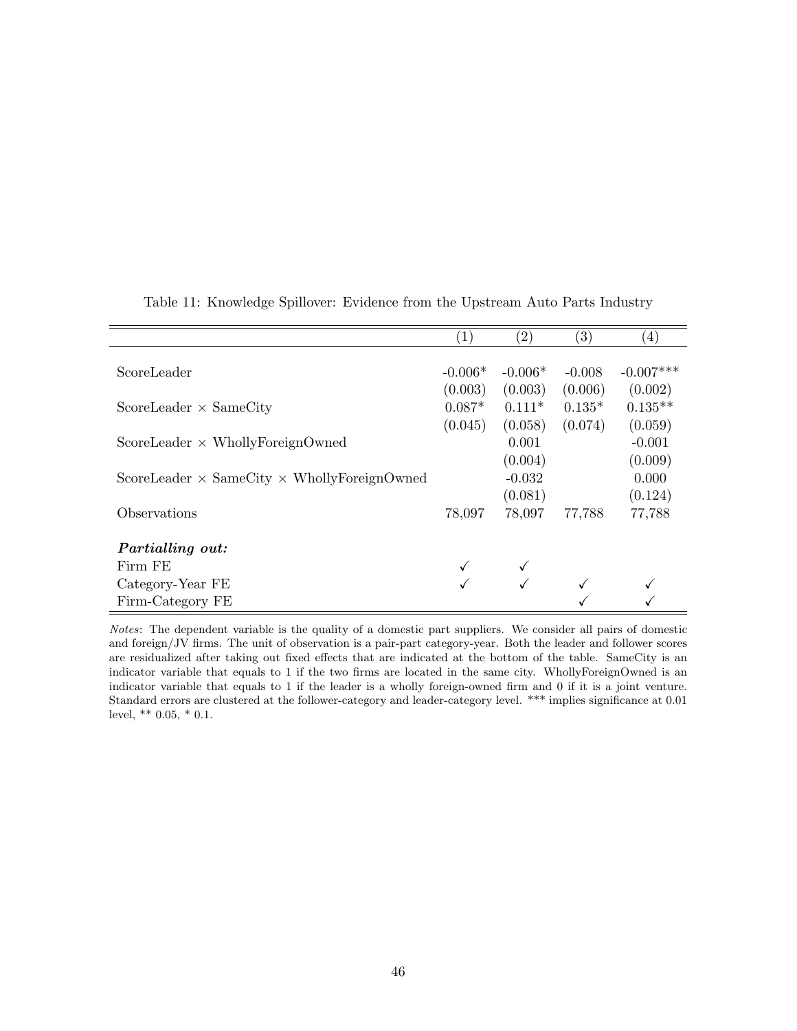Table 11: Knowledge Spillover: Evidence from the Upstream Auto Parts Industry

| | (1) | (2) | (3) | (4) |
|---|---|---|---|---|
| ScoreLeader | -0.006* | -0.006* | -0.008 | -0.007*** |
| | (0.003) | (0.003) | (0.006) | (0.002) |
| ScoreLeader × SameCity | 0.087* | 0.111* | 0.135* | 0.135** |
| | (0.045) | (0.058) | (0.074) | (0.059) |
| ScoreLeader × WhollyForeignOwned | | 0.001 | | -0.001 |
| | | (0.004) | | (0.009) |
| ScoreLeader × SameCity × WhollyForeignOwned | | -0.032 | | 0.000 |
| | | (0.081) | | (0.124) |
| Observations | 78,097 | 78,097 | 77,788 | 77,788 |
| ***Partialling out:*** | | | | |
| Firm FE | ✓ | ✓ | | |
| Category-Year FE | ✓ | ✓ | ✓ | ✓ |
| Firm-Category FE | | | ✓ | ✓ |

*Notes*: The dependent variable is the quality of a domestic part suppliers. We consider all pairs of domestic and foreign/JV firms. The unit of observation is a pair-part category-year. Both the leader and follower scores are residualized after taking out fixed effects that are indicated at the bottom of the table. SameCity is an indicator variable that equals to 1 if the two firms are located in the same city. WhollyForeignOwned is an indicator variable that equals to 1 if the leader is a wholly foreign-owned firm and 0 if it is a joint venture. Standard errors are clustered at the follower-category and leader-category level. *** implies significance at 0.01 level, ** 0.05, * 0.1.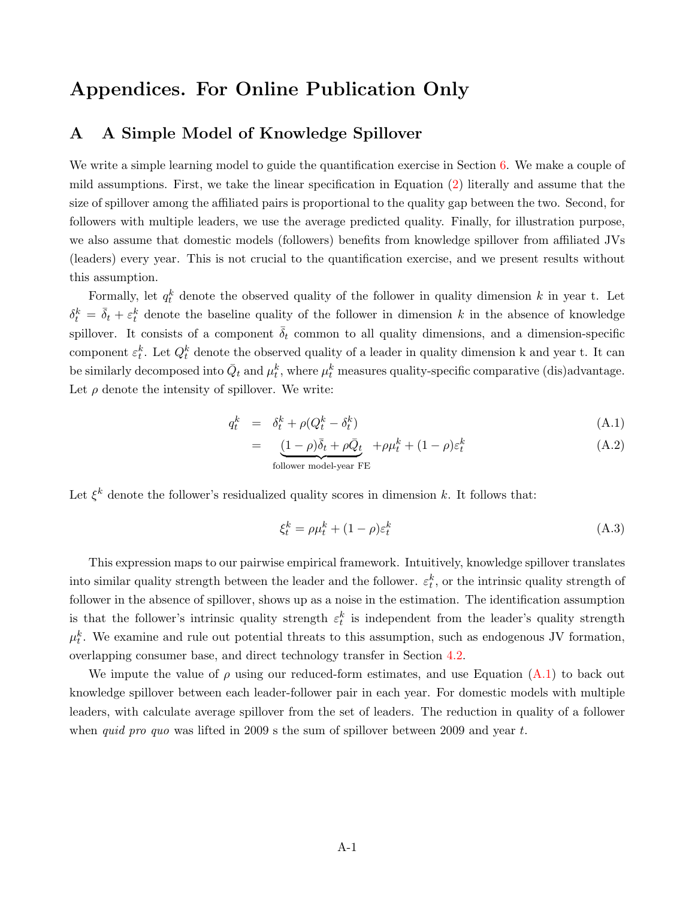# Appendices. For Online Publication Only

## A A Simple Model of Knowledge Spillover

We write a simple learning model to guide the quantification exercise in Section 6. We make a couple of mild assumptions. First, we take the linear specification in Equation (2) literally and assume that the size of spillover among the affiliated pairs is proportional to the quality gap between the two. Second, for followers with multiple leaders, we use the average predicted quality. Finally, for illustration purpose, we also assume that domestic models (followers) benefits from knowledge spillover from affiliated JVs (leaders) every year. This is not crucial to the quantification exercise, and we present results without this assumption.

Formally, let $q_t^k$ denote the observed quality of the follower in quality dimension $k$ in year t. Let $\delta_t^k = \bar{\delta}_t + \varepsilon_t^k$ denote the baseline quality of the follower in dimension $k$ in the absence of knowledge spillover. It consists of a component $\bar{\delta}_t$ common to all quality dimensions, and a dimension-specific component $\varepsilon_t^k$. Let $Q_t^k$ denote the observed quality of a leader in quality dimension k and year t. It can be similarly decomposed into $\bar{Q}_t$ and $\mu_t^k$, where $\mu_t^k$ measures quality-specific comparative (dis)advantage. Let $\rho$ denote the intensity of spillover. We write:

$$
\begin{aligned}
q_t^k &= \delta_t^k + \rho(Q_t^k - \delta_t^k) && \text{(A.1)} \\
&= \underbrace{(1-\rho)\bar{\delta}_t + \rho\bar{Q}_t}_{\text{follower model-year FE}} + \rho\mu_t^k + (1-\rho)\varepsilon_t^k && \text{(A.2)}
\end{aligned}
$$

Let $\xi^k$ denote the follower's residualized quality scores in dimension $k$. It follows that:

$$
\xi_t^k = \rho\mu_t^k + (1-\rho)\varepsilon_t^k \tag{A.3}
$$

This expression maps to our pairwise empirical framework. Intuitively, knowledge spillover translates into similar quality strength between the leader and the follower. $\varepsilon_t^k$, or the intrinsic quality strength of follower in the absence of spillover, shows up as a noise in the estimation. The identification assumption is that the follower's intrinsic quality strength $\varepsilon_t^k$ is independent from the leader's quality strength $\mu_t^k$. We examine and rule out potential threats to this assumption, such as endogenous JV formation, overlapping consumer base, and direct technology transfer in Section 4.2.

We impute the value of $\rho$ using our reduced-form estimates, and use Equation (A.1) to back out knowledge spillover between each leader-follower pair in each year. For domestic models with multiple leaders, with calculate average spillover from the set of leaders. The reduction in quality of a follower when *quid pro quo* was lifted in 2009 s the sum of spillover between 2009 and year $t$.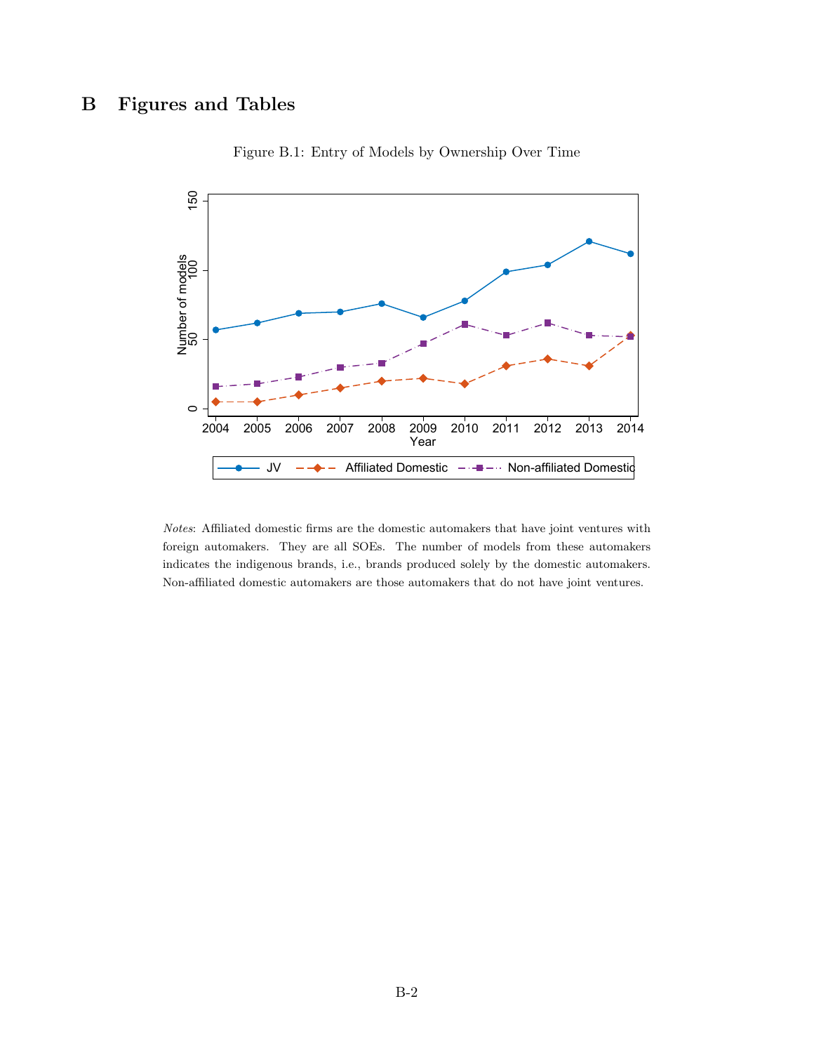# B Figures and Tables

Figure B.1: Entry of Models by Ownership Over Time

*Notes*: Affiliated domestic firms are the domestic automakers that have joint ventures with foreign automakers. They are all SOEs. The number of models from these automakers indicates the indigenous brands, i.e., brands produced solely by the domestic automakers. Non-affiliated domestic automakers are those automakers that do not have joint ventures.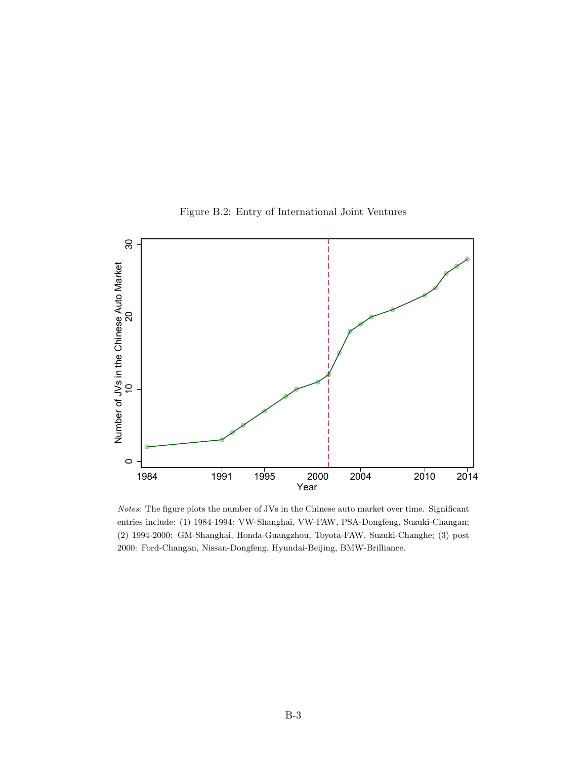Figure B.2: Entry of International Joint Ventures

*Notes*: The figure plots the number of JVs in the Chinese auto market over time. Significant entries include: (1) 1984-1994: VW-Shanghai, VW-FAW, PSA-Dongfeng, Suzuki-Changan; (2) 1994-2000: GM-Shanghai, Honda-Guangzhou, Toyota-FAW, Suzuki-Changhe; (3) post 2000: Ford-Changan, Nissan-Dongfeng, Hyundai-Beijing, BMW-Brilliance.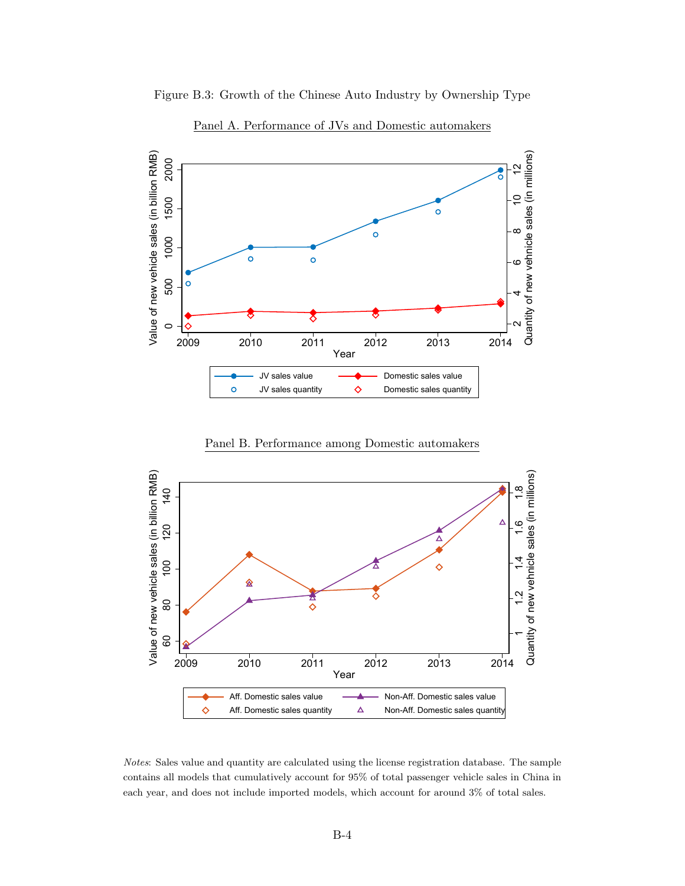Figure B.3: Growth of the Chinese Auto Industry by Ownership Type

Panel A. Performance of JVs and Domestic automakers

Panel B. Performance among Domestic automakers

*Notes*: Sales value and quantity are calculated using the license registration database. The sample contains all models that cumulatively account for 95% of total passenger vehicle sales in China in each year, and does not include imported models, which account for around 3% of total sales.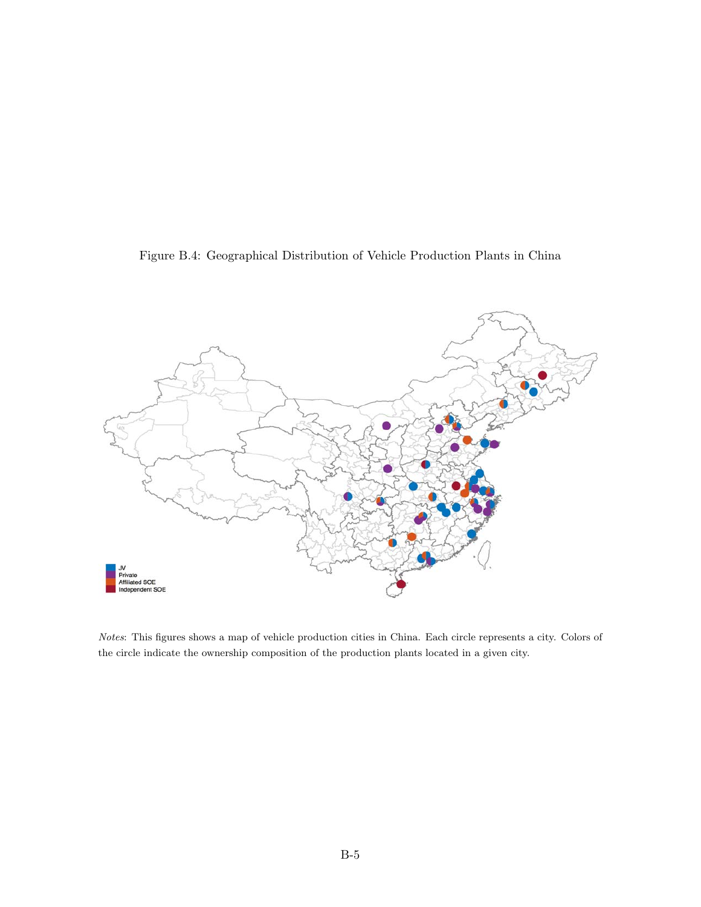Figure B.4: Geographical Distribution of Vehicle Production Plants in China

JV
Private
Affiliated SOE
Independent SOE

*Notes*: This figures shows a map of vehicle production cities in China. Each circle represents a city. Colors of the circle indicate the ownership composition of the production plants located in a given city.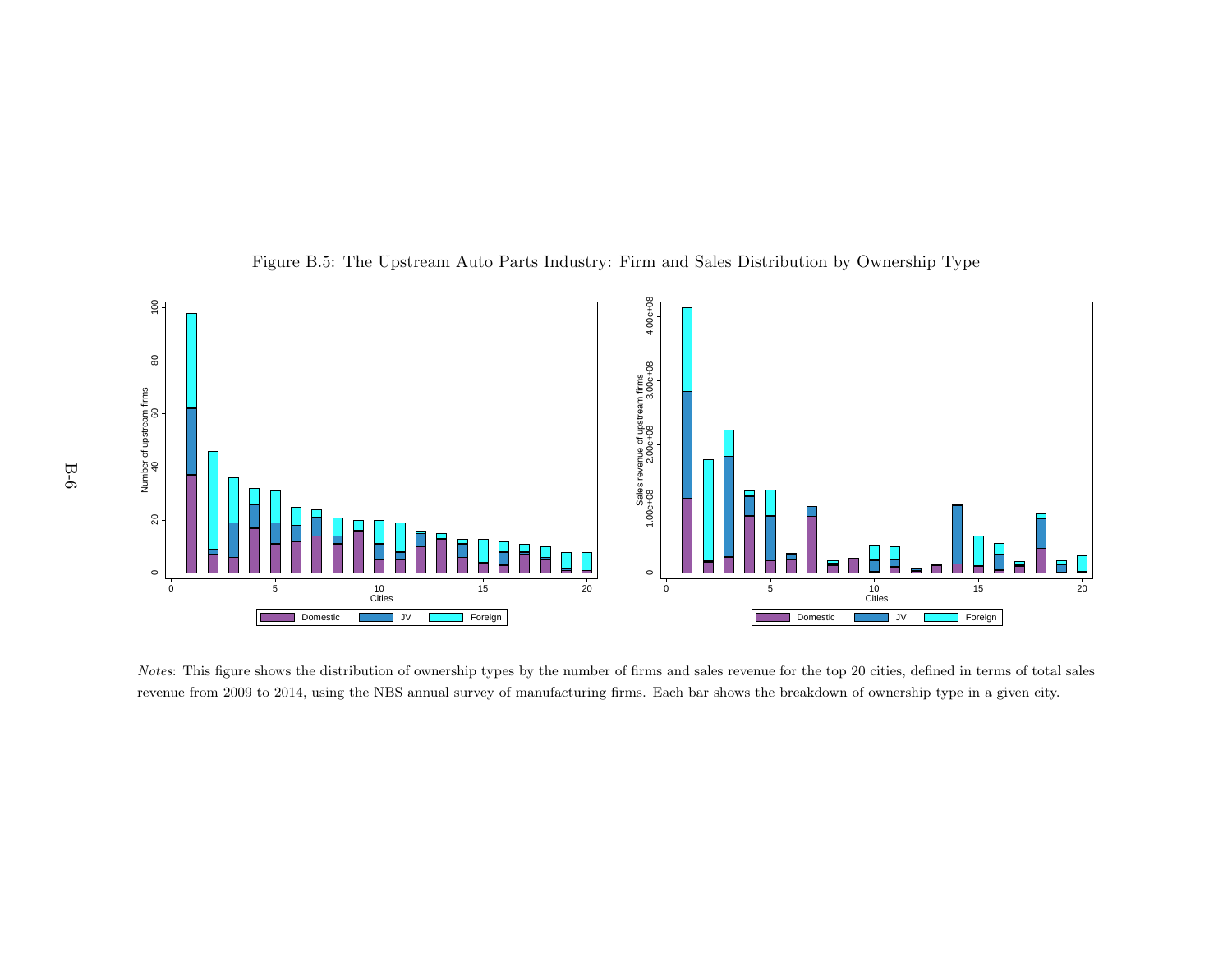Figure B.5: The Upstream Auto Parts Industry: Firm and Sales Distribution by Ownership Type

*Notes*: This figure shows the distribution of ownership types by the number of firms and sales revenue for the top 20 cities, defined in terms of total sales revenue from 2009 to 2014, using the NBS annual survey of manufacturing firms. Each bar shows the breakdown of ownership type in a given city.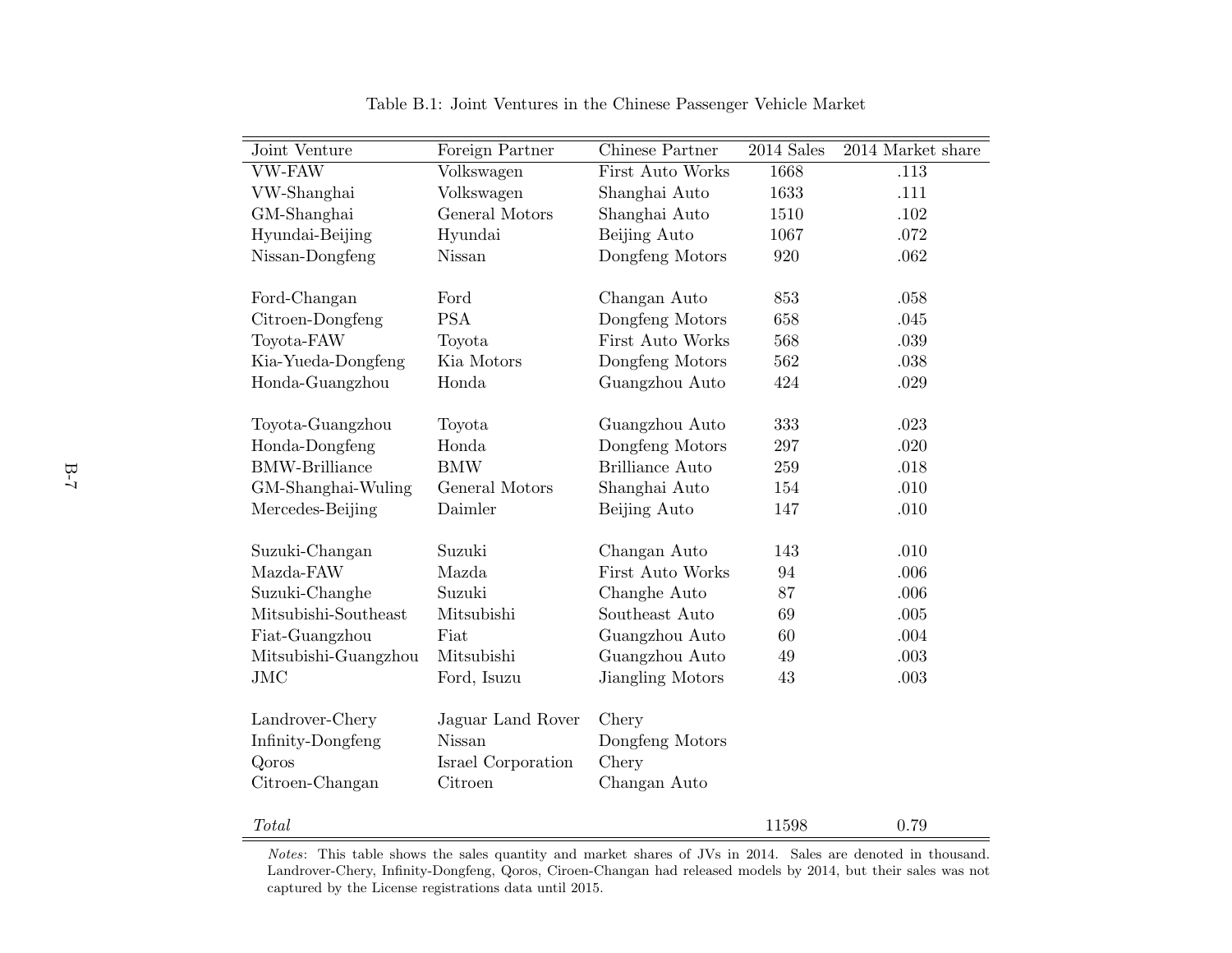Table B.1: Joint Ventures in the Chinese Passenger Vehicle Market

| Joint Venture | Foreign Partner | Chinese Partner | 2014 Sales | 2014 Market share |
|---|---|---|---|---|
| VW-FAW | Volkswagen | First Auto Works | 1668 | .113 |
| VW-Shanghai | Volkswagen | Shanghai Auto | 1633 | .111 |
| GM-Shanghai | General Motors | Shanghai Auto | 1510 | .102 |
| Hyundai-Beijing | Hyundai | Beijing Auto | 1067 | .072 |
| Nissan-Dongfeng | Nissan | Dongfeng Motors | 920 | .062 |
| Ford-Changan | Ford | Changan Auto | 853 | .058 |
| Citroen-Dongfeng | PSA | Dongfeng Motors | 658 | .045 |
| Toyota-FAW | Toyota | First Auto Works | 568 | .039 |
| Kia-Yueda-Dongfeng | Kia Motors | Dongfeng Motors | 562 | .038 |
| Honda-Guangzhou | Honda | Guangzhou Auto | 424 | .029 |
| Toyota-Guangzhou | Toyota | Guangzhou Auto | 333 | .023 |
| Honda-Dongfeng | Honda | Dongfeng Motors | 297 | .020 |
| BMW-Brilliance | BMW | Brilliance Auto | 259 | .018 |
| GM-Shanghai-Wuling | General Motors | Shanghai Auto | 154 | .010 |
| Mercedes-Beijing | Daimler | Beijing Auto | 147 | .010 |
| Suzuki-Changan | Suzuki | Changan Auto | 143 | .010 |
| Mazda-FAW | Mazda | First Auto Works | 94 | .006 |
| Suzuki-Changhe | Suzuki | Changhe Auto | 87 | .006 |
| Mitsubishi-Southeast | Mitsubishi | Southeast Auto | 69 | .005 |
| Fiat-Guangzhou | Fiat | Guangzhou Auto | 60 | .004 |
| Mitsubishi-Guangzhou | Mitsubishi | Guangzhou Auto | 49 | .003 |
| JMC | Ford, Isuzu | Jiangling Motors | 43 | .003 |
| Landrover-Chery | Jaguar Land Rover | Chery | | |
| Infinity-Dongfeng | Nissan | Dongfeng Motors | | |
| Qoros | Israel Corporation | Chery | | |
| Citroen-Changan | Citroen | Changan Auto | | |
| *Total* | | | 11598 | 0.79 |

*Notes*: This table shows the sales quantity and market shares of JVs in 2014. Sales are denoted in thousand. Landrover-Chery, Infinity-Dongfeng, Qoros, Ciroen-Changan had released models by 2014, but their sales was not captured by the License registrations data until 2015.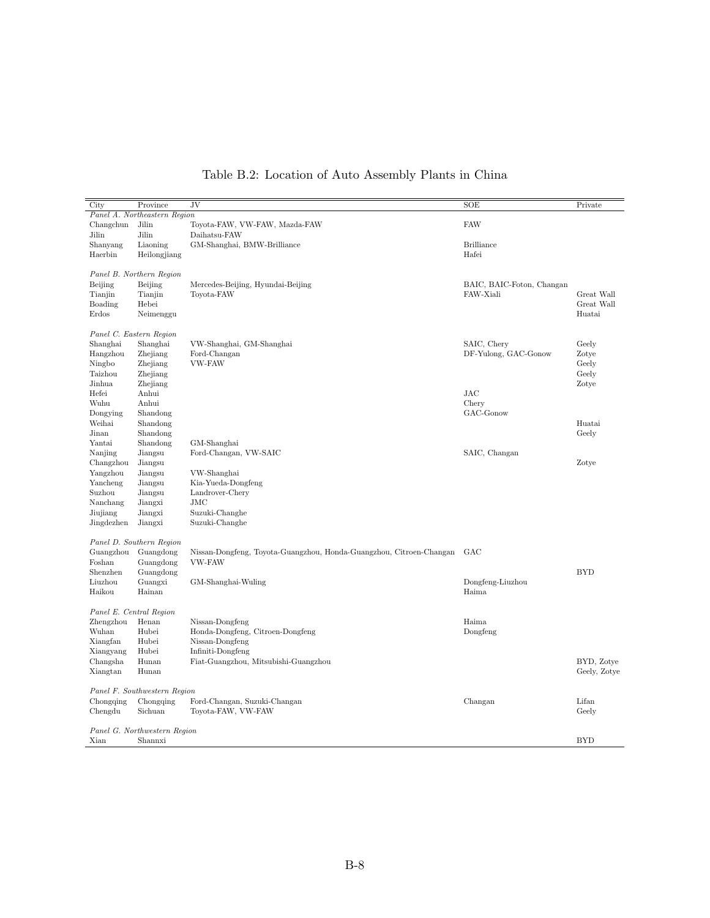# Table B.2: Location of Auto Assembly Plants in China

| City | Province | JV | SOE | Private |
|---|---|---|---|---|
| *Panel A. Northeastern Region* | | | | |
| Changchun | Jilin | Toyota-FAW, VW-FAW, Mazda-FAW | FAW | |
| Jilin | Jilin | Daihatsu-FAW | | |
| Shanyang | Liaoning | GM-Shanghai, BMW-Brilliance | Brilliance | |
| Haerbin | Heilongjiang | | Hafei | |
| *Panel B. Northern Region* | | | | |
| Beijing | Beijing | Mercedes-Beijing, Hyundai-Beijing | BAIC, BAIC-Foton, Changan | |
| Tianjin | Tianjin | Toyota-FAW | FAW-Xiali | Great Wall |
| Boading | Hebei | | | Great Wall |
| Erdos | Neimenggu | | | Huatai |
| *Panel C. Eastern Region* | | | | |
| Shanghai | Shanghai | VW-Shanghai, GM-Shanghai | SAIC, Chery | Geely |
| Hangzhou | Zhejiang | Ford-Changan | DF-Yulong, GAC-Gonow | Zotye |
| Ningbo | Zhejiang | VW-FAW | | Geely |
| Taizhou | Zhejiang | | | Geely |
| Jinhua | Zhejiang | | | Zotye |
| Hefei | Anhui | | JAC | |
| Wuhu | Anhui | | Chery | |
| Dongying | Shandong | | GAC-Gonow | |
| Weihai | Shandong | | | Huatai |
| Jinan | Shandong | | | Geely |
| Yantai | Shandong | GM-Shanghai | | |
| Nanjing | Jiangsu | Ford-Changan, VW-SAIC | SAIC, Changan | |
| Changzhou | Jiangsu | | | Zotye |
| Yangzhou | Jiangsu | VW-Shanghai | | |
| Yancheng | Jiangsu | Kia-Yueda-Dongfeng | | |
| Suzhou | Jiangsu | Landrover-Chery | | |
| Nanchang | Jiangxi | JMC | | |
| Jiujiang | Jiangxi | Suzuki-Changhe | | |
| Jingdezhen | Jiangxi | Suzuki-Changhe | | |
| *Panel D. Southern Region* | | | | |
| Guangzhou | Guangdong | Nissan-Dongfeng, Toyota-Guangzhou, Honda-Guangzhou, Citroen-Changan | GAC | |
| Foshan | Guangdong | VW-FAW | | |
| Shenzhen | Guangdong | | | BYD |
| Liuzhou | Guangxi | GM-Shanghai-Wuling | Dongfeng-Liuzhou | |
| Haikou | Hainan | | Haima | |
| *Panel E. Central Region* | | | | |
| Zhengzhou | Henan | Nissan-Dongfeng | Haima | |
| Wuhan | Hubei | Honda-Dongfeng, Citroen-Dongfeng | Dongfeng | |
| Xiangfan | Hubei | Nissan-Dongfeng | | |
| Xiangyang | Hubei | Infiniti-Dongfeng | | |
| Changsha | Hunan | Fiat-Guangzhou, Mitsubishi-Guangzhou | | BYD, Zotye |
| Xiangtan | Hunan | | | Geely, Zotye |
| *Panel F. Southwestern Region* | | | | |
| Chongqing | Chongqing | Ford-Changan, Suzuki-Changan | Changan | Lifan |
| Chengdu | Sichuan | Toyota-FAW, VW-FAW | | Geely |
| *Panel G. Northwestern Region* | | | | |
| Xian | Shannxi | | | BYD |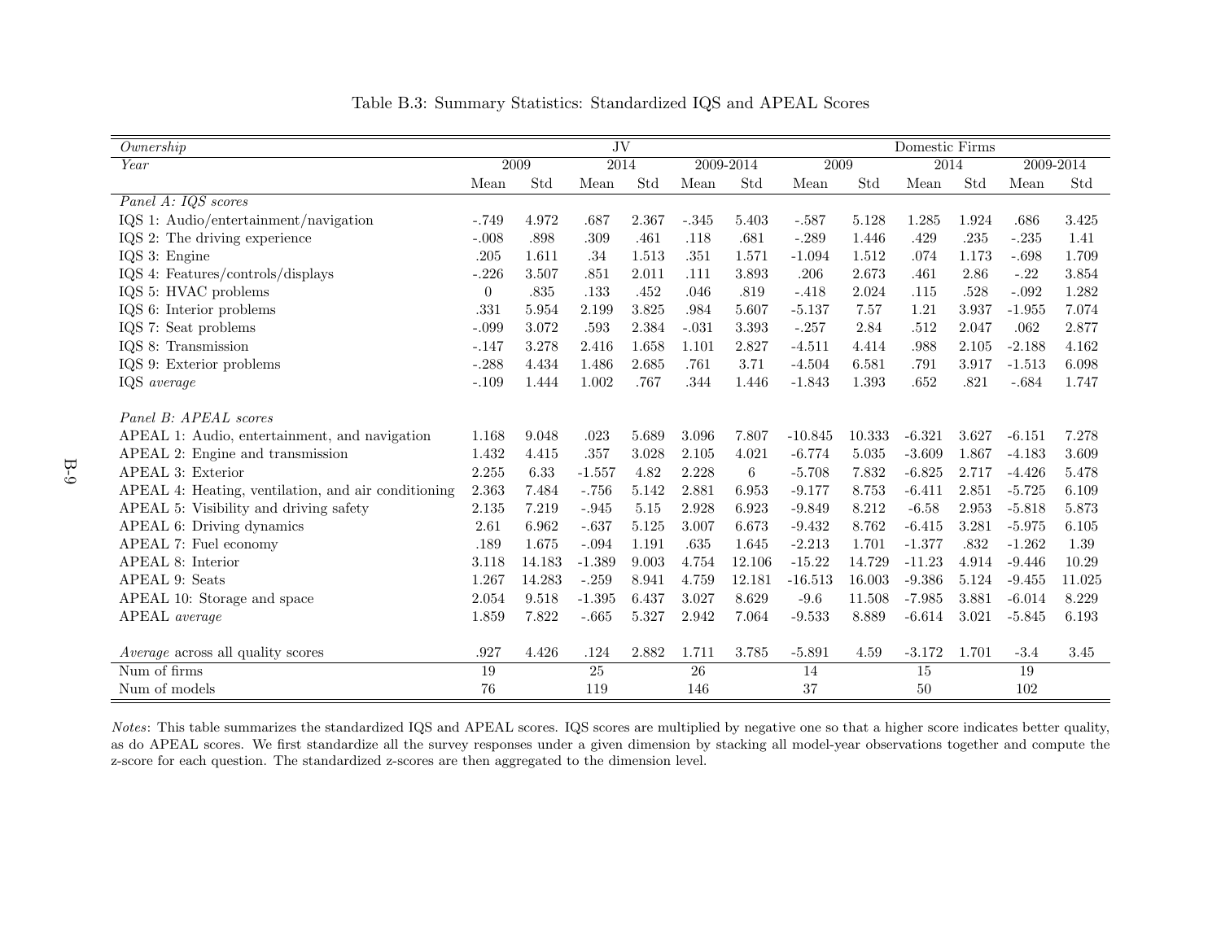Table B.3: Summary Statistics: Standardized IQS and APEAL Scores

| *Ownership* | JV | | | | | | Domestic Firms | | | | | |
|---|---|---|---|---|---|---|---|---|---|---|---|---|
| *Year* | 2009 | | 2014 | | 2009-2014 | | 2009 | | 2014 | | 2009-2014 | |
| | Mean | Std | Mean | Std | Mean | Std | Mean | Std | Mean | Std | Mean | Std |
| *Panel A: IQS scores* | | | | | | | | | | | | |
| IQS 1: Audio/entertainment/navigation | -.749 | 4.972 | .687 | 2.367 | -.345 | 5.403 | -.587 | 5.128 | 1.285 | 1.924 | .686 | 3.425 |
| IQS 2: The driving experience | -.008 | .898 | .309 | .461 | .118 | .681 | -.289 | 1.446 | .429 | .235 | -.235 | 1.41 |
| IQS 3: Engine | .205 | 1.611 | .34 | 1.513 | .351 | 1.571 | -1.094 | 1.512 | .074 | 1.173 | -.698 | 1.709 |
| IQS 4: Features/controls/displays | -.226 | 3.507 | .851 | 2.011 | .111 | 3.893 | .206 | 2.673 | .461 | 2.86 | -.22 | 3.854 |
| IQS 5: HVAC problems | 0 | .835 | .133 | .452 | .046 | .819 | -.418 | 2.024 | .115 | .528 | -.092 | 1.282 |
| IQS 6: Interior problems | .331 | 5.954 | 2.199 | 3.825 | .984 | 5.607 | -5.137 | 7.57 | 1.21 | 3.937 | -1.955 | 7.074 |
| IQS 7: Seat problems | -.099 | 3.072 | .593 | 2.384 | -.031 | 3.393 | -.257 | 2.84 | .512 | 2.047 | .062 | 2.877 |
| IQS 8: Transmission | -.147 | 3.278 | 2.416 | 1.658 | 1.101 | 2.827 | -4.511 | 4.414 | .988 | 2.105 | -2.188 | 4.162 |
| IQS 9: Exterior problems | -.288 | 4.434 | 1.486 | 2.685 | .761 | 3.71 | -4.504 | 6.581 | .791 | 3.917 | -1.513 | 6.098 |
| IQS *average* | -.109 | 1.444 | 1.002 | .767 | .344 | 1.446 | -1.843 | 1.393 | .652 | .821 | -.684 | 1.747 |
| *Panel B: APEAL scores* | | | | | | | | | | | | |
| APEAL 1: Audio, entertainment, and navigation | 1.168 | 9.048 | .023 | 5.689 | 3.096 | 7.807 | -10.845 | 10.333 | -6.321 | 3.627 | -6.151 | 7.278 |
| APEAL 2: Engine and transmission | 1.432 | 4.415 | .357 | 3.028 | 2.105 | 4.021 | -6.774 | 5.035 | -3.609 | 1.867 | -4.183 | 3.609 |
| APEAL 3: Exterior | 2.255 | 6.33 | -1.557 | 4.82 | 2.228 | 6 | -5.708 | 7.832 | -6.825 | 2.717 | -4.426 | 5.478 |
| APEAL 4: Heating, ventilation, and air conditioning | 2.363 | 7.484 | -.756 | 5.142 | 2.881 | 6.953 | -9.177 | 8.753 | -6.411 | 2.851 | -5.725 | 6.109 |
| APEAL 5: Visibility and driving safety | 2.135 | 7.219 | -.945 | 5.15 | 2.928 | 6.923 | -9.849 | 8.212 | -6.58 | 2.953 | -5.818 | 5.873 |
| APEAL 6: Driving dynamics | 2.61 | 6.962 | -.637 | 5.125 | 3.007 | 6.673 | -9.432 | 8.762 | -6.415 | 3.281 | -5.975 | 6.105 |
| APEAL 7: Fuel economy | .189 | 1.675 | -.094 | 1.191 | .635 | 1.645 | -2.213 | 1.701 | -1.377 | .832 | -1.262 | 1.39 |
| APEAL 8: Interior | 3.118 | 14.183 | -1.389 | 9.003 | 4.754 | 12.106 | -15.22 | 14.729 | -11.23 | 4.914 | -9.446 | 10.29 |
| APEAL 9: Seats | 1.267 | 14.283 | -.259 | 8.941 | 4.759 | 12.181 | -16.513 | 16.003 | -9.386 | 5.124 | -9.455 | 11.025 |
| APEAL 10: Storage and space | 2.054 | 9.518 | -1.395 | 6.437 | 3.027 | 8.629 | -9.6 | 11.508 | -7.985 | 3.881 | -6.014 | 8.229 |
| APEAL *average* | 1.859 | 7.822 | -.665 | 5.327 | 2.942 | 7.064 | -9.533 | 8.889 | -6.614 | 3.021 | -5.845 | 6.193 |
| *Average* across all quality scores | .927 | 4.426 | .124 | 2.882 | 1.711 | 3.785 | -5.891 | 4.59 | -3.172 | 1.701 | -3.4 | 3.45 |
| Num of firms | 19 | | 25 | | 26 | | 14 | | 15 | | 19 | |
| Num of models | 76 | | 119 | | 146 | | 37 | | 50 | | 102 | |

*Notes*: This table summarizes the standardized IQS and APEAL scores. IQS scores are multiplied by negative one so that a higher score indicates better quality, as do APEAL scores. We first standardize all the survey responses under a given dimension by stacking all model-year observations together and compute the z-score for each question. The standardized z-scores are then aggregated to the dimension level.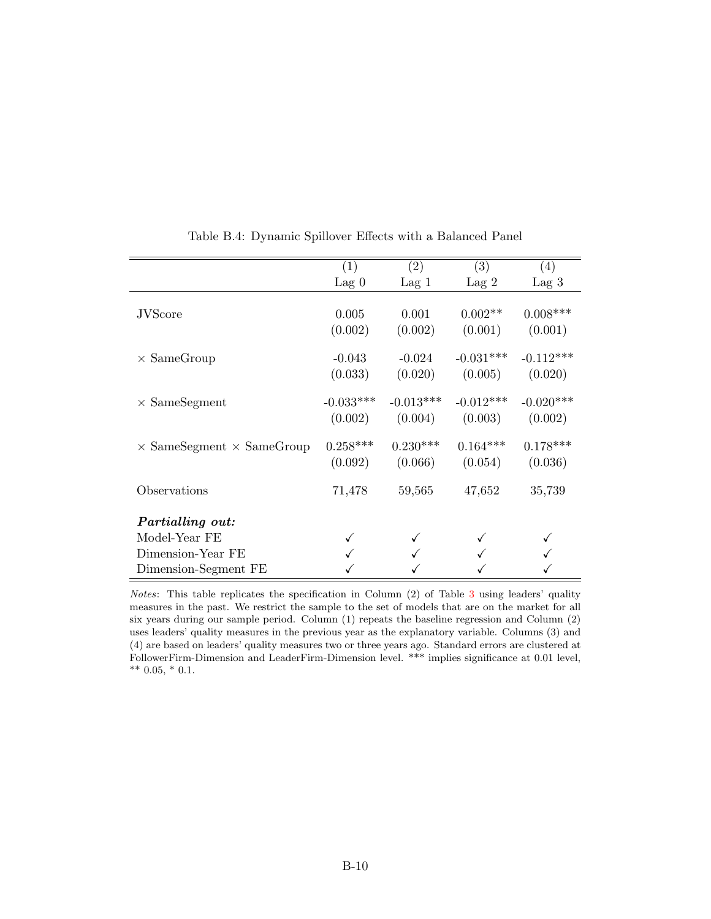Table B.4: Dynamic Spillover Effects with a Balanced Panel

| | (1) | (2) | (3) | (4) |
|---|---|---|---|---|
| | Lag 0 | Lag 1 | Lag 2 | Lag 3 |
| JVScore | 0.005 | 0.001 | 0.002** | 0.008*** |
| | (0.002) | (0.002) | (0.001) | (0.001) |
| × SameGroup | -0.043 | -0.024 | -0.031*** | -0.112*** |
| | (0.033) | (0.020) | (0.005) | (0.020) |
| × SameSegment | -0.033*** | -0.013*** | -0.012*** | -0.020*** |
| | (0.002) | (0.004) | (0.003) | (0.002) |
| × SameSegment × SameGroup | 0.258*** | 0.230*** | 0.164*** | 0.178*** |
| | (0.092) | (0.066) | (0.054) | (0.036) |
| Observations | 71,478 | 59,565 | 47,652 | 35,739 |
| ***Partialling out:*** | | | | |
| Model-Year FE | ✓ | ✓ | ✓ | ✓ |
| Dimension-Year FE | ✓ | ✓ | ✓ | ✓ |
| Dimension-Segment FE | ✓ | ✓ | ✓ | ✓ |

*Notes*: This table replicates the specification in Column (2) of Table 3 using leaders' quality measures in the past. We restrict the sample to the set of models that are on the market for all six years during our sample period. Column (1) repeats the baseline regression and Column (2) uses leaders' quality measures in the previous year as the explanatory variable. Columns (3) and (4) are based on leaders' quality measures two or three years ago. Standard errors are clustered at FollowerFirm-Dimension and LeaderFirm-Dimension level. *** implies significance at 0.01 level, ** 0.05, * 0.1.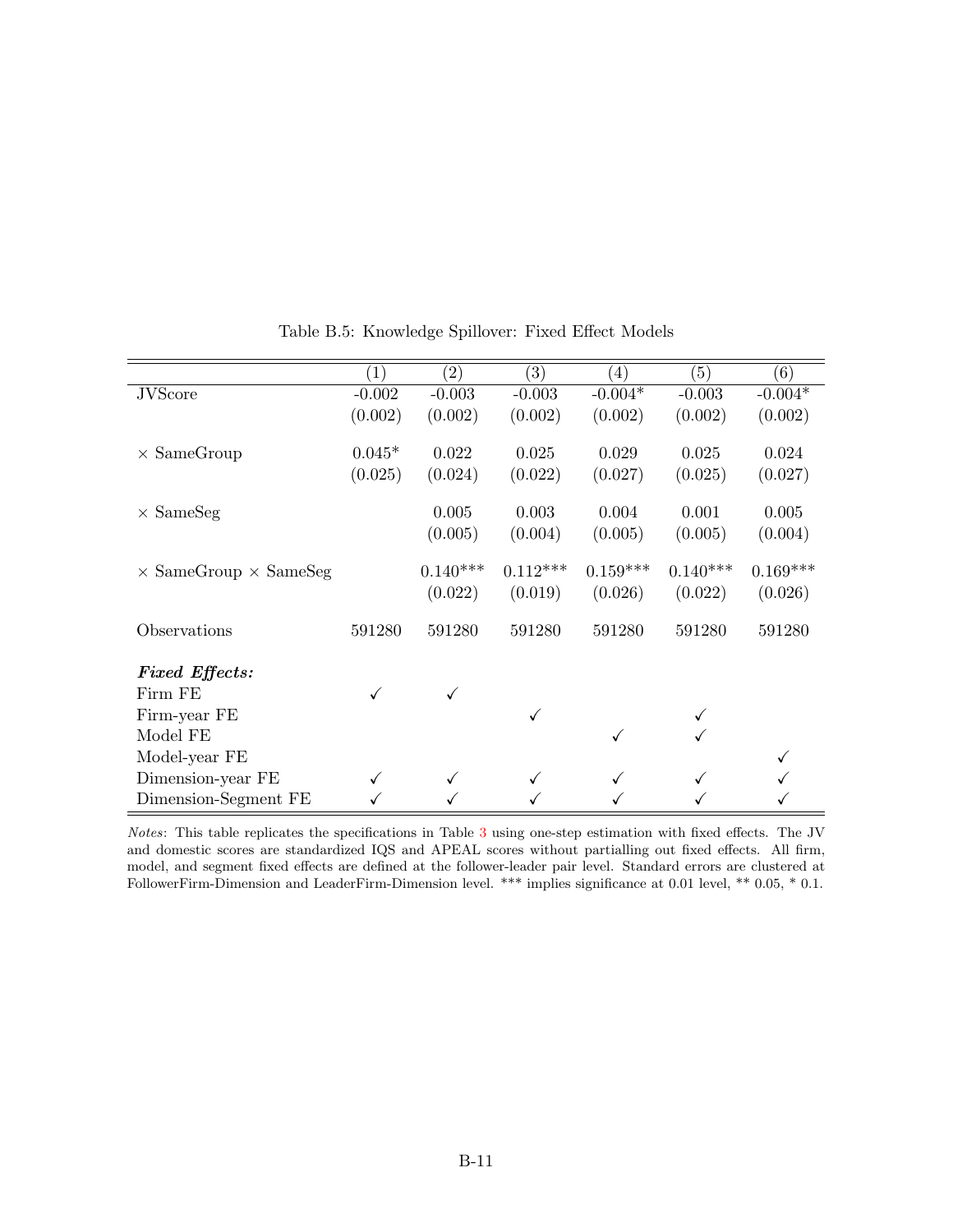Table B.5: Knowledge Spillover: Fixed Effect Models

| | (1) | (2) | (3) | (4) | (5) | (6) |
|---|---|---|---|---|---|---|
| JVScore | -0.002 | -0.003 | -0.003 | -0.004* | -0.003 | -0.004* |
| | (0.002) | (0.002) | (0.002) | (0.002) | (0.002) | (0.002) |
| × SameGroup | 0.045* | 0.022 | 0.025 | 0.029 | 0.025 | 0.024 |
| | (0.025) | (0.024) | (0.022) | (0.027) | (0.025) | (0.027) |
| × SameSeg | | 0.005 | 0.003 | 0.004 | 0.001 | 0.005 |
| | | (0.005) | (0.004) | (0.005) | (0.005) | (0.004) |
| × SameGroup × SameSeg | | 0.140*** | 0.112*** | 0.159*** | 0.140*** | 0.169*** |
| | | (0.022) | (0.019) | (0.026) | (0.022) | (0.026) |
| Observations | 591280 | 591280 | 591280 | 591280 | 591280 | 591280 |
| ***Fixed Effects:*** | | | | | | |
| Firm FE | ✓ | ✓ | | | | |
| Firm-year FE | | | ✓ | | ✓ | |
| Model FE | | | | ✓ | ✓ | |
| Model-year FE | | | | | | ✓ |
| Dimension-year FE | ✓ | ✓ | ✓ | ✓ | ✓ | ✓ |
| Dimension-Segment FE | ✓ | ✓ | ✓ | ✓ | ✓ | ✓ |

*Notes*: This table replicates the specifications in Table 3 using one-step estimation with fixed effects. The JV and domestic scores are standardized IQS and APEAL scores without partialling out fixed effects. All firm, model, and segment fixed effects are defined at the follower-leader pair level. Standard errors are clustered at FollowerFirm-Dimension and LeaderFirm-Dimension level. *** implies significance at 0.01 level, ** 0.05, * 0.1.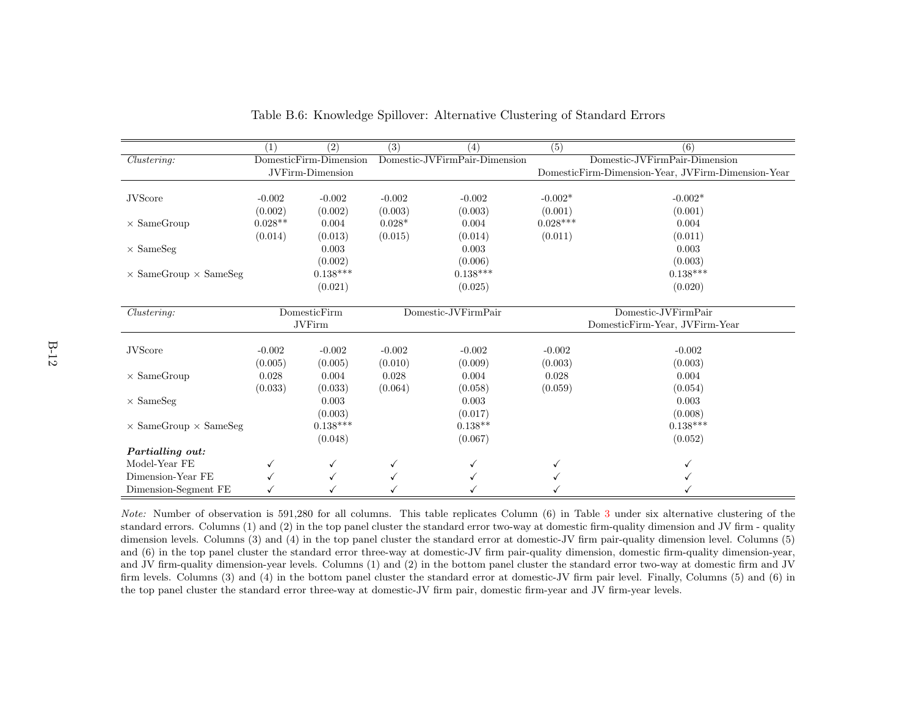Table B.6: Knowledge Spillover: Alternative Clustering of Standard Errors

| | (1) | (2) | (3) | (4) | (5) | (6) |
|---|---|---|---|---|---|---|
| *Clustering:* | DomesticFirm-Dimension JVFirm-Dimension | | Domestic-JVFirmPair-Dimension | | Domestic-JVFirmPair-Dimension DomesticFirm-Dimension-Year, JVFirm-Dimension-Year | |
| JVScore | -0.002 | -0.002 | -0.002 | -0.002 | -0.002* | -0.002* |
| | (0.002) | (0.002) | (0.003) | (0.003) | (0.001) | (0.001) |
| × SameGroup | 0.028** | 0.004 | 0.028* | 0.004 | 0.028*** | 0.004 |
| | (0.014) | (0.013) | (0.015) | (0.014) | (0.011) | (0.011) |
| × SameSeg | | 0.003 | | 0.003 | | 0.003 |
| | | (0.002) | | (0.006) | | (0.003) |
| × SameGroup × SameSeg | | 0.138*** | | 0.138*** | | 0.138*** |
| | | (0.021) | | (0.025) | | (0.020) |
| *Clustering:* | DomesticFirm JVFirm | | Domestic-JVFirmPair | | Domestic-JVFirmPair DomesticFirm-Year, JVFirm-Year | |
| JVScore | -0.002 | -0.002 | -0.002 | -0.002 | -0.002 | -0.002 |
| | (0.005) | (0.005) | (0.010) | (0.009) | (0.003) | (0.003) |
| × SameGroup | 0.028 | 0.004 | 0.028 | 0.004 | 0.028 | 0.004 |
| | (0.033) | (0.033) | (0.064) | (0.058) | (0.059) | (0.054) |
| × SameSeg | | 0.003 | | 0.003 | | 0.003 |
| | | (0.003) | | (0.017) | | (0.008) |
| × SameGroup × SameSeg | | 0.138*** | | 0.138** | | 0.138*** |
| | | (0.048) | | (0.067) | | (0.052) |
| ***Partialling out:*** | | | | | | |
| Model-Year FE | ✓ | ✓ | ✓ | ✓ | ✓ | ✓ |
| Dimension-Year FE | ✓ | ✓ | ✓ | ✓ | ✓ | ✓ |
| Dimension-Segment FE | ✓ | ✓ | ✓ | ✓ | ✓ | ✓ |

*Note:* Number of observation is 591,280 for all columns. This table replicates Column (6) in Table 3 under six alternative clustering of the standard errors. Columns (1) and (2) in the top panel cluster the standard error two-way at domestic firm-quality dimension and JV firm - quality dimension levels. Columns (3) and (4) in the top panel cluster the standard error at domestic-JV firm pair-quality dimension level. Columns (5) and (6) in the top panel cluster the standard error three-way at domestic-JV firm pair-quality dimension, domestic firm-quality dimension-year, and JV firm-quality dimension-year levels. Columns (1) and (2) in the bottom panel cluster the standard error two-way at domestic firm and JV firm levels. Columns (3) and (4) in the bottom panel cluster the standard error at domestic-JV firm pair level. Finally, Columns (5) and (6) in the top panel cluster the standard error three-way at domestic-JV firm pair, domestic firm-year and JV firm-year levels.